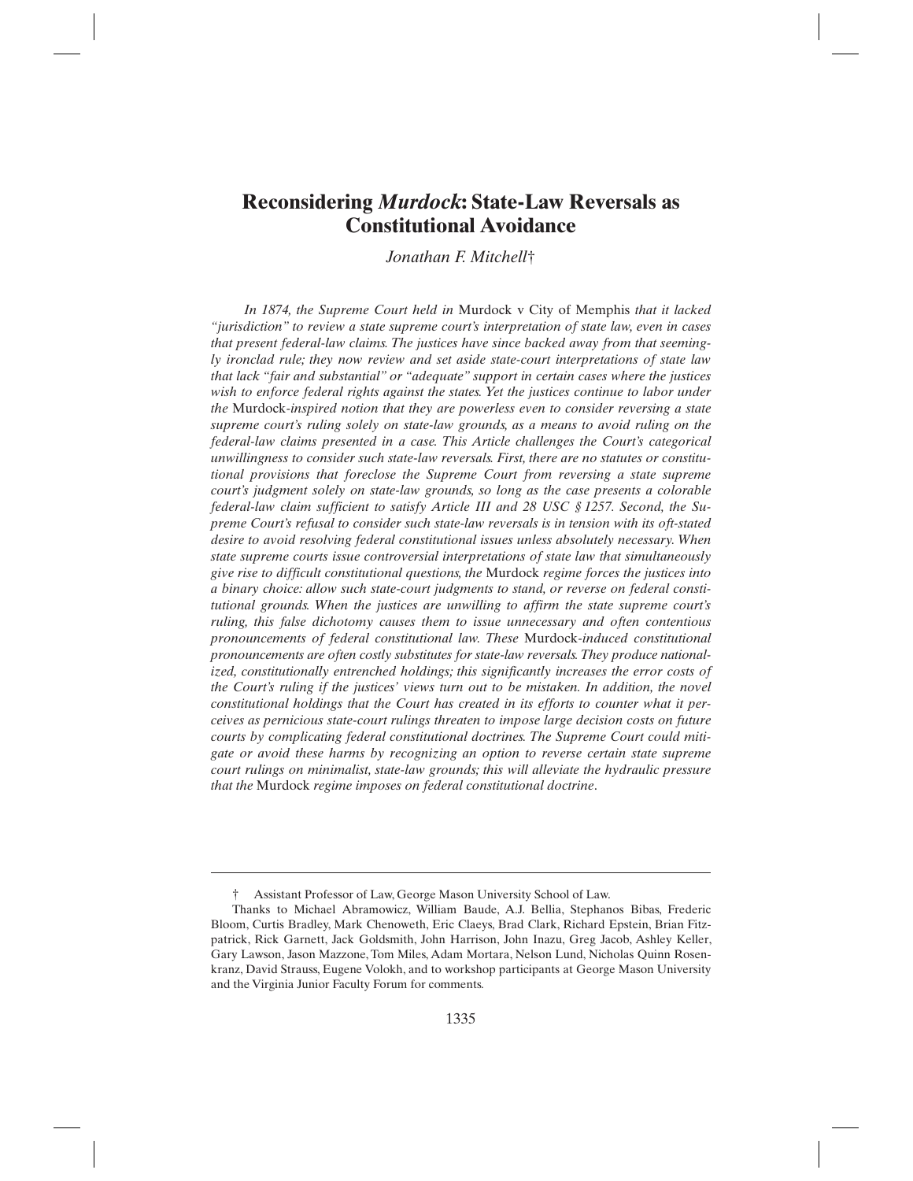# Reconsidering *Murdock*: State-Law Reversals as Constitutional Avoidance

*Jonathan F. Mitchell*†

*In 1874, the Supreme Court held in* Murdock v City of Memphis *that it lacked "jurisdiction" to review a state supreme court's interpretation of state law, even in cases that present federal-law claims. The justices have since backed away from that seemingly ironclad rule; they now review and set aside state-court interpretations of state law that lack "fair and substantial" or "adequate" support in certain cases where the justices wish to enforce federal rights against the states. Yet the justices continue to labor under the* Murdock*-inspired notion that they are powerless even to consider reversing a state supreme court's ruling solely on state-law grounds, as a means to avoid ruling on the federal-law claims presented in a case. This Article challenges the Court's categorical unwillingness to consider such state-law reversals. First, there are no statutes or constitutional provisions that foreclose the Supreme Court from reversing a state supreme court's judgment solely on state-law grounds, so long as the case presents a colorable federal-law claim sufficient to satisfy Article III and 28 USC § 1257. Second, the Supreme Court's refusal to consider such state-law reversals is in tension with its oft-stated desire to avoid resolving federal constitutional issues unless absolutely necessary. When state supreme courts issue controversial interpretations of state law that simultaneously give rise to difficult constitutional questions, the* Murdock *regime forces the justices into a binary choice: allow such state-court judgments to stand, or reverse on federal constitutional grounds. When the justices are unwilling to affirm the state supreme court's ruling, this false dichotomy causes them to issue unnecessary and often contentious pronouncements of federal constitutional law. These* Murdock*-induced constitutional pronouncements are often costly substitutes for state-law reversals. They produce nationalized, constitutionally entrenched holdings; this significantly increases the error costs of the Court's ruling if the justices' views turn out to be mistaken. In addition, the novel constitutional holdings that the Court has created in its efforts to counter what it perceives as pernicious state-court rulings threaten to impose large decision costs on future courts by complicating federal constitutional doctrines. The Supreme Court could mitigate or avoid these harms by recognizing an option to reverse certain state supreme court rulings on minimalist, state-law grounds; this will alleviate the hydraulic pressure that the* Murdock *regime imposes on federal constitutional doctrine*.

---

† Assistant Professor of Law, George Mason University School of Law.

Thanks to Michael Abramowicz, William Baude, A.J. Bellia, Stephanos Bibas, Frederic Bloom, Curtis Bradley, Mark Chenoweth, Eric Claeys, Brad Clark, Richard Epstein, Brian Fitzpatrick, Rick Garnett, Jack Goldsmith, John Harrison, John Inazu, Greg Jacob, Ashley Keller, Gary Lawson, Jason Mazzone, Tom Miles, Adam Mortara, Nelson Lund, Nicholas Quinn Rosenkranz, David Strauss, Eugene Volokh, and to workshop participants at George Mason University and the Virginia Junior Faculty Forum for comments.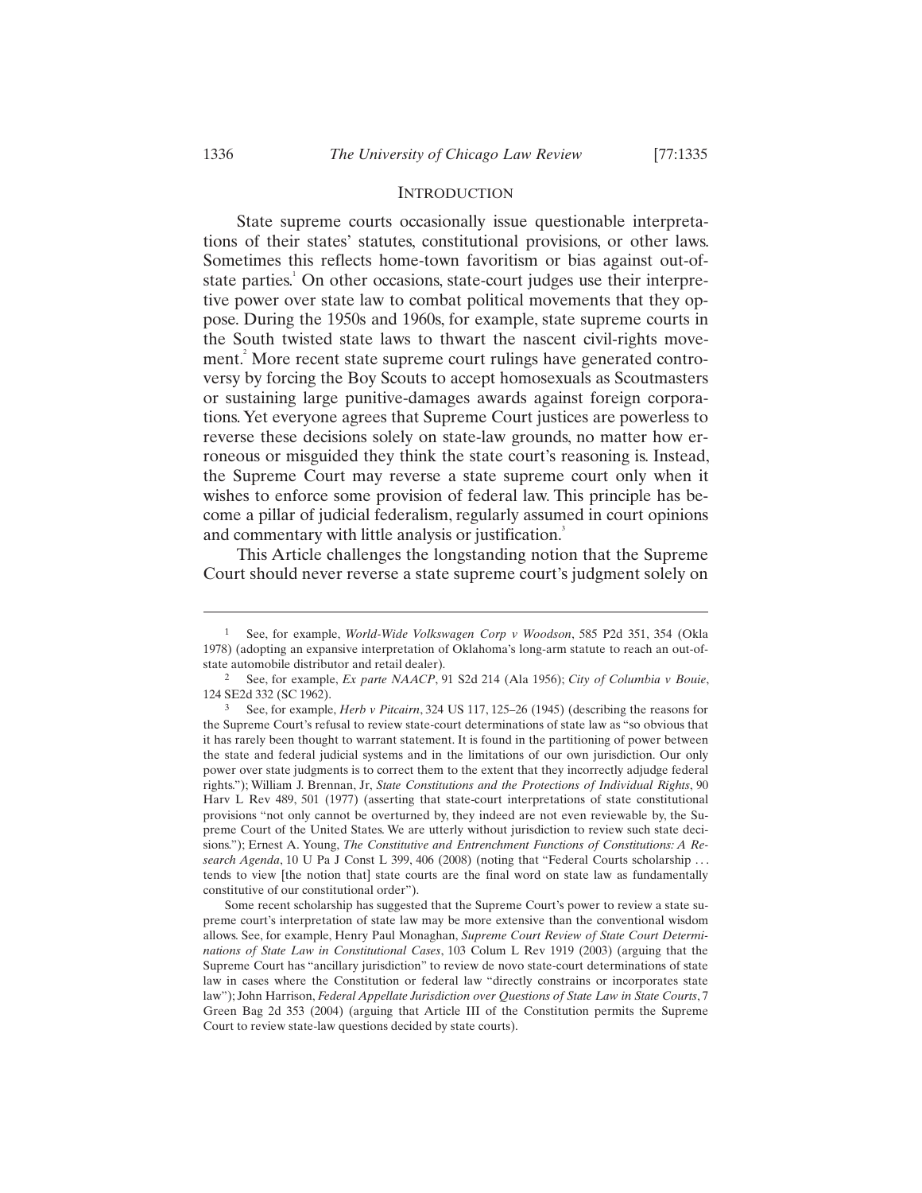## INTRODUCTION

State supreme courts occasionally issue questionable interpretations of their states' statutes, constitutional provisions, or other laws. Sometimes this reflects home-town favoritism or bias against out-of-state parties.[1] On other occasions, state-court judges use their interpretive power over state law to combat political movements that they oppose. During the 1950s and 1960s, for example, state supreme courts in the South twisted state laws to thwart the nascent civil-rights movement.[2] More recent state supreme court rulings have generated controversy by forcing the Boy Scouts to accept homosexuals as Scoutmasters or sustaining large punitive-damages awards against foreign corporations. Yet everyone agrees that Supreme Court justices are powerless to reverse these decisions solely on state-law grounds, no matter how erroneous or misguided they think the state court's reasoning is. Instead, the Supreme Court may reverse a state supreme court only when it wishes to enforce some provision of federal law. This principle has become a pillar of judicial federalism, regularly assumed in court opinions and commentary with little analysis or justification.[3]

This Article challenges the longstanding notion that the Supreme Court should never reverse a state supreme court's judgment solely on

---

[1] See, for example, *World-Wide Volkswagen Corp v Woodson*, 585 P2d 351, 354 (Okla 1978) (adopting an expansive interpretation of Oklahoma's long-arm statute to reach an out-of-state automobile distributor and retail dealer).

[2] See, for example, *Ex parte NAACP*, 91 S2d 214 (Ala 1956); *City of Columbia v Bouie*, 124 SE2d 332 (SC 1962).

[3] See, for example, *Herb v Pitcairn*, 324 US 117, 125–26 (1945) (describing the reasons for the Supreme Court's refusal to review state-court determinations of state law as "so obvious that it has rarely been thought to warrant statement. It is found in the partitioning of power between the state and federal judicial systems and in the limitations of our own jurisdiction. Our only power over state judgments is to correct them to the extent that they incorrectly adjudge federal rights."); William J. Brennan, Jr, *State Constitutions and the Protections of Individual Rights*, 90 Harv L Rev 489, 501 (1977) (asserting that state-court interpretations of state constitutional provisions "not only cannot be overturned by, they indeed are not even reviewable by, the Supreme Court of the United States. We are utterly without jurisdiction to review such state decisions."); Ernest A. Young, *The Constitutive and Entrenchment Functions of Constitutions: A Research Agenda*, 10 U Pa J Const L 399, 406 (2008) (noting that "Federal Courts scholarship . . . tends to view [the notion that] state courts are the final word on state law as fundamentally constitutive of our constitutional order").

Some recent scholarship has suggested that the Supreme Court's power to review a state supreme court's interpretation of state law may be more extensive than the conventional wisdom allows. See, for example, Henry Paul Monaghan, *Supreme Court Review of State Court Determinations of State Law in Constitutional Cases*, 103 Colum L Rev 1919 (2003) (arguing that the Supreme Court has "ancillary jurisdiction" to review de novo state-court determinations of state law in cases where the Constitution or federal law "directly constrains or incorporates state law"); John Harrison, *Federal Appellate Jurisdiction over Questions of State Law in State Courts*, 7 Green Bag 2d 353 (2004) (arguing that Article III of the Constitution permits the Supreme Court to review state-law questions decided by state courts).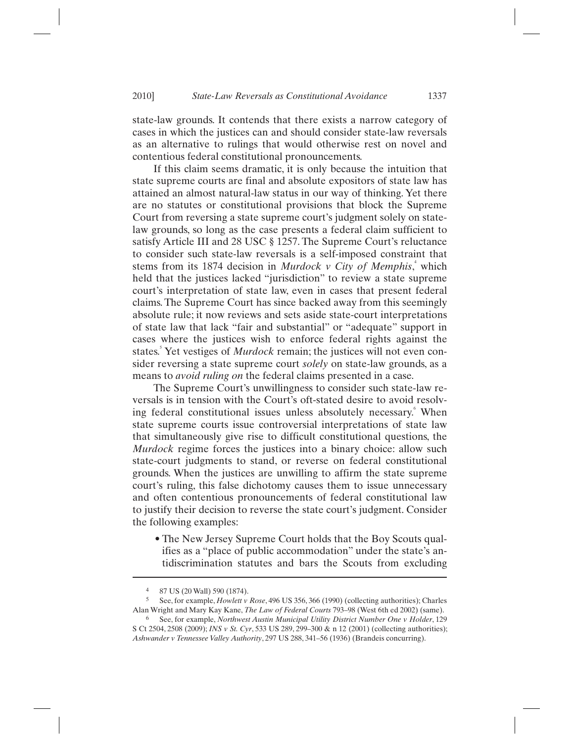state-law grounds. It contends that there exists a narrow category of cases in which the justices can and should consider state-law reversals as an alternative to rulings that would otherwise rest on novel and contentious federal constitutional pronouncements.

If this claim seems dramatic, it is only because the intuition that state supreme courts are final and absolute expositors of state law has attained an almost natural-law status in our way of thinking. Yet there are no statutes or constitutional provisions that block the Supreme Court from reversing a state supreme court's judgment solely on state-law grounds, so long as the case presents a federal claim sufficient to satisfy Article III and 28 USC § 1257. The Supreme Court's reluctance to consider such state-law reversals is a self-imposed constraint that stems from its 1874 decision in *Murdock v City of Memphis*,[4] which held that the justices lacked "jurisdiction" to review a state supreme court's interpretation of state law, even in cases that present federal claims. The Supreme Court has since backed away from this seemingly absolute rule; it now reviews and sets aside state-court interpretations of state law that lack "fair and substantial" or "adequate" support in cases where the justices wish to enforce federal rights against the states.[5] Yet vestiges of *Murdock* remain; the justices will not even consider reversing a state supreme court *solely* on state-law grounds, as a means to *avoid ruling on* the federal claims presented in a case.

The Supreme Court's unwillingness to consider such state-law reversals is in tension with the Court's oft-stated desire to avoid resolving federal constitutional issues unless absolutely necessary.[6] When state supreme courts issue controversial interpretations of state law that simultaneously give rise to difficult constitutional questions, the *Murdock* regime forces the justices into a binary choice: allow such state-court judgments to stand, or reverse on federal constitutional grounds. When the justices are unwilling to affirm the state supreme court's ruling, this false dichotomy causes them to issue unnecessary and often contentious pronouncements of federal constitutional law to justify their decision to reverse the state court's judgment. Consider the following examples:

- The New Jersey Supreme Court holds that the Boy Scouts qualifies as a "place of public accommodation" under the state's antidiscrimination statutes and bars the Scouts from excluding

---

[4] 87 US (20 Wall) 590 (1874).

[5] See, for example, *Howlett v Rose*, 496 US 356, 366 (1990) (collecting authorities); Charles Alan Wright and Mary Kay Kane, *The Law of Federal Courts* 793–98 (West 6th ed 2002) (same).

[6] See, for example, *Northwest Austin Municipal Utility District Number One v Holder*, 129 S Ct 2504, 2508 (2009); *INS v St. Cyr*, 533 US 289, 299–300 & n 12 (2001) (collecting authorities); *Ashwander v Tennessee Valley Authority*, 297 US 288, 341–56 (1936) (Brandeis concurring).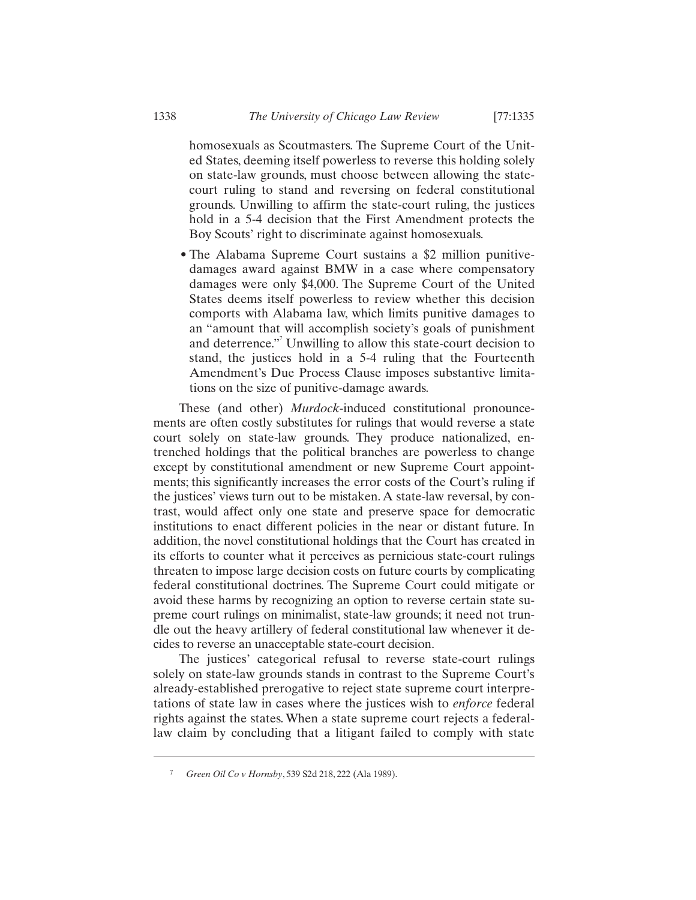homosexuals as Scoutmasters. The Supreme Court of the United States, deeming itself powerless to reverse this holding solely on state-law grounds, must choose between allowing the state-court ruling to stand and reversing on federal constitutional grounds. Unwilling to affirm the state-court ruling, the justices hold in a 5-4 decision that the First Amendment protects the Boy Scouts' right to discriminate against homosexuals.

- The Alabama Supreme Court sustains a $2 million punitive-damages award against BMW in a case where compensatory damages were only $4,000. The Supreme Court of the United States deems itself powerless to review whether this decision comports with Alabama law, which limits punitive damages to an "amount that will accomplish society's goals of punishment and deterrence."[7] Unwilling to allow this state-court decision to stand, the justices hold in a 5-4 ruling that the Fourteenth Amendment's Due Process Clause imposes substantive limitations on the size of punitive-damage awards.

These (and other) *Murdock*-induced constitutional pronouncements are often costly substitutes for rulings that would reverse a state court solely on state-law grounds. They produce nationalized, entrenched holdings that the political branches are powerless to change except by constitutional amendment or new Supreme Court appointments; this significantly increases the error costs of the Court's ruling if the justices' views turn out to be mistaken. A state-law reversal, by contrast, would affect only one state and preserve space for democratic institutions to enact different policies in the near or distant future. In addition, the novel constitutional holdings that the Court has created in its efforts to counter what it perceives as pernicious state-court rulings threaten to impose large decision costs on future courts by complicating federal constitutional doctrines. The Supreme Court could mitigate or avoid these harms by recognizing an option to reverse certain state supreme court rulings on minimalist, state-law grounds; it need not trundle out the heavy artillery of federal constitutional law whenever it decides to reverse an unacceptable state-court decision.

The justices' categorical refusal to reverse state-court rulings solely on state-law grounds stands in contrast to the Supreme Court's already-established prerogative to reject state supreme court interpretations of state law in cases where the justices wish to *enforce* federal rights against the states. When a state supreme court rejects a federal-law claim by concluding that a litigant failed to comply with state

---

[7] *Green Oil Co v Hornsby*, 539 S2d 218, 222 (Ala 1989).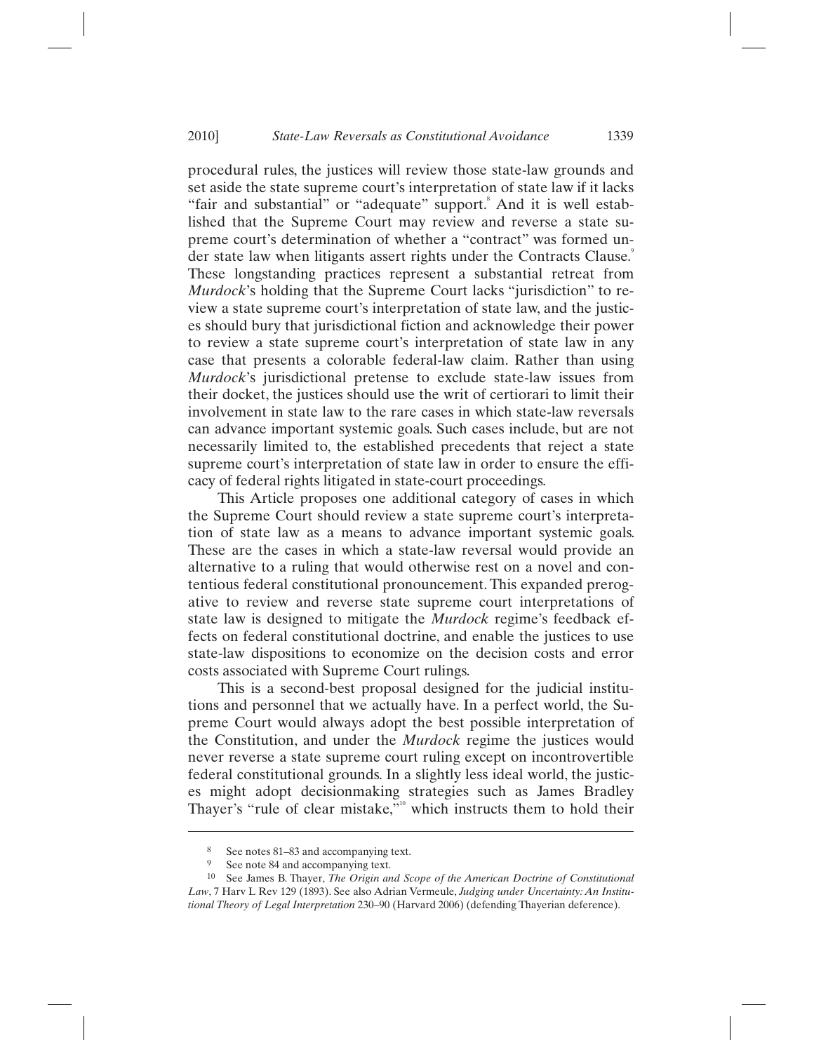procedural rules, the justices will review those state-law grounds and set aside the state supreme court's interpretation of state law if it lacks "fair and substantial" or "adequate" support.[8] And it is well established that the Supreme Court may review and reverse a state supreme court's determination of whether a "contract" was formed under state law when litigants assert rights under the Contracts Clause.[9] These longstanding practices represent a substantial retreat from *Murdock*'s holding that the Supreme Court lacks "jurisdiction" to review a state supreme court's interpretation of state law, and the justices should bury that jurisdictional fiction and acknowledge their power to review a state supreme court's interpretation of state law in any case that presents a colorable federal-law claim. Rather than using *Murdock*'s jurisdictional pretense to exclude state-law issues from their docket, the justices should use the writ of certiorari to limit their involvement in state law to the rare cases in which state-law reversals can advance important systemic goals. Such cases include, but are not necessarily limited to, the established precedents that reject a state supreme court's interpretation of state law in order to ensure the efficacy of federal rights litigated in state-court proceedings.

This Article proposes one additional category of cases in which the Supreme Court should review a state supreme court's interpretation of state law as a means to advance important systemic goals. These are the cases in which a state-law reversal would provide an alternative to a ruling that would otherwise rest on a novel and contentious federal constitutional pronouncement. This expanded prerogative to review and reverse state supreme court interpretations of state law is designed to mitigate the *Murdock* regime's feedback effects on federal constitutional doctrine, and enable the justices to use state-law dispositions to economize on the decision costs and error costs associated with Supreme Court rulings.

This is a second-best proposal designed for the judicial institutions and personnel that we actually have. In a perfect world, the Supreme Court would always adopt the best possible interpretation of the Constitution, and under the *Murdock* regime the justices would never reverse a state supreme court ruling except on incontrovertible federal constitutional grounds. In a slightly less ideal world, the justices might adopt decisionmaking strategies such as James Bradley Thayer's "rule of clear mistake,"[10] which instructs them to hold their

---

[8] See notes 81–83 and accompanying text.

[9] See note 84 and accompanying text.

[10] See James B. Thayer, *The Origin and Scope of the American Doctrine of Constitutional Law*, 7 Harv L Rev 129 (1893). See also Adrian Vermeule, *Judging under Uncertainty: An Institutional Theory of Legal Interpretation* 230–90 (Harvard 2006) (defending Thayerian deference).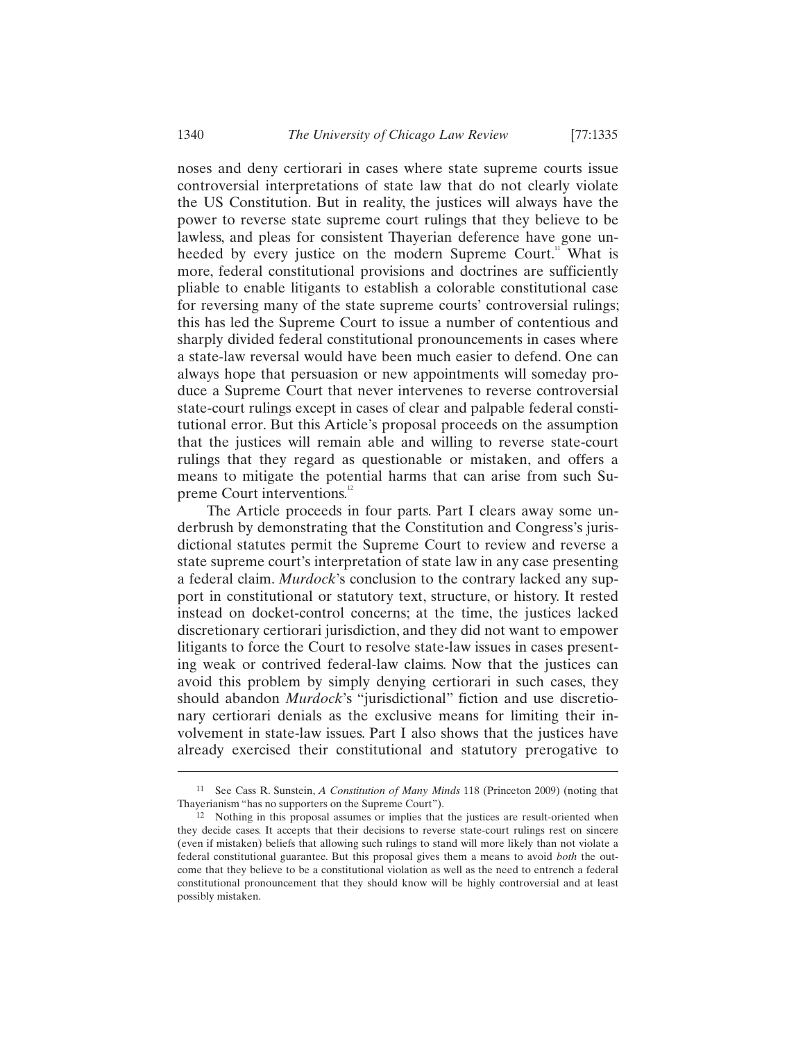noses and deny certiorari in cases where state supreme courts issue controversial interpretations of state law that do not clearly violate the US Constitution. But in reality, the justices will always have the power to reverse state supreme court rulings that they believe to be lawless, and pleas for consistent Thayerian deference have gone unheeded by every justice on the modern Supreme Court.[11] What is more, federal constitutional provisions and doctrines are sufficiently pliable to enable litigants to establish a colorable constitutional case for reversing many of the state supreme courts' controversial rulings; this has led the Supreme Court to issue a number of contentious and sharply divided federal constitutional pronouncements in cases where a state-law reversal would have been much easier to defend. One can always hope that persuasion or new appointments will someday produce a Supreme Court that never intervenes to reverse controversial state-court rulings except in cases of clear and palpable federal constitutional error. But this Article's proposal proceeds on the assumption that the justices will remain able and willing to reverse state-court rulings that they regard as questionable or mistaken, and offers a means to mitigate the potential harms that can arise from such Supreme Court interventions.[12]

The Article proceeds in four parts. Part I clears away some underbrush by demonstrating that the Constitution and Congress's jurisdictional statutes permit the Supreme Court to review and reverse a state supreme court's interpretation of state law in any case presenting a federal claim. *Murdock*'s conclusion to the contrary lacked any support in constitutional or statutory text, structure, or history. It rested instead on docket-control concerns; at the time, the justices lacked discretionary certiorari jurisdiction, and they did not want to empower litigants to force the Court to resolve state-law issues in cases presenting weak or contrived federal-law claims. Now that the justices can avoid this problem by simply denying certiorari in such cases, they should abandon *Murdock*'s "jurisdictional" fiction and use discretionary certiorari denials as the exclusive means for limiting their involvement in state-law issues. Part I also shows that the justices have already exercised their constitutional and statutory prerogative to

---

11 See Cass R. Sunstein, *A Constitution of Many Minds* 118 (Princeton 2009) (noting that Thayerianism "has no supporters on the Supreme Court").

12 Nothing in this proposal assumes or implies that the justices are result-oriented when they decide cases. It accepts that their decisions to reverse state-court rulings rest on sincere (even if mistaken) beliefs that allowing such rulings to stand will more likely than not violate a federal constitutional guarantee. But this proposal gives them a means to avoid *both* the outcome that they believe to be a constitutional violation as well as the need to entrench a federal constitutional pronouncement that they should know will be highly controversial and at least possibly mistaken.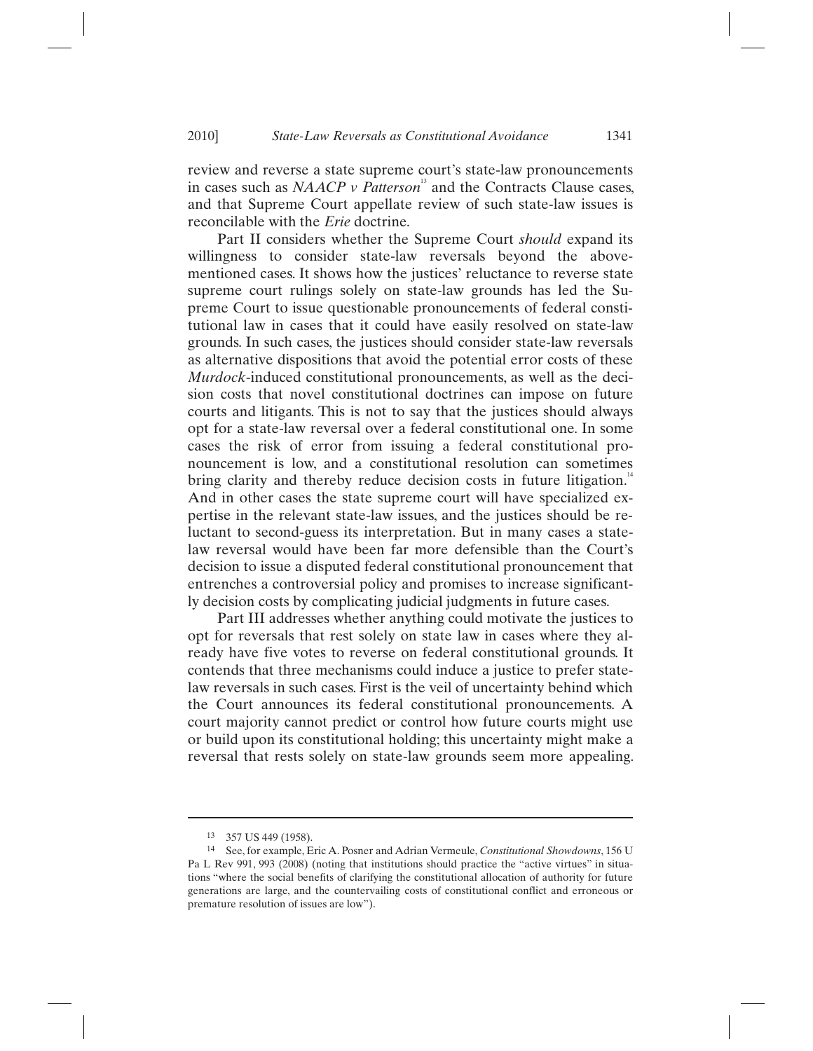review and reverse a state supreme court's state-law pronouncements in cases such as *NAACP v Patterson*[13] and the Contracts Clause cases, and that Supreme Court appellate review of such state-law issues is reconcilable with the *Erie* doctrine.

Part II considers whether the Supreme Court *should* expand its willingness to consider state-law reversals beyond the above-mentioned cases. It shows how the justices' reluctance to reverse state supreme court rulings solely on state-law grounds has led the Supreme Court to issue questionable pronouncements of federal constitutional law in cases that it could have easily resolved on state-law grounds. In such cases, the justices should consider state-law reversals as alternative dispositions that avoid the potential error costs of these *Murdock*-induced constitutional pronouncements, as well as the decision costs that novel constitutional doctrines can impose on future courts and litigants. This is not to say that the justices should always opt for a state-law reversal over a federal constitutional one. In some cases the risk of error from issuing a federal constitutional pronouncement is low, and a constitutional resolution can sometimes bring clarity and thereby reduce decision costs in future litigation.[14] And in other cases the state supreme court will have specialized expertise in the relevant state-law issues, and the justices should be reluctant to second-guess its interpretation. But in many cases a state-law reversal would have been far more defensible than the Court's decision to issue a disputed federal constitutional pronouncement that entrenches a controversial policy and promises to increase significantly decision costs by complicating judicial judgments in future cases.

Part III addresses whether anything could motivate the justices to opt for reversals that rest solely on state law in cases where they already have five votes to reverse on federal constitutional grounds. It contends that three mechanisms could induce a justice to prefer state-law reversals in such cases. First is the veil of uncertainty behind which the Court announces its federal constitutional pronouncements. A court majority cannot predict or control how future courts might use or build upon its constitutional holding; this uncertainty might make a reversal that rests solely on state-law grounds seem more appealing.

---

[13] 357 US 449 (1958).

[14] See, for example, Eric A. Posner and Adrian Vermeule, *Constitutional Showdowns*, 156 U Pa L Rev 991, 993 (2008) (noting that institutions should practice the "active virtues" in situations "where the social benefits of clarifying the constitutional allocation of authority for future generations are large, and the countervailing costs of constitutional conflict and erroneous or premature resolution of issues are low").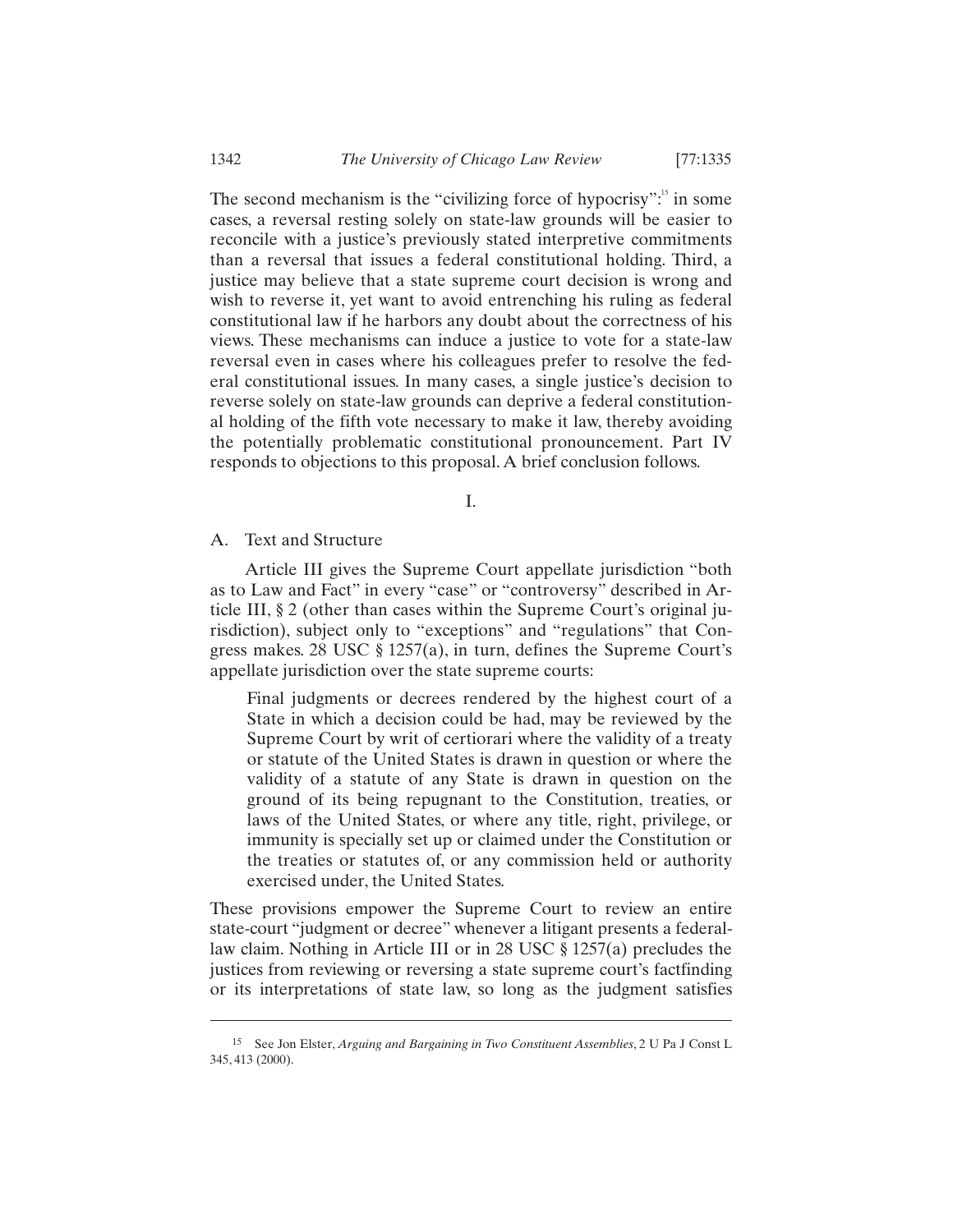The second mechanism is the "civilizing force of hypocrisy":[15] in some cases, a reversal resting solely on state-law grounds will be easier to reconcile with a justice's previously stated interpretive commitments than a reversal that issues a federal constitutional holding. Third, a justice may believe that a state supreme court decision is wrong and wish to reverse it, yet want to avoid entrenching his ruling as federal constitutional law if he harbors any doubt about the correctness of his views. These mechanisms can induce a justice to vote for a state-law reversal even in cases where his colleagues prefer to resolve the federal constitutional issues. In many cases, a single justice's decision to reverse solely on state-law grounds can deprive a federal constitutional holding of the fifth vote necessary to make it law, thereby avoiding the potentially problematic constitutional pronouncement. Part IV responds to objections to this proposal. A brief conclusion follows.

# I.

## A. Text and Structure

Article III gives the Supreme Court appellate jurisdiction "both as to Law and Fact" in every "case" or "controversy" described in Article III, § 2 (other than cases within the Supreme Court's original jurisdiction), subject only to "exceptions" and "regulations" that Congress makes. 28 USC § 1257(a), in turn, defines the Supreme Court's appellate jurisdiction over the state supreme courts:

> Final judgments or decrees rendered by the highest court of a State in which a decision could be had, may be reviewed by the Supreme Court by writ of certiorari where the validity of a treaty or statute of the United States is drawn in question or where the validity of a statute of any State is drawn in question on the ground of its being repugnant to the Constitution, treaties, or laws of the United States, or where any title, right, privilege, or immunity is specially set up or claimed under the Constitution or the treaties or statutes of, or any commission held or authority exercised under, the United States.

These provisions empower the Supreme Court to review an entire state-court "judgment or decree" whenever a litigant presents a federal-law claim. Nothing in Article III or in 28 USC § 1257(a) precludes the justices from reviewing or reversing a state supreme court's factfinding or its interpretations of state law, so long as the judgment satisfies

[15] See Jon Elster, *Arguing and Bargaining in Two Constituent Assemblies*, 2 U Pa J Const L 345, 413 (2000).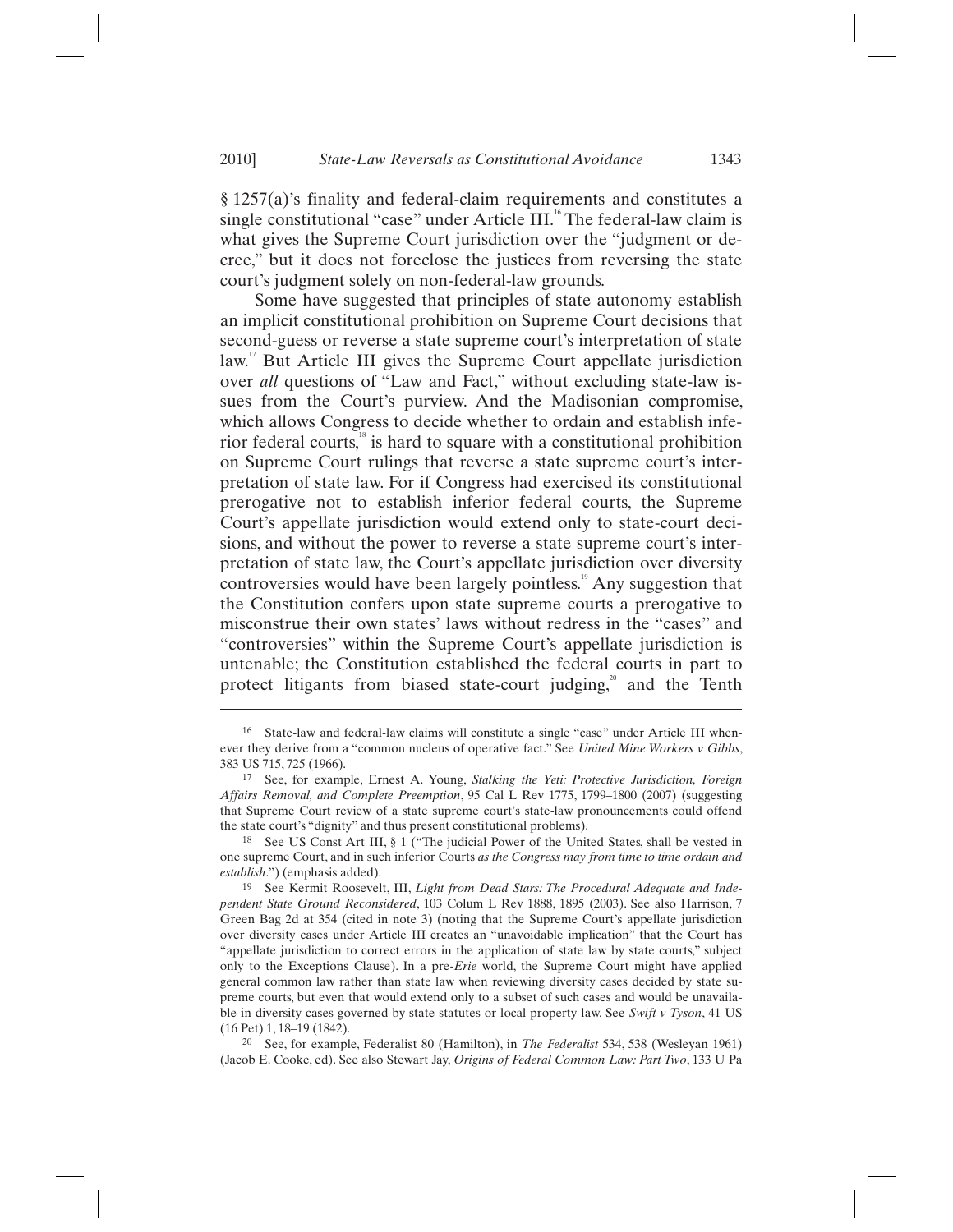§ 1257(a)'s finality and federal-claim requirements and constitutes a single constitutional "case" under Article III.[16] The federal-law claim is what gives the Supreme Court jurisdiction over the "judgment or decree," but it does not foreclose the justices from reversing the state court's judgment solely on non-federal-law grounds.

Some have suggested that principles of state autonomy establish an implicit constitutional prohibition on Supreme Court decisions that second-guess or reverse a state supreme court's interpretation of state law.[17] But Article III gives the Supreme Court appellate jurisdiction over *all* questions of "Law and Fact," without excluding state-law issues from the Court's purview. And the Madisonian compromise, which allows Congress to decide whether to ordain and establish inferior federal courts,[18] is hard to square with a constitutional prohibition on Supreme Court rulings that reverse a state supreme court's interpretation of state law. For if Congress had exercised its constitutional prerogative not to establish inferior federal courts, the Supreme Court's appellate jurisdiction would extend only to state-court decisions, and without the power to reverse a state supreme court's interpretation of state law, the Court's appellate jurisdiction over diversity controversies would have been largely pointless.[19] Any suggestion that the Constitution confers upon state supreme courts a prerogative to misconstrue their own states' laws without redress in the "cases" and "controversies" within the Supreme Court's appellate jurisdiction is untenable; the Constitution established the federal courts in part to protect litigants from biased state-court judging,[20] and the Tenth

---

16 State-law and federal-law claims will constitute a single "case" under Article III whenever they derive from a "common nucleus of operative fact." See *United Mine Workers v Gibbs*, 383 US 715, 725 (1966).

17 See, for example, Ernest A. Young, *Stalking the Yeti: Protective Jurisdiction, Foreign Affairs Removal, and Complete Preemption*, 95 Cal L Rev 1775, 1799–1800 (2007) (suggesting that Supreme Court review of a state supreme court's state-law pronouncements could offend the state court's "dignity" and thus present constitutional problems).

18 See US Const Art III, § 1 ("The judicial Power of the United States, shall be vested in one supreme Court, and in such inferior Courts *as the Congress may from time to time ordain and establish*.") (emphasis added).

19 See Kermit Roosevelt, III, *Light from Dead Stars: The Procedural Adequate and Independent State Ground Reconsidered*, 103 Colum L Rev 1888, 1895 (2003). See also Harrison, 7 Green Bag 2d at 354 (cited in note 3) (noting that the Supreme Court's appellate jurisdiction over diversity cases under Article III creates an "unavoidable implication" that the Court has "appellate jurisdiction to correct errors in the application of state law by state courts," subject only to the Exceptions Clause). In a pre-*Erie* world, the Supreme Court might have applied general common law rather than state law when reviewing diversity cases decided by state supreme courts, but even that would extend only to a subset of such cases and would be unavailable in diversity cases governed by state statutes or local property law. See *Swift v Tyson*, 41 US (16 Pet) 1, 18–19 (1842).

20 See, for example, Federalist 80 (Hamilton), in *The Federalist* 534, 538 (Wesleyan 1961) (Jacob E. Cooke, ed). See also Stewart Jay, *Origins of Federal Common Law: Part Two*, 133 U Pa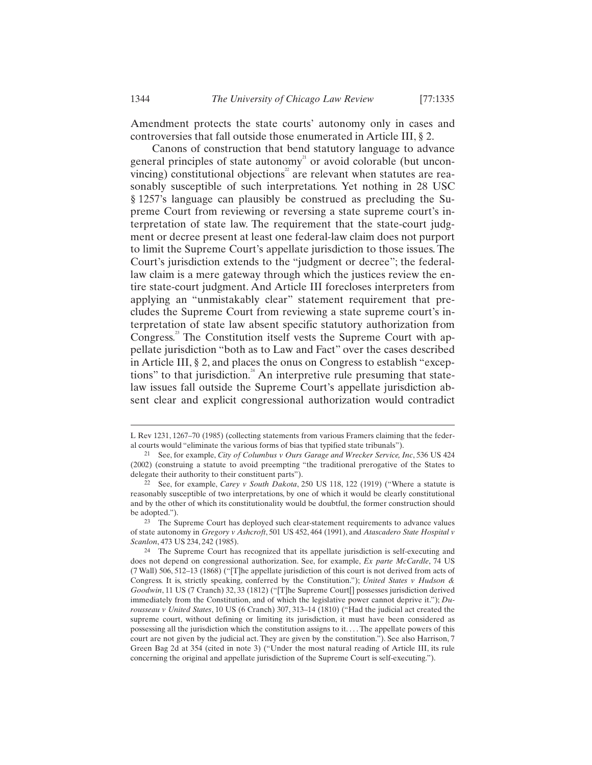Amendment protects the state courts' autonomy only in cases and controversies that fall outside those enumerated in Article III, § 2.

Canons of construction that bend statutory language to advance general principles of state autonomy[21] or avoid colorable (but unconvincing) constitutional objections[22] are relevant when statutes are reasonably susceptible of such interpretations. Yet nothing in 28 USC § 1257's language can plausibly be construed as precluding the Supreme Court from reviewing or reversing a state supreme court's interpretation of state law. The requirement that the state-court judgment or decree present at least one federal-law claim does not purport to limit the Supreme Court's appellate jurisdiction to those issues. The Court's jurisdiction extends to the "judgment or decree"; the federal-law claim is a mere gateway through which the justices review the entire state-court judgment. And Article III forecloses interpreters from applying an "unmistakably clear" statement requirement that precludes the Supreme Court from reviewing a state supreme court's interpretation of state law absent specific statutory authorization from Congress.[23] The Constitution itself vests the Supreme Court with appellate jurisdiction "both as to Law and Fact" over the cases described in Article III, § 2, and places the onus on Congress to establish "exceptions" to that jurisdiction.[24] An interpretive rule presuming that state-law issues fall outside the Supreme Court's appellate jurisdiction absent clear and explicit congressional authorization would contradict

---

L Rev 1231, 1267–70 (1985) (collecting statements from various Framers claiming that the federal courts would "eliminate the various forms of bias that typified state tribunals").

[21] See, for example, *City of Columbus v Ours Garage and Wrecker Service, Inc*, 536 US 424 (2002) (construing a statute to avoid preempting "the traditional prerogative of the States to delegate their authority to their constituent parts").

[22] See, for example, *Carey v South Dakota*, 250 US 118, 122 (1919) ("Where a statute is reasonably susceptible of two interpretations, by one of which it would be clearly constitutional and by the other of which its constitutionality would be doubtful, the former construction should be adopted.").

[23] The Supreme Court has deployed such clear-statement requirements to advance values of state autonomy in *Gregory v Ashcroft*, 501 US 452, 464 (1991), and *Atascadero State Hospital v Scanlon*, 473 US 234, 242 (1985).

[24] The Supreme Court has recognized that its appellate jurisdiction is self-executing and does not depend on congressional authorization. See, for example, *Ex parte McCardle*, 74 US (7 Wall) 506, 512–13 (1868) ("[T]he appellate jurisdiction of this court is not derived from acts of Congress. It is, strictly speaking, conferred by the Constitution."); *United States v Hudson & Goodwin*, 11 US (7 Cranch) 32, 33 (1812) ("[T]he Supreme Court[] possesses jurisdiction derived immediately from the Constitution, and of which the legislative power cannot deprive it."); *Durousseau v United States*, 10 US (6 Cranch) 307, 313–14 (1810) ("Had the judicial act created the supreme court, without defining or limiting its jurisdiction, it must have been considered as possessing all the jurisdiction which the constitution assigns to it. . . . The appellate powers of this court are not given by the judicial act. They are given by the constitution."). See also Harrison, 7 Green Bag 2d at 354 (cited in note 3) ("Under the most natural reading of Article III, its rule concerning the original and appellate jurisdiction of the Supreme Court is self-executing.").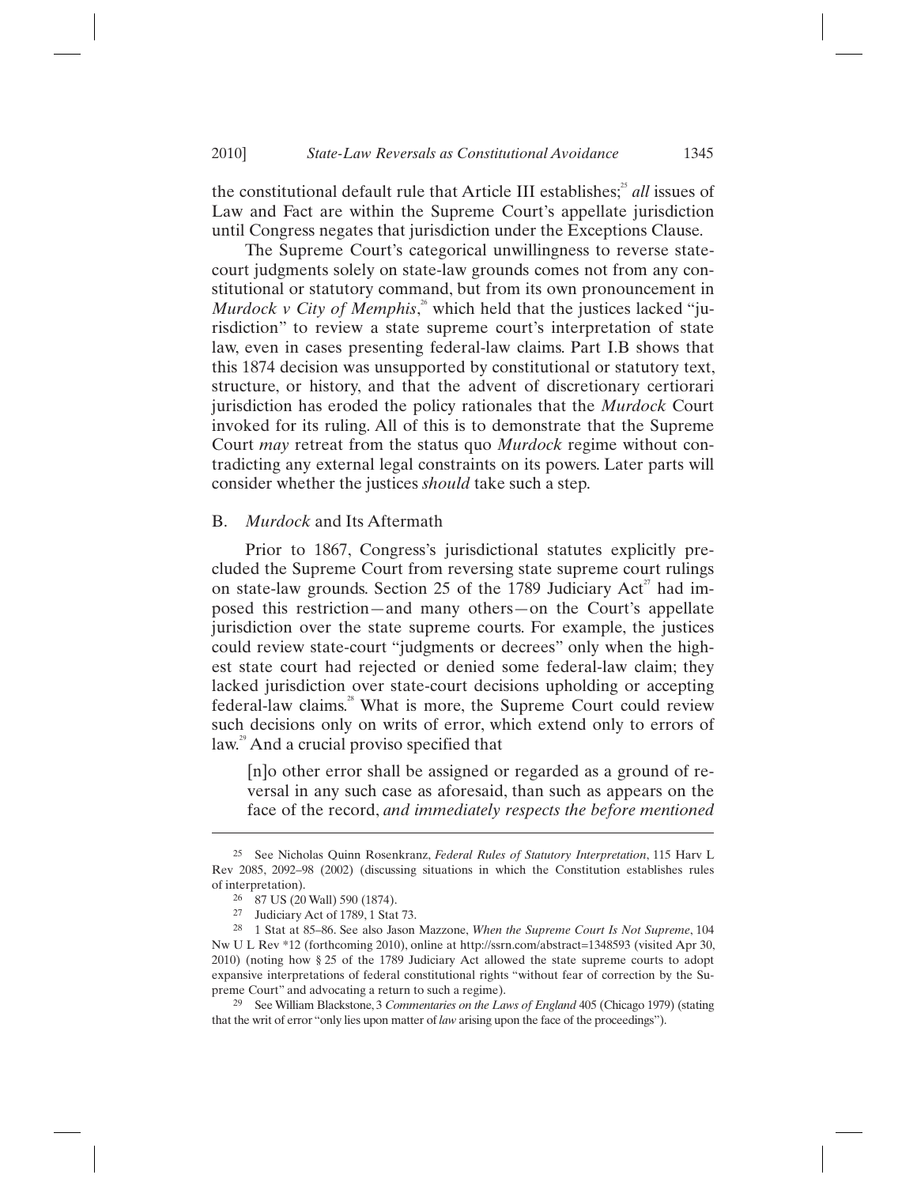the constitutional default rule that Article III establishes;[25] *all* issues of Law and Fact are within the Supreme Court's appellate jurisdiction until Congress negates that jurisdiction under the Exceptions Clause.

The Supreme Court's categorical unwillingness to reverse state-court judgments solely on state-law grounds comes not from any constitutional or statutory command, but from its own pronouncement in *Murdock v City of Memphis*,[26] which held that the justices lacked "jurisdiction" to review a state supreme court's interpretation of state law, even in cases presenting federal-law claims. Part I.B shows that this 1874 decision was unsupported by constitutional or statutory text, structure, or history, and that the advent of discretionary certiorari jurisdiction has eroded the policy rationales that the *Murdock* Court invoked for its ruling. All of this is to demonstrate that the Supreme Court *may* retreat from the status quo *Murdock* regime without contradicting any external legal constraints on its powers. Later parts will consider whether the justices *should* take such a step.

## B. *Murdock* and Its Aftermath

Prior to 1867, Congress's jurisdictional statutes explicitly precluded the Supreme Court from reversing state supreme court rulings on state-law grounds. Section 25 of the 1789 Judiciary Act[27] had imposed this restriction—and many others—on the Court's appellate jurisdiction over the state supreme courts. For example, the justices could review state-court "judgments or decrees" only when the highest state court had rejected or denied some federal-law claim; they lacked jurisdiction over state-court decisions upholding or accepting federal-law claims.[28] What is more, the Supreme Court could review such decisions only on writs of error, which extend only to errors of law.[29] And a crucial proviso specified that

> [n]o other error shall be assigned or regarded as a ground of reversal in any such case as aforesaid, than such as appears on the face of the record, *and immediately respects the before mentioned*

---

25 See Nicholas Quinn Rosenkranz, *Federal Rules of Statutory Interpretation*, 115 Harv L Rev 2085, 2092–98 (2002) (discussing situations in which the Constitution establishes rules of interpretation).

26 87 US (20 Wall) 590 (1874).

27 Judiciary Act of 1789, 1 Stat 73.

28 1 Stat at 85–86. See also Jason Mazzone, *When the Supreme Court Is Not Supreme*, 104 Nw U L Rev *12 (forthcoming 2010), online at http://ssrn.com/abstract=1348593 (visited Apr 30, 2010) (noting how § 25 of the 1789 Judiciary Act allowed the state supreme courts to adopt expansive interpretations of federal constitutional rights "without fear of correction by the Supreme Court" and advocating a return to such a regime).

29 See William Blackstone, 3 *Commentaries on the Laws of England* 405 (Chicago 1979) (stating that the writ of error "only lies upon matter of *law* arising upon the face of the proceedings").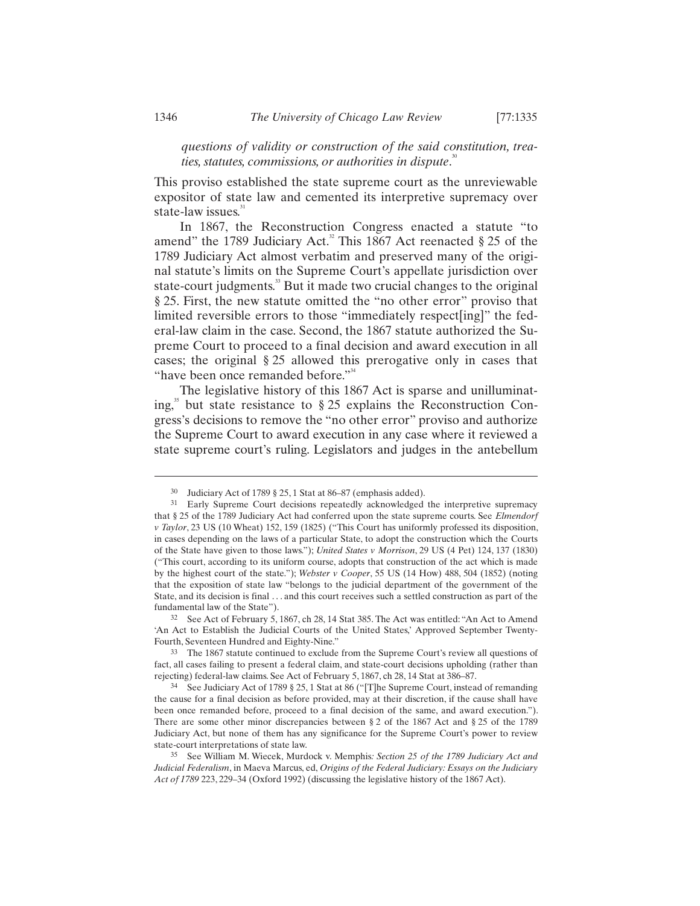*questions of validity or construction of the said constitution, treaties, statutes, commissions, or authorities in dispute*.[30]

This proviso established the state supreme court as the unreviewable expositor of state law and cemented its interpretive supremacy over state-law issues.[31]

In 1867, the Reconstruction Congress enacted a statute "to amend" the 1789 Judiciary Act.[32] This 1867 Act reenacted § 25 of the 1789 Judiciary Act almost verbatim and preserved many of the original statute's limits on the Supreme Court's appellate jurisdiction over state-court judgments.[33] But it made two crucial changes to the original § 25. First, the new statute omitted the "no other error" proviso that limited reversible errors to those "immediately respect[ing]" the federal-law claim in the case. Second, the 1867 statute authorized the Supreme Court to proceed to a final decision and award execution in all cases; the original § 25 allowed this prerogative only in cases that "have been once remanded before."[34]

The legislative history of this 1867 Act is sparse and unilluminating,[35] but state resistance to § 25 explains the Reconstruction Congress's decisions to remove the "no other error" proviso and authorize the Supreme Court to award execution in any case where it reviewed a state supreme court's ruling. Legislators and judges in the antebellum

---

30 Judiciary Act of 1789 § 25, 1 Stat at 86–87 (emphasis added).

31 Early Supreme Court decisions repeatedly acknowledged the interpretive supremacy that § 25 of the 1789 Judiciary Act had conferred upon the state supreme courts. See *Elmendorf v Taylor*, 23 US (10 Wheat) 152, 159 (1825) ("This Court has uniformly professed its disposition, in cases depending on the laws of a particular State, to adopt the construction which the Courts of the State have given to those laws."); *United States v Morrison*, 29 US (4 Pet) 124, 137 (1830) ("This court, according to its uniform course, adopts that construction of the act which is made by the highest court of the state."); *Webster v Cooper*, 55 US (14 How) 488, 504 (1852) (noting that the exposition of state law "belongs to the judicial department of the government of the State, and its decision is final . . . and this court receives such a settled construction as part of the fundamental law of the State").

32 See Act of February 5, 1867, ch 28, 14 Stat 385. The Act was entitled: "An Act to Amend 'An Act to Establish the Judicial Courts of the United States,' Approved September Twenty-Fourth, Seventeen Hundred and Eighty-Nine."

33 The 1867 statute continued to exclude from the Supreme Court's review all questions of fact, all cases failing to present a federal claim, and state-court decisions upholding (rather than rejecting) federal-law claims. See Act of February 5, 1867, ch 28, 14 Stat at 386–87.

34 See Judiciary Act of 1789 § 25, 1 Stat at 86 ("[T]he Supreme Court, instead of remanding the cause for a final decision as before provided, may at their discretion, if the cause shall have been once remanded before, proceed to a final decision of the same, and award execution."). There are some other minor discrepancies between § 2 of the 1867 Act and § 25 of the 1789 Judiciary Act, but none of them has any significance for the Supreme Court's power to review state-court interpretations of state law.

35 See William M. Wiecek, Murdock v. Memphis*: Section 25 of the 1789 Judiciary Act and Judicial Federalism*, in Maeva Marcus, ed, *Origins of the Federal Judiciary: Essays on the Judiciary Act of 1789* 223, 229–34 (Oxford 1992) (discussing the legislative history of the 1867 Act).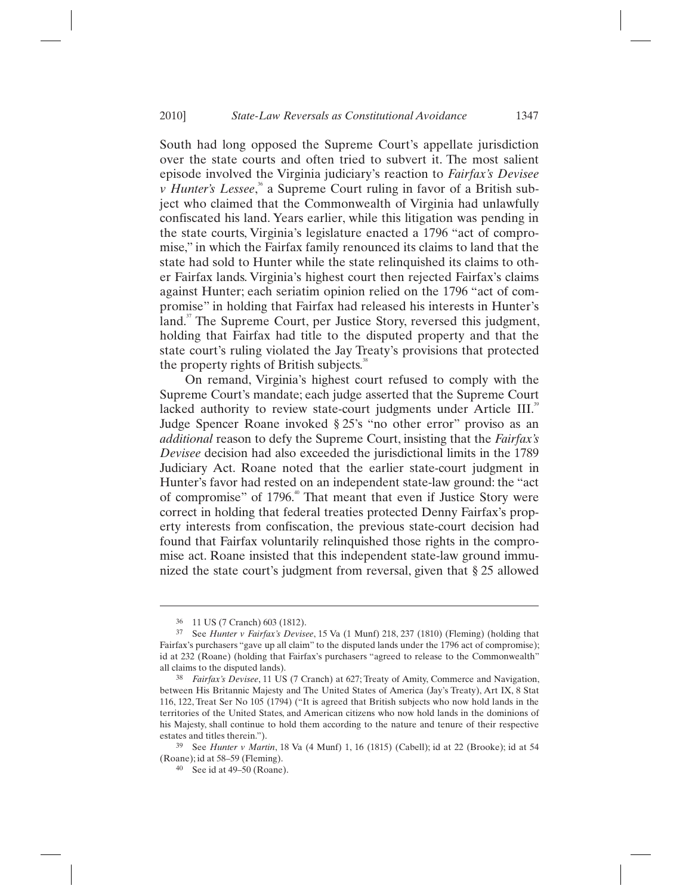South had long opposed the Supreme Court's appellate jurisdiction over the state courts and often tried to subvert it. The most salient episode involved the Virginia judiciary's reaction to *Fairfax's Devisee v Hunter's Lessee*,[36] a Supreme Court ruling in favor of a British subject who claimed that the Commonwealth of Virginia had unlawfully confiscated his land. Years earlier, while this litigation was pending in the state courts, Virginia's legislature enacted a 1796 "act of compromise," in which the Fairfax family renounced its claims to land that the state had sold to Hunter while the state relinquished its claims to other Fairfax lands. Virginia's highest court then rejected Fairfax's claims against Hunter; each seriatim opinion relied on the 1796 "act of compromise" in holding that Fairfax had released his interests in Hunter's land.[37] The Supreme Court, per Justice Story, reversed this judgment, holding that Fairfax had title to the disputed property and that the state court's ruling violated the Jay Treaty's provisions that protected the property rights of British subjects.[38]

On remand, Virginia's highest court refused to comply with the Supreme Court's mandate; each judge asserted that the Supreme Court lacked authority to review state-court judgments under Article III.[39] Judge Spencer Roane invoked § 25's "no other error" proviso as an *additional* reason to defy the Supreme Court, insisting that the *Fairfax's Devisee* decision had also exceeded the jurisdictional limits in the 1789 Judiciary Act. Roane noted that the earlier state-court judgment in Hunter's favor had rested on an independent state-law ground: the "act of compromise" of 1796.[40] That meant that even if Justice Story were correct in holding that federal treaties protected Denny Fairfax's property interests from confiscation, the previous state-court decision had found that Fairfax voluntarily relinquished those rights in the compromise act. Roane insisted that this independent state-law ground immunized the state court's judgment from reversal, given that § 25 allowed

---

36 11 US (7 Cranch) 603 (1812).

37 See *Hunter v Fairfax's Devisee*, 15 Va (1 Munf) 218, 237 (1810) (Fleming) (holding that Fairfax's purchasers "gave up all claim" to the disputed lands under the 1796 act of compromise); id at 232 (Roane) (holding that Fairfax's purchasers "agreed to release to the Commonwealth" all claims to the disputed lands).

38 *Fairfax's Devisee*, 11 US (7 Cranch) at 627; Treaty of Amity, Commerce and Navigation, between His Britannic Majesty and The United States of America (Jay's Treaty), Art IX, 8 Stat 116, 122, Treat Ser No 105 (1794) ("It is agreed that British subjects who now hold lands in the territories of the United States, and American citizens who now hold lands in the dominions of his Majesty, shall continue to hold them according to the nature and tenure of their respective estates and titles therein.").

39 See *Hunter v Martin*, 18 Va (4 Munf) 1, 16 (1815) (Cabell); id at 22 (Brooke); id at 54 (Roane); id at 58–59 (Fleming).

40 See id at 49–50 (Roane).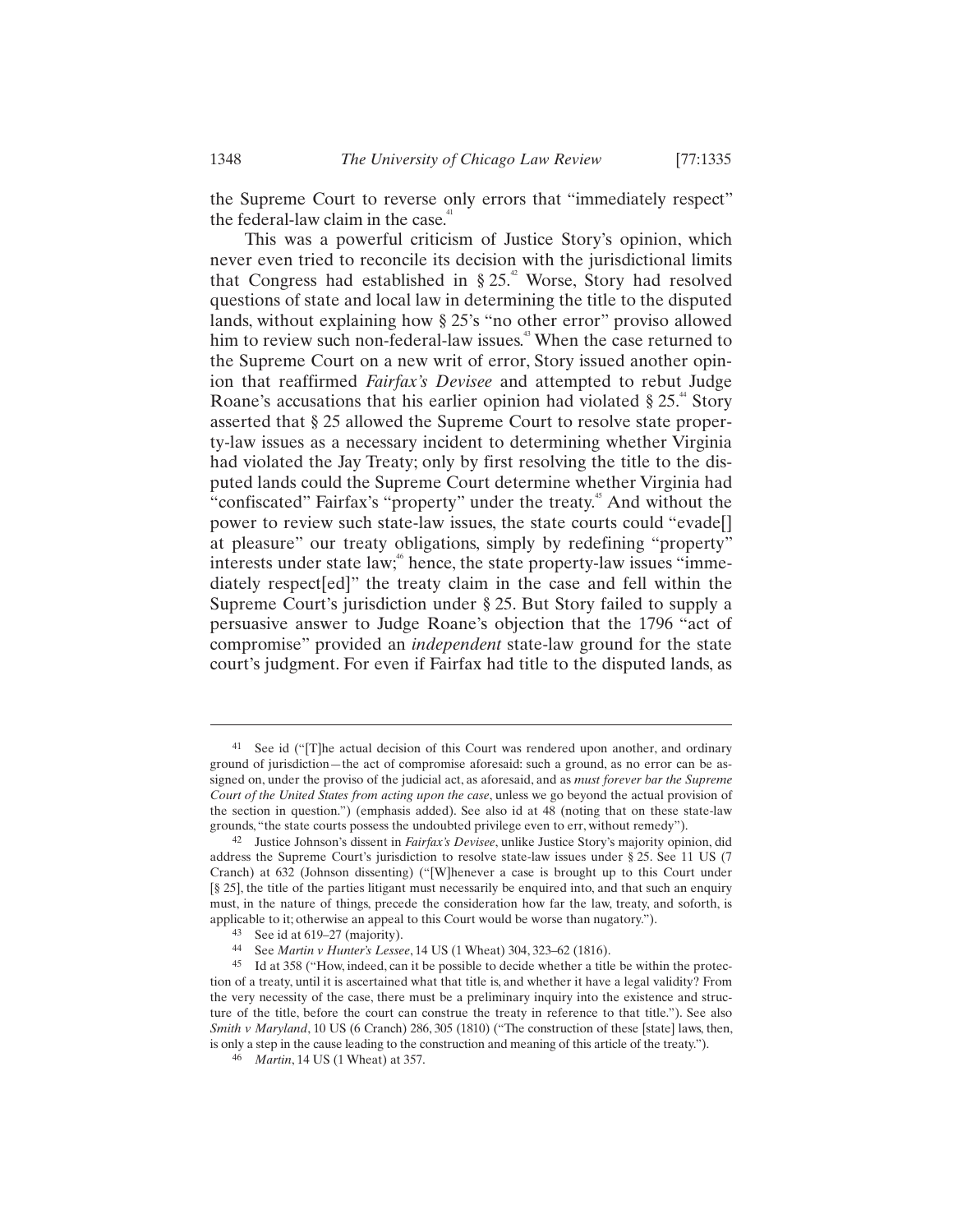the Supreme Court to reverse only errors that "immediately respect" the federal-law claim in the case.[41]

This was a powerful criticism of Justice Story's opinion, which never even tried to reconcile its decision with the jurisdictional limits that Congress had established in § 25.[42] Worse, Story had resolved questions of state and local law in determining the title to the disputed lands, without explaining how § 25's "no other error" proviso allowed him to review such non-federal-law issues.[43] When the case returned to the Supreme Court on a new writ of error, Story issued another opinion that reaffirmed *Fairfax's Devisee* and attempted to rebut Judge Roane's accusations that his earlier opinion had violated § 25.[44] Story asserted that § 25 allowed the Supreme Court to resolve state property-law issues as a necessary incident to determining whether Virginia had violated the Jay Treaty; only by first resolving the title to the disputed lands could the Supreme Court determine whether Virginia had "confiscated" Fairfax's "property" under the treaty.[45] And without the power to review such state-law issues, the state courts could "evade[] at pleasure" our treaty obligations, simply by redefining "property" interests under state law;[46] hence, the state property-law issues "immediately respect[ed]" the treaty claim in the case and fell within the Supreme Court's jurisdiction under § 25. But Story failed to supply a persuasive answer to Judge Roane's objection that the 1796 "act of compromise" provided an *independent* state-law ground for the state court's judgment. For even if Fairfax had title to the disputed lands, as

---

41 See id ("[T]he actual decision of this Court was rendered upon another, and ordinary ground of jurisdiction—the act of compromise aforesaid: such a ground, as no error can be assigned on, under the proviso of the judicial act, as aforesaid, and as *must forever bar the Supreme Court of the United States from acting upon the case*, unless we go beyond the actual provision of the section in question.") (emphasis added). See also id at 48 (noting that on these state-law grounds, "the state courts possess the undoubted privilege even to err, without remedy").

42 Justice Johnson's dissent in *Fairfax's Devisee*, unlike Justice Story's majority opinion, did address the Supreme Court's jurisdiction to resolve state-law issues under § 25. See 11 US (7 Cranch) at 632 (Johnson dissenting) ("[W]henever a case is brought up to this Court under [§ 25], the title of the parties litigant must necessarily be enquired into, and that such an enquiry must, in the nature of things, precede the consideration how far the law, treaty, and soforth, is applicable to it; otherwise an appeal to this Court would be worse than nugatory.").

43 See id at 619–27 (majority).

44 See *Martin v Hunter's Lessee*, 14 US (1 Wheat) 304, 323–62 (1816).

45 Id at 358 ("How, indeed, can it be possible to decide whether a title be within the protection of a treaty, until it is ascertained what that title is, and whether it have a legal validity? From the very necessity of the case, there must be a preliminary inquiry into the existence and structure of the title, before the court can construe the treaty in reference to that title."). See also *Smith v Maryland*, 10 US (6 Cranch) 286, 305 (1810) ("The construction of these [state] laws, then, is only a step in the cause leading to the construction and meaning of this article of the treaty.").

46 *Martin*, 14 US (1 Wheat) at 357.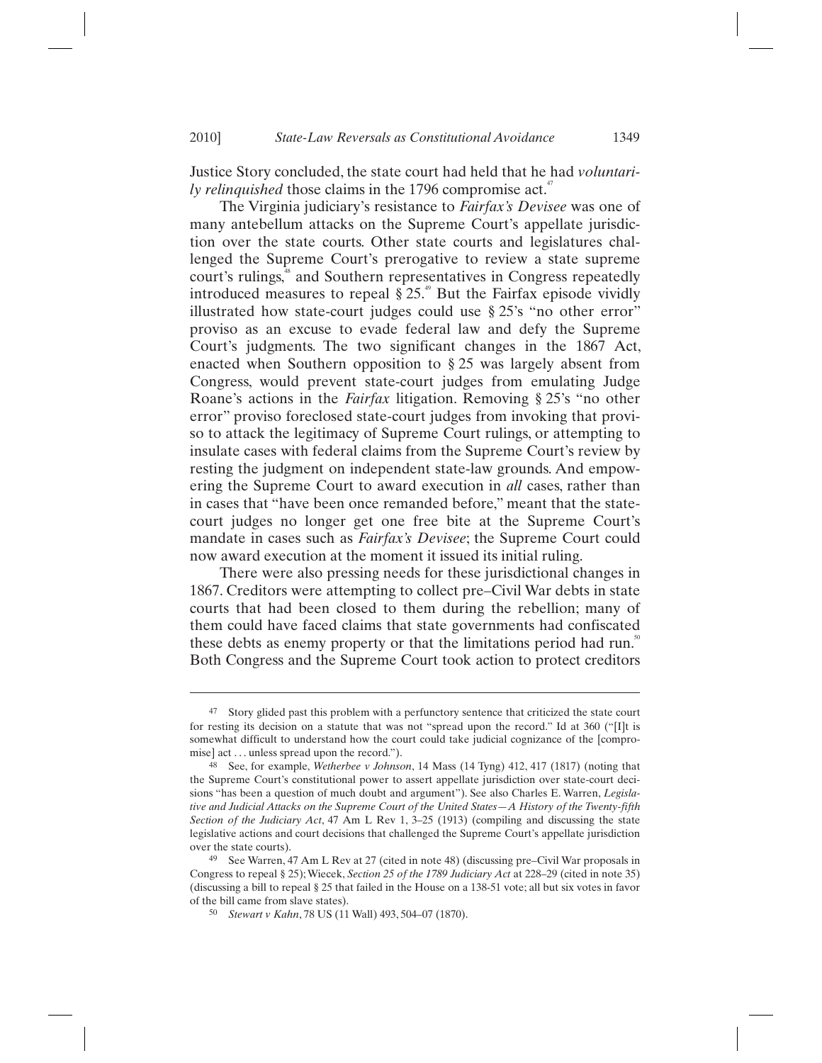Justice Story concluded, the state court had held that he had *voluntarily relinquished* those claims in the 1796 compromise act.[47]

The Virginia judiciary's resistance to *Fairfax's Devisee* was one of many antebellum attacks on the Supreme Court's appellate jurisdiction over the state courts. Other state courts and legislatures challenged the Supreme Court's prerogative to review a state supreme court's rulings,[48] and Southern representatives in Congress repeatedly introduced measures to repeal § 25.[49] But the Fairfax episode vividly illustrated how state-court judges could use § 25's "no other error" proviso as an excuse to evade federal law and defy the Supreme Court's judgments. The two significant changes in the 1867 Act, enacted when Southern opposition to § 25 was largely absent from Congress, would prevent state-court judges from emulating Judge Roane's actions in the *Fairfax* litigation. Removing § 25's "no other error" proviso foreclosed state-court judges from invoking that proviso to attack the legitimacy of Supreme Court rulings, or attempting to insulate cases with federal claims from the Supreme Court's review by resting the judgment on independent state-law grounds. And empowering the Supreme Court to award execution in *all* cases, rather than in cases that "have been once remanded before," meant that the state-court judges no longer get one free bite at the Supreme Court's mandate in cases such as *Fairfax's Devisee*; the Supreme Court could now award execution at the moment it issued its initial ruling.

There were also pressing needs for these jurisdictional changes in 1867. Creditors were attempting to collect pre–Civil War debts in state courts that had been closed to them during the rebellion; many of them could have faced claims that state governments had confiscated these debts as enemy property or that the limitations period had run.[50] Both Congress and the Supreme Court took action to protect creditors

---

47 Story glided past this problem with a perfunctory sentence that criticized the state court for resting its decision on a statute that was not "spread upon the record." Id at 360 ("[I]t is somewhat difficult to understand how the court could take judicial cognizance of the [compromise] act . . . unless spread upon the record.").

48 See, for example, *Wetherbee v Johnson*, 14 Mass (14 Tyng) 412, 417 (1817) (noting that the Supreme Court's constitutional power to assert appellate jurisdiction over state-court decisions "has been a question of much doubt and argument"). See also Charles E. Warren, *Legislative and Judicial Attacks on the Supreme Court of the United States—A History of the Twenty-fifth Section of the Judiciary Act*, 47 Am L Rev 1, 3–25 (1913) (compiling and discussing the state legislative actions and court decisions that challenged the Supreme Court's appellate jurisdiction over the state courts).

49 See Warren, 47 Am L Rev at 27 (cited in note 48) (discussing pre–Civil War proposals in Congress to repeal § 25); Wiecek, *Section 25 of the 1789 Judiciary Act* at 228–29 (cited in note 35) (discussing a bill to repeal § 25 that failed in the House on a 138-51 vote; all but six votes in favor of the bill came from slave states).

50 *Stewart v Kahn*, 78 US (11 Wall) 493, 504–07 (1870).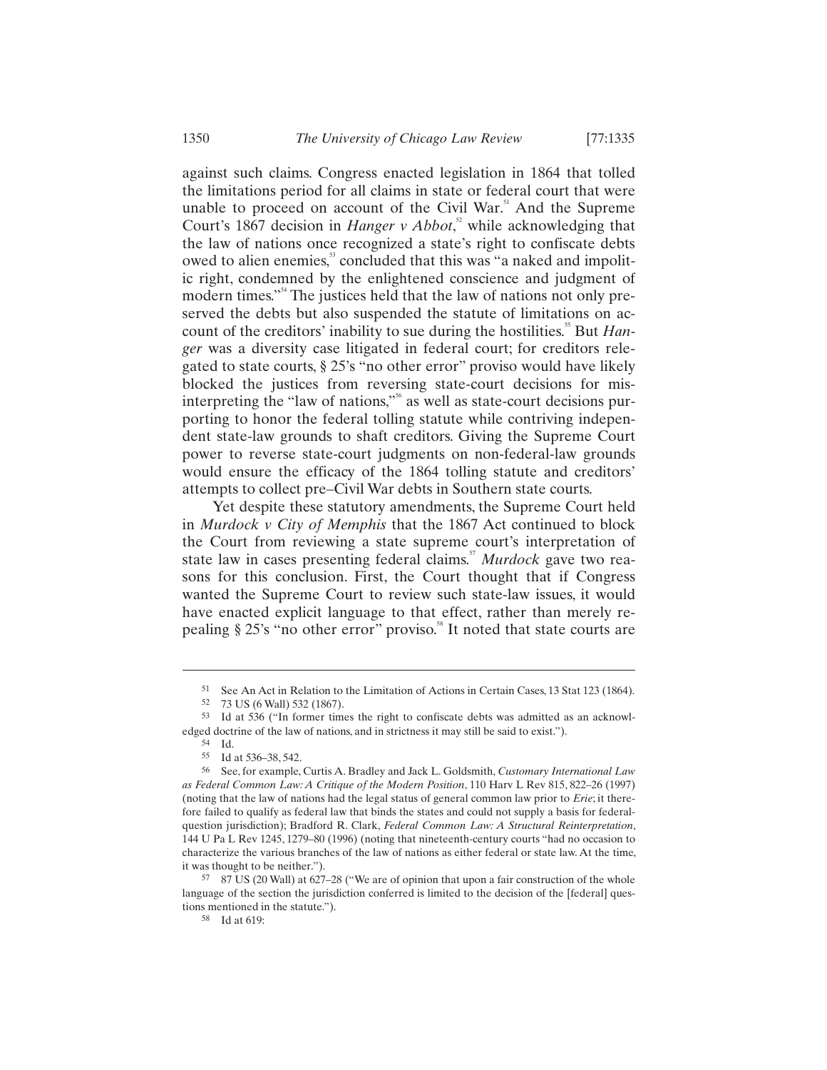against such claims. Congress enacted legislation in 1864 that tolled the limitations period for all claims in state or federal court that were unable to proceed on account of the Civil War.[51] And the Supreme Court's 1867 decision in *Hanger v Abbot*,[52] while acknowledging that the law of nations once recognized a state's right to confiscate debts owed to alien enemies,[53] concluded that this was "a naked and impolitic right, condemned by the enlightened conscience and judgment of modern times."[54] The justices held that the law of nations not only preserved the debts but also suspended the statute of limitations on account of the creditors' inability to sue during the hostilities.[55] But *Hanger* was a diversity case litigated in federal court; for creditors relegated to state courts, § 25's "no other error" proviso would have likely blocked the justices from reversing state-court decisions for misinterpreting the "law of nations,"[56] as well as state-court decisions purporting to honor the federal tolling statute while contriving independent state-law grounds to shaft creditors. Giving the Supreme Court power to reverse state-court judgments on non-federal-law grounds would ensure the efficacy of the 1864 tolling statute and creditors' attempts to collect pre–Civil War debts in Southern state courts.

Yet despite these statutory amendments, the Supreme Court held in *Murdock v City of Memphis* that the 1867 Act continued to block the Court from reviewing a state supreme court's interpretation of state law in cases presenting federal claims.[57] *Murdock* gave two reasons for this conclusion. First, the Court thought that if Congress wanted the Supreme Court to review such state-law issues, it would have enacted explicit language to that effect, rather than merely repealing § 25's "no other error" proviso.[58] It noted that state courts are

---

51 See An Act in Relation to the Limitation of Actions in Certain Cases, 13 Stat 123 (1864).

52 73 US (6 Wall) 532 (1867).

53 Id at 536 ("In former times the right to confiscate debts was admitted as an acknowledged doctrine of the law of nations, and in strictness it may still be said to exist.").

54 Id.

55 Id at 536–38, 542.

56 See, for example, Curtis A. Bradley and Jack L. Goldsmith, *Customary International Law as Federal Common Law: A Critique of the Modern Position*, 110 Harv L Rev 815, 822–26 (1997) (noting that the law of nations had the legal status of general common law prior to *Erie*; it therefore failed to qualify as federal law that binds the states and could not supply a basis for federal-question jurisdiction); Bradford R. Clark, *Federal Common Law: A Structural Reinterpretation*, 144 U Pa L Rev 1245, 1279–80 (1996) (noting that nineteenth-century courts "had no occasion to characterize the various branches of the law of nations as either federal or state law. At the time, it was thought to be neither.").

57 87 US (20 Wall) at 627–28 ("We are of opinion that upon a fair construction of the whole language of the section the jurisdiction conferred is limited to the decision of the [federal] questions mentioned in the statute.").

58 Id at 619: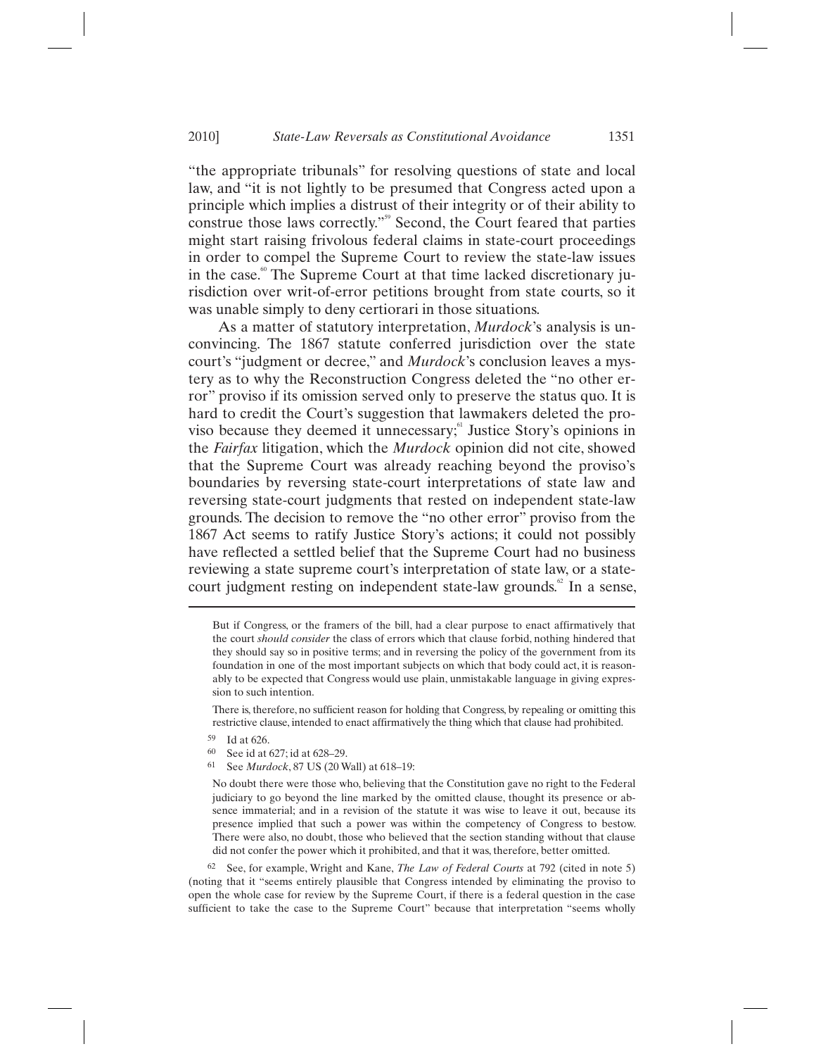"the appropriate tribunals" for resolving questions of state and local law, and "it is not lightly to be presumed that Congress acted upon a principle which implies a distrust of their integrity or of their ability to construe those laws correctly."[59] Second, the Court feared that parties might start raising frivolous federal claims in state-court proceedings in order to compel the Supreme Court to review the state-law issues in the case.[60] The Supreme Court at that time lacked discretionary jurisdiction over writ-of-error petitions brought from state courts, so it was unable simply to deny certiorari in those situations.

As a matter of statutory interpretation, *Murdock*'s analysis is unconvincing. The 1867 statute conferred jurisdiction over the state court's "judgment or decree," and *Murdock*'s conclusion leaves a mystery as to why the Reconstruction Congress deleted the "no other error" proviso if its omission served only to preserve the status quo. It is hard to credit the Court's suggestion that lawmakers deleted the proviso because they deemed it unnecessary;[61] Justice Story's opinions in the *Fairfax* litigation, which the *Murdock* opinion did not cite, showed that the Supreme Court was already reaching beyond the proviso's boundaries by reversing state-court interpretations of state law and reversing state-court judgments that rested on independent state-law grounds. The decision to remove the "no other error" proviso from the 1867 Act seems to ratify Justice Story's actions; it could not possibly have reflected a settled belief that the Supreme Court had no business reviewing a state supreme court's interpretation of state law, or a state-court judgment resting on independent state-law grounds.[62] In a sense,

---

> But if Congress, or the framers of the bill, had a clear purpose to enact affirmatively that the court *should consider* the class of errors which that clause forbid, nothing hindered that they should say so in positive terms; and in reversing the policy of the government from its foundation in one of the most important subjects on which that body could act, it is reasonably to be expected that Congress would use plain, unmistakable language in giving expression to such intention.
>
> There is, therefore, no sufficient reason for holding that Congress, by repealing or omitting this restrictive clause, intended to enact affirmatively the thing which that clause had prohibited.

[59] Id at 626.

[60] See id at 627; id at 628–29.

[61] See *Murdock*, 87 US (20 Wall) at 618–19:

> No doubt there were those who, believing that the Constitution gave no right to the Federal judiciary to go beyond the line marked by the omitted clause, thought its presence or absence immaterial; and in a revision of the statute it was wise to leave it out, because its presence implied that such a power was within the competency of Congress to bestow. There were also, no doubt, those who believed that the section standing without that clause did not confer the power which it prohibited, and that it was, therefore, better omitted.

[62] See, for example, Wright and Kane, *The Law of Federal Courts* at 792 (cited in note 5) (noting that it "seems entirely plausible that Congress intended by eliminating the proviso to open the whole case for review by the Supreme Court, if there is a federal question in the case sufficient to take the case to the Supreme Court" because that interpretation "seems wholly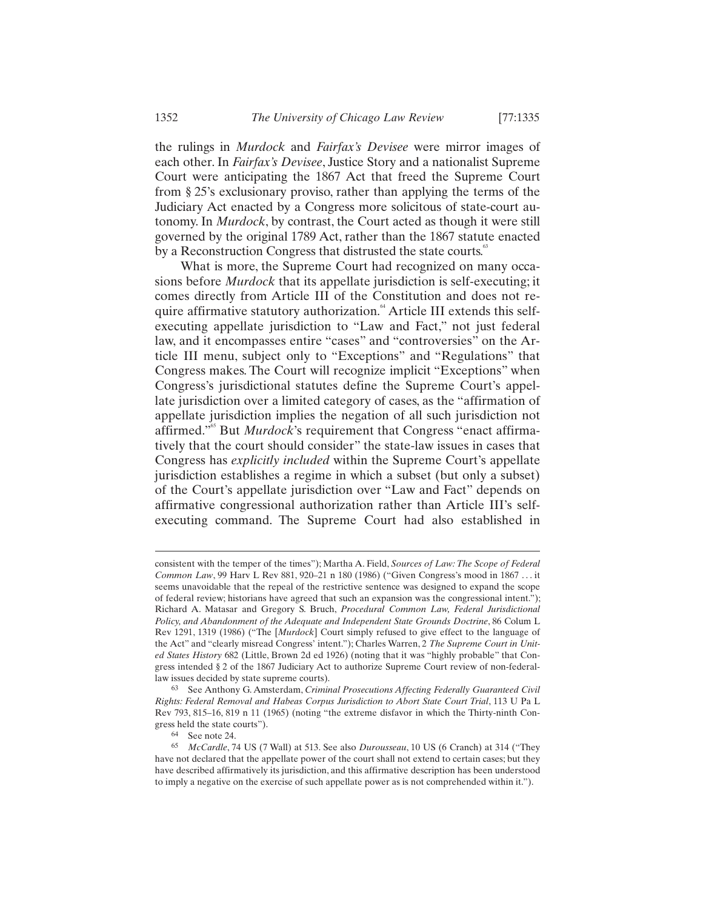the rulings in *Murdock* and *Fairfax's Devisee* were mirror images of each other. In *Fairfax's Devisee*, Justice Story and a nationalist Supreme Court were anticipating the 1867 Act that freed the Supreme Court from § 25's exclusionary proviso, rather than applying the terms of the Judiciary Act enacted by a Congress more solicitous of state-court autonomy. In *Murdock*, by contrast, the Court acted as though it were still governed by the original 1789 Act, rather than the 1867 statute enacted by a Reconstruction Congress that distrusted the state courts.[63]

What is more, the Supreme Court had recognized on many occasions before *Murdock* that its appellate jurisdiction is self-executing; it comes directly from Article III of the Constitution and does not require affirmative statutory authorization.[64] Article III extends this self-executing appellate jurisdiction to "Law and Fact," not just federal law, and it encompasses entire "cases" and "controversies" on the Article III menu, subject only to "Exceptions" and "Regulations" that Congress makes. The Court will recognize implicit "Exceptions" when Congress's jurisdictional statutes define the Supreme Court's appellate jurisdiction over a limited category of cases, as the "affirmation of appellate jurisdiction implies the negation of all such jurisdiction not affirmed."[65] But *Murdock*'s requirement that Congress "enact affirmatively that the court should consider" the state-law issues in cases that Congress has *explicitly included* within the Supreme Court's appellate jurisdiction establishes a regime in which a subset (but only a subset) of the Court's appellate jurisdiction over "Law and Fact" depends on affirmative congressional authorization rather than Article III's self-executing command. The Supreme Court had also established in

consistent with the temper of the times"); Martha A. Field, *Sources of Law: The Scope of Federal Common Law*, 99 Harv L Rev 881, 920–21 n 180 (1986) ("Given Congress's mood in 1867 . . . it seems unavoidable that the repeal of the restrictive sentence was designed to expand the scope of federal review; historians have agreed that such an expansion was the congressional intent."); Richard A. Matasar and Gregory S. Bruch, *Procedural Common Law, Federal Jurisdictional Policy, and Abandonment of the Adequate and Independent State Grounds Doctrine*, 86 Colum L Rev 1291, 1319 (1986) ("The [*Murdock*] Court simply refused to give effect to the language of the Act" and "clearly misread Congress' intent."); Charles Warren, 2 *The Supreme Court in United States History* 682 (Little, Brown 2d ed 1926) (noting that it was "highly probable" that Congress intended § 2 of the 1867 Judiciary Act to authorize Supreme Court review of non-federal-law issues decided by state supreme courts).

63 See Anthony G. Amsterdam, *Criminal Prosecutions Affecting Federally Guaranteed Civil Rights: Federal Removal and Habeas Corpus Jurisdiction to Abort State Court Trial*, 113 U Pa L Rev 793, 815–16, 819 n 11 (1965) (noting "the extreme disfavor in which the Thirty-ninth Congress held the state courts").

64 See note 24.

65 *McCardle*, 74 US (7 Wall) at 513. See also *Durousseau*, 10 US (6 Cranch) at 314 ("They have not declared that the appellate power of the court shall not extend to certain cases; but they have described affirmatively its jurisdiction, and this affirmative description has been understood to imply a negative on the exercise of such appellate power as is not comprehended within it.").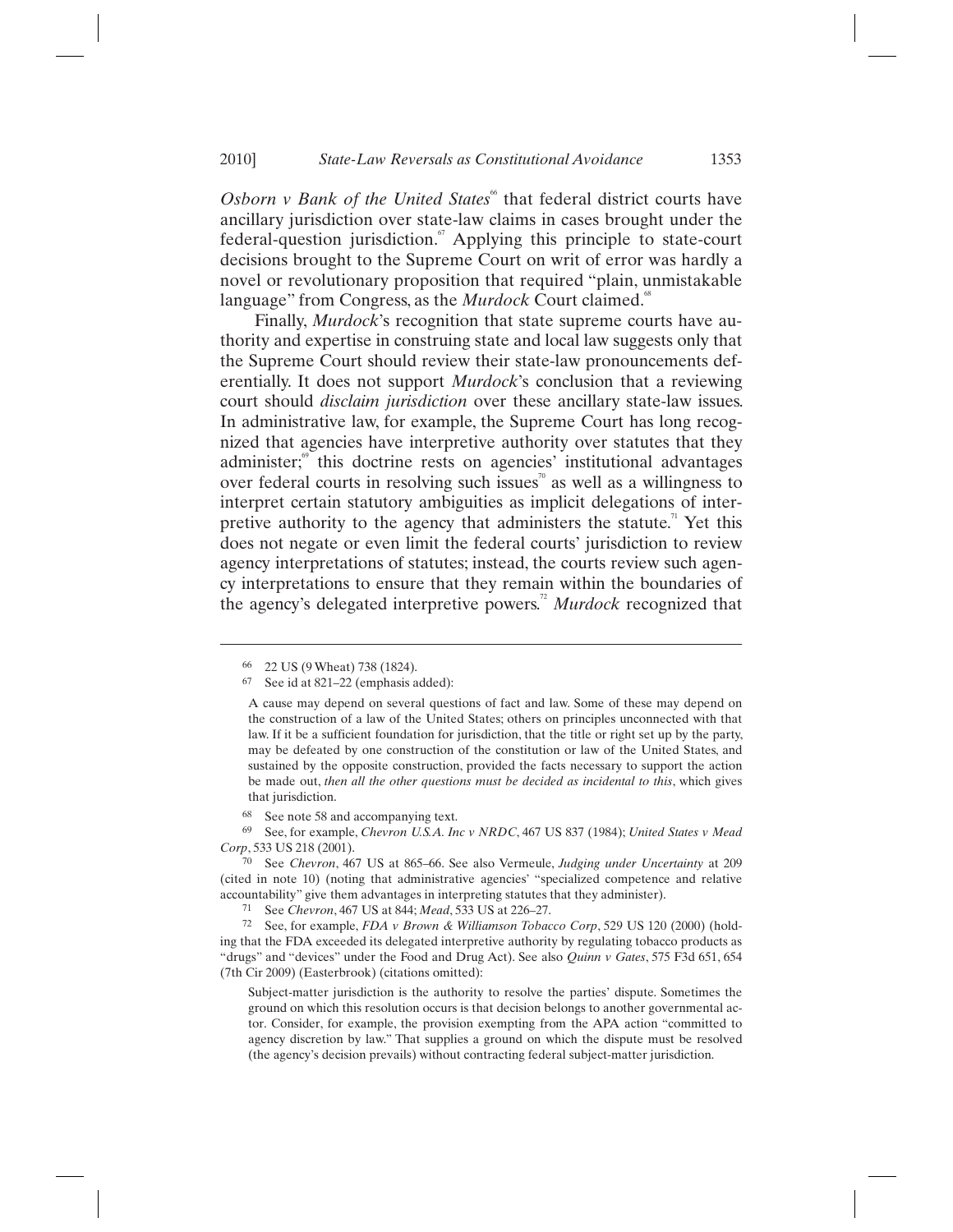*Osborn v Bank of the United States*[66] that federal district courts have ancillary jurisdiction over state-law claims in cases brought under the federal-question jurisdiction.[67] Applying this principle to state-court decisions brought to the Supreme Court on writ of error was hardly a novel or revolutionary proposition that required "plain, unmistakable language" from Congress, as the *Murdock* Court claimed.[68]

Finally, *Murdock*'s recognition that state supreme courts have authority and expertise in construing state and local law suggests only that the Supreme Court should review their state-law pronouncements deferentially. It does not support *Murdock*'s conclusion that a reviewing court should *disclaim jurisdiction* over these ancillary state-law issues. In administrative law, for example, the Supreme Court has long recognized that agencies have interpretive authority over statutes that they administer;[69] this doctrine rests on agencies' institutional advantages over federal courts in resolving such issues[70] as well as a willingness to interpret certain statutory ambiguities as implicit delegations of interpretive authority to the agency that administers the statute.[71] Yet this does not negate or even limit the federal courts' jurisdiction to review agency interpretations of statutes; instead, the courts review such agency interpretations to ensure that they remain within the boundaries of the agency's delegated interpretive powers.[72] *Murdock* recognized that

---

[66] 22 US (9 Wheat) 738 (1824).

[67] See id at 821–22 (emphasis added):

> A cause may depend on several questions of fact and law. Some of these may depend on the construction of a law of the United States; others on principles unconnected with that law. If it be a sufficient foundation for jurisdiction, that the title or right set up by the party, may be defeated by one construction of the constitution or law of the United States, and sustained by the opposite construction, provided the facts necessary to support the action be made out, *then all the other questions must be decided as incidental to this*, which gives that jurisdiction.

[68] See note 58 and accompanying text.

[69] See, for example, *Chevron U.S.A. Inc v NRDC*, 467 US 837 (1984); *United States v Mead Corp*, 533 US 218 (2001).

[70] See *Chevron*, 467 US at 865–66. See also Vermeule, *Judging under Uncertainty* at 209 (cited in note 10) (noting that administrative agencies' "specialized competence and relative accountability" give them advantages in interpreting statutes that they administer).

[71] See *Chevron*, 467 US at 844; *Mead*, 533 US at 226–27.

[72] See, for example, *FDA v Brown & Williamson Tobacco Corp*, 529 US 120 (2000) (holding that the FDA exceeded its delegated interpretive authority by regulating tobacco products as "drugs" and "devices" under the Food and Drug Act). See also *Quinn v Gates*, 575 F3d 651, 654 (7th Cir 2009) (Easterbrook) (citations omitted):

> Subject-matter jurisdiction is the authority to resolve the parties' dispute. Sometimes the ground on which this resolution occurs is that decision belongs to another governmental actor. Consider, for example, the provision exempting from the APA action "committed to agency discretion by law." That supplies a ground on which the dispute must be resolved (the agency's decision prevails) without contracting federal subject-matter jurisdiction.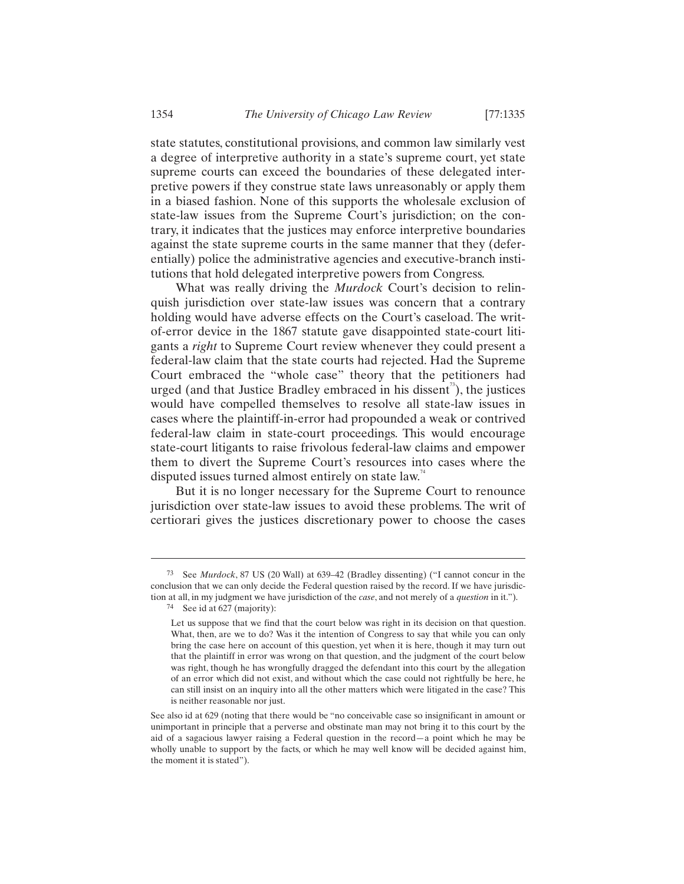state statutes, constitutional provisions, and common law similarly vest a degree of interpretive authority in a state's supreme court, yet state supreme courts can exceed the boundaries of these delegated interpretive powers if they construe state laws unreasonably or apply them in a biased fashion. None of this supports the wholesale exclusion of state-law issues from the Supreme Court's jurisdiction; on the contrary, it indicates that the justices may enforce interpretive boundaries against the state supreme courts in the same manner that they (deferentially) police the administrative agencies and executive-branch institutions that hold delegated interpretive powers from Congress.

What was really driving the *Murdock* Court's decision to relinquish jurisdiction over state-law issues was concern that a contrary holding would have adverse effects on the Court's caseload. The writ-of-error device in the 1867 statute gave disappointed state-court litigants a *right* to Supreme Court review whenever they could present a federal-law claim that the state courts had rejected. Had the Supreme Court embraced the "whole case" theory that the petitioners had urged (and that Justice Bradley embraced in his dissent[73]), the justices would have compelled themselves to resolve all state-law issues in cases where the plaintiff-in-error had propounded a weak or contrived federal-law claim in state-court proceedings. This would encourage state-court litigants to raise frivolous federal-law claims and empower them to divert the Supreme Court's resources into cases where the disputed issues turned almost entirely on state law.[74]

But it is no longer necessary for the Supreme Court to renounce jurisdiction over state-law issues to avoid these problems. The writ of certiorari gives the justices discretionary power to choose the cases

---

[73] See *Murdock*, 87 US (20 Wall) at 639–42 (Bradley dissenting) ("I cannot concur in the conclusion that we can only decide the Federal question raised by the record. If we have jurisdiction at all, in my judgment we have jurisdiction of the *case*, and not merely of a *question* in it.").

[74] See id at 627 (majority):

> Let us suppose that we find that the court below was right in its decision on that question. What, then, are we to do? Was it the intention of Congress to say that while you can only bring the case here on account of this question, yet when it is here, though it may turn out that the plaintiff in error was wrong on that question, and the judgment of the court below was right, though he has wrongfully dragged the defendant into this court by the allegation of an error which did not exist, and without which the case could not rightfully be here, he can still insist on an inquiry into all the other matters which were litigated in the case? This is neither reasonable nor just.

See also id at 629 (noting that there would be "no conceivable case so insignificant in amount or unimportant in principle that a perverse and obstinate man may not bring it to this court by the aid of a sagacious lawyer raising a Federal question in the record—a point which he may be wholly unable to support by the facts, or which he may well know will be decided against him, the moment it is stated").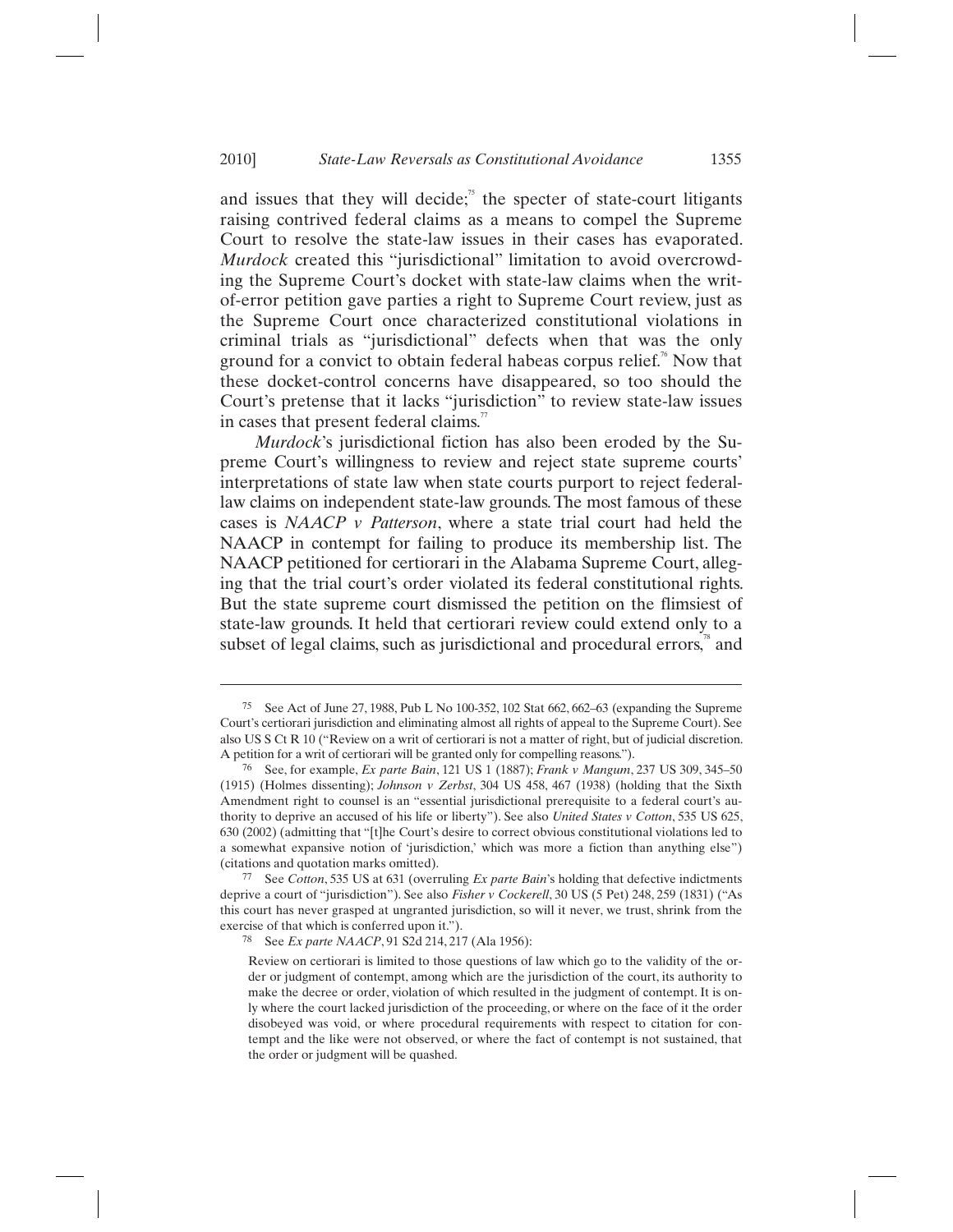and issues that they will decide;[75] the specter of state-court litigants raising contrived federal claims as a means to compel the Supreme Court to resolve the state-law issues in their cases has evaporated. *Murdock* created this "jurisdictional" limitation to avoid overcrowding the Supreme Court's docket with state-law claims when the writ-of-error petition gave parties a right to Supreme Court review, just as the Supreme Court once characterized constitutional violations in criminal trials as "jurisdictional" defects when that was the only ground for a convict to obtain federal habeas corpus relief.[76] Now that these docket-control concerns have disappeared, so too should the Court's pretense that it lacks "jurisdiction" to review state-law issues in cases that present federal claims.[77]

*Murdock*'s jurisdictional fiction has also been eroded by the Supreme Court's willingness to review and reject state supreme courts' interpretations of state law when state courts purport to reject federal-law claims on independent state-law grounds. The most famous of these cases is *NAACP v Patterson*, where a state trial court had held the NAACP in contempt for failing to produce its membership list. The NAACP petitioned for certiorari in the Alabama Supreme Court, alleging that the trial court's order violated its federal constitutional rights. But the state supreme court dismissed the petition on the flimsiest of state-law grounds. It held that certiorari review could extend only to a subset of legal claims, such as jurisdictional and procedural errors,[78] and

---

75 See Act of June 27, 1988, Pub L No 100-352, 102 Stat 662, 662–63 (expanding the Supreme Court's certiorari jurisdiction and eliminating almost all rights of appeal to the Supreme Court). See also US S Ct R 10 ("Review on a writ of certiorari is not a matter of right, but of judicial discretion. A petition for a writ of certiorari will be granted only for compelling reasons.").

76 See, for example, *Ex parte Bain*, 121 US 1 (1887); *Frank v Mangum*, 237 US 309, 345–50 (1915) (Holmes dissenting); *Johnson v Zerbst*, 304 US 458, 467 (1938) (holding that the Sixth Amendment right to counsel is an "essential jurisdictional prerequisite to a federal court's authority to deprive an accused of his life or liberty"). See also *United States v Cotton*, 535 US 625, 630 (2002) (admitting that "[t]he Court's desire to correct obvious constitutional violations led to a somewhat expansive notion of 'jurisdiction,' which was more a fiction than anything else") (citations and quotation marks omitted).

77 See *Cotton*, 535 US at 631 (overruling *Ex parte Bain*'s holding that defective indictments deprive a court of "jurisdiction"). See also *Fisher v Cockerell*, 30 US (5 Pet) 248, 259 (1831) ("As this court has never grasped at ungranted jurisdiction, so will it never, we trust, shrink from the exercise of that which is conferred upon it.").

78 See *Ex parte NAACP*, 91 S2d 214, 217 (Ala 1956):

> Review on certiorari is limited to those questions of law which go to the validity of the order or judgment of contempt, among which are the jurisdiction of the court, its authority to make the decree or order, violation of which resulted in the judgment of contempt. It is only where the court lacked jurisdiction of the proceeding, or where on the face of it the order disobeyed was void, or where procedural requirements with respect to citation for contempt and the like were not observed, or where the fact of contempt is not sustained, that the order or judgment will be quashed.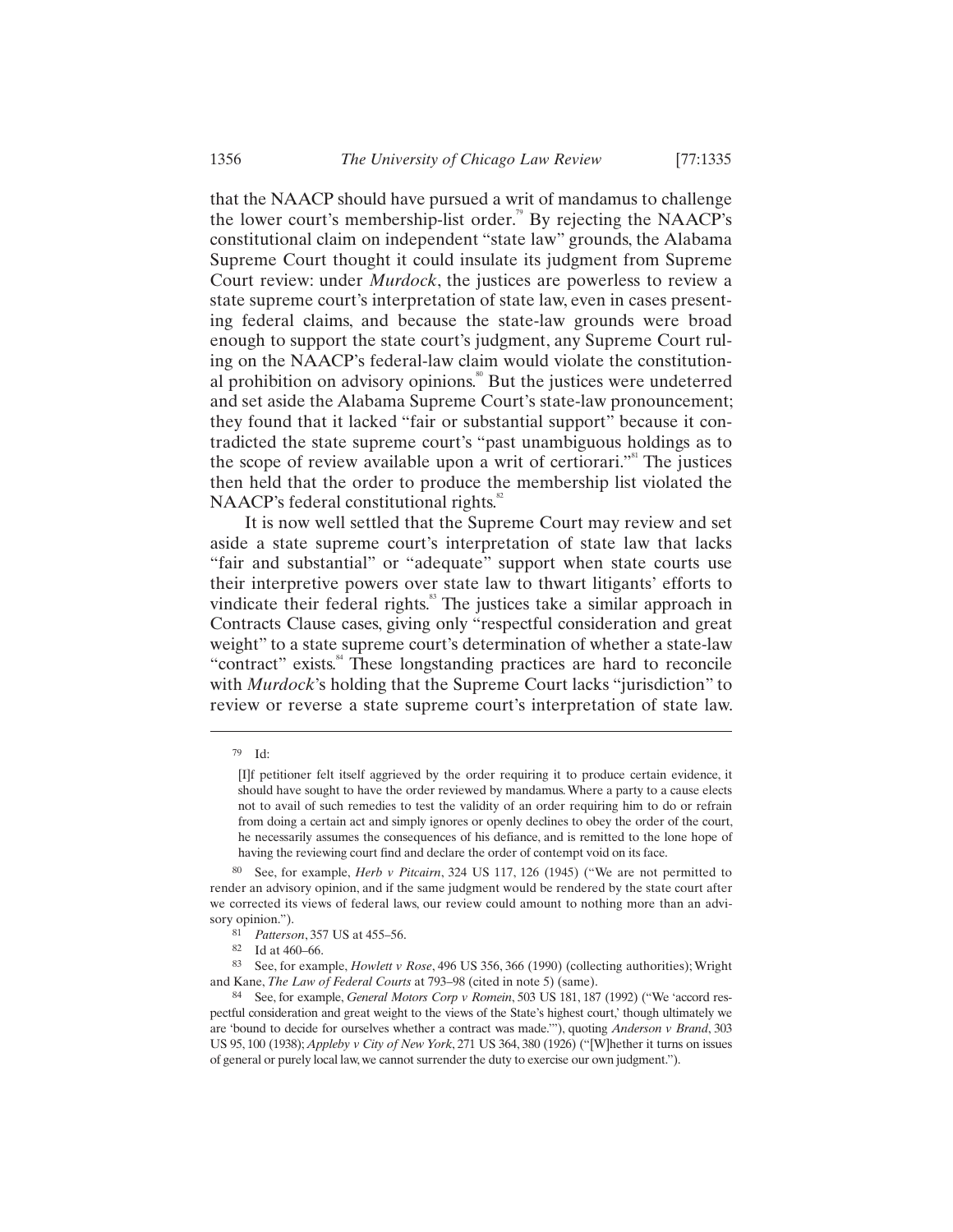that the NAACP should have pursued a writ of mandamus to challenge the lower court's membership-list order.[79] By rejecting the NAACP's constitutional claim on independent "state law" grounds, the Alabama Supreme Court thought it could insulate its judgment from Supreme Court review: under *Murdock*, the justices are powerless to review a state supreme court's interpretation of state law, even in cases presenting federal claims, and because the state-law grounds were broad enough to support the state court's judgment, any Supreme Court ruling on the NAACP's federal-law claim would violate the constitutional prohibition on advisory opinions.[80] But the justices were undeterred and set aside the Alabama Supreme Court's state-law pronouncement; they found that it lacked "fair or substantial support" because it contradicted the state supreme court's "past unambiguous holdings as to the scope of review available upon a writ of certiorari."[81] The justices then held that the order to produce the membership list violated the NAACP's federal constitutional rights.[82]

It is now well settled that the Supreme Court may review and set aside a state supreme court's interpretation of state law that lacks "fair and substantial" or "adequate" support when state courts use their interpretive powers over state law to thwart litigants' efforts to vindicate their federal rights.[83] The justices take a similar approach in Contracts Clause cases, giving only "respectful consideration and great weight" to a state supreme court's determination of whether a state-law "contract" exists.[84] These longstanding practices are hard to reconcile with *Murdock*'s holding that the Supreme Court lacks "jurisdiction" to review or reverse a state supreme court's interpretation of state law.

---

[79] Id:

> [I]f petitioner felt itself aggrieved by the order requiring it to produce certain evidence, it should have sought to have the order reviewed by mandamus. Where a party to a cause elects not to avail of such remedies to test the validity of an order requiring him to do or refrain from doing a certain act and simply ignores or openly declines to obey the order of the court, he necessarily assumes the consequences of his defiance, and is remitted to the lone hope of having the reviewing court find and declare the order of contempt void on its face.

[80] See, for example, *Herb v Pitcairn*, 324 US 117, 126 (1945) ("We are not permitted to render an advisory opinion, and if the same judgment would be rendered by the state court after we corrected its views of federal laws, our review could amount to nothing more than an advisory opinion.").

[81] *Patterson*, 357 US at 455–56.

[82] Id at 460–66.

[83] See, for example, *Howlett v Rose*, 496 US 356, 366 (1990) (collecting authorities); Wright and Kane, *The Law of Federal Courts* at 793–98 (cited in note 5) (same).

[84] See, for example, *General Motors Corp v Romein*, 503 US 181, 187 (1992) ("We 'accord respectful consideration and great weight to the views of the State's highest court,' though ultimately we are 'bound to decide for ourselves whether a contract was made.'"), quoting *Anderson v Brand*, 303 US 95, 100 (1938); *Appleby v City of New York*, 271 US 364, 380 (1926) ("[W]hether it turns on issues of general or purely local law, we cannot surrender the duty to exercise our own judgment.").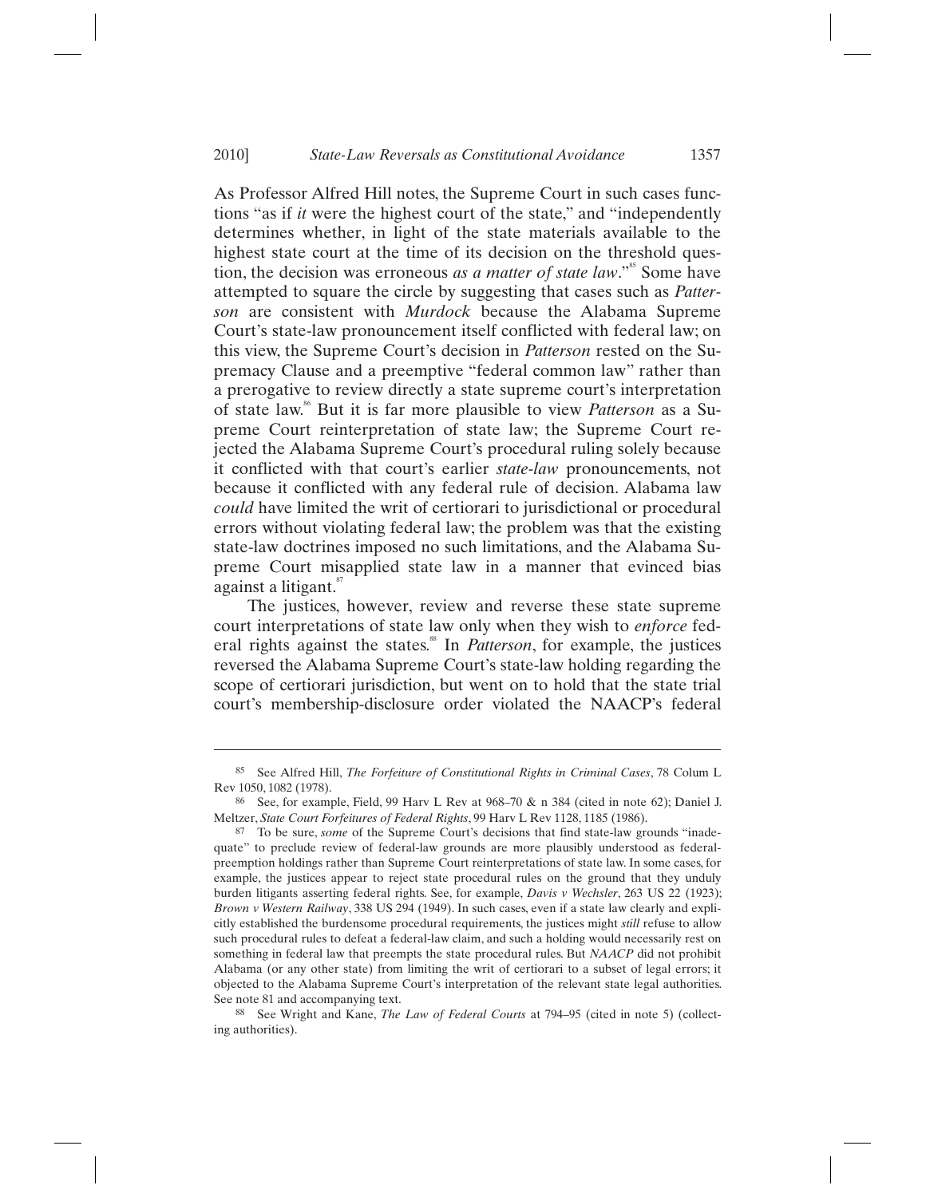As Professor Alfred Hill notes, the Supreme Court in such cases functions "as if *it* were the highest court of the state," and "independently determines whether, in light of the state materials available to the highest state court at the time of its decision on the threshold question, the decision was erroneous *as a matter of state law*."[85] Some have attempted to square the circle by suggesting that cases such as *Patterson* are consistent with *Murdock* because the Alabama Supreme Court's state-law pronouncement itself conflicted with federal law; on this view, the Supreme Court's decision in *Patterson* rested on the Supremacy Clause and a preemptive "federal common law" rather than a prerogative to review directly a state supreme court's interpretation of state law.[86] But it is far more plausible to view *Patterson* as a Supreme Court reinterpretation of state law; the Supreme Court rejected the Alabama Supreme Court's procedural ruling solely because it conflicted with that court's earlier *state-law* pronouncements, not because it conflicted with any federal rule of decision. Alabama law *could* have limited the writ of certiorari to jurisdictional or procedural errors without violating federal law; the problem was that the existing state-law doctrines imposed no such limitations, and the Alabama Supreme Court misapplied state law in a manner that evinced bias against a litigant.[87]

The justices, however, review and reverse these state supreme court interpretations of state law only when they wish to *enforce* federal rights against the states.[88] In *Patterson*, for example, the justices reversed the Alabama Supreme Court's state-law holding regarding the scope of certiorari jurisdiction, but went on to hold that the state trial court's membership-disclosure order violated the NAACP's federal

---

85 See Alfred Hill, *The Forfeiture of Constitutional Rights in Criminal Cases*, 78 Colum L Rev 1050, 1082 (1978).

86 See, for example, Field, 99 Harv L Rev at 968–70 & n 384 (cited in note 62); Daniel J. Meltzer, *State Court Forfeitures of Federal Rights*, 99 Harv L Rev 1128, 1185 (1986).

87 To be sure, *some* of the Supreme Court's decisions that find state-law grounds "inadequate" to preclude review of federal-law grounds are more plausibly understood as federal-preemption holdings rather than Supreme Court reinterpretations of state law. In some cases, for example, the justices appear to reject state procedural rules on the ground that they unduly burden litigants asserting federal rights. See, for example, *Davis v Wechsler*, 263 US 22 (1923); *Brown v Western Railway*, 338 US 294 (1949). In such cases, even if a state law clearly and explicitly established the burdensome procedural requirements, the justices might *still* refuse to allow such procedural rules to defeat a federal-law claim, and such a holding would necessarily rest on something in federal law that preempts the state procedural rules. But *NAACP* did not prohibit Alabama (or any other state) from limiting the writ of certiorari to a subset of legal errors; it objected to the Alabama Supreme Court's interpretation of the relevant state legal authorities. See note 81 and accompanying text.

88 See Wright and Kane, *The Law of Federal Courts* at 794–95 (cited in note 5) (collecting authorities).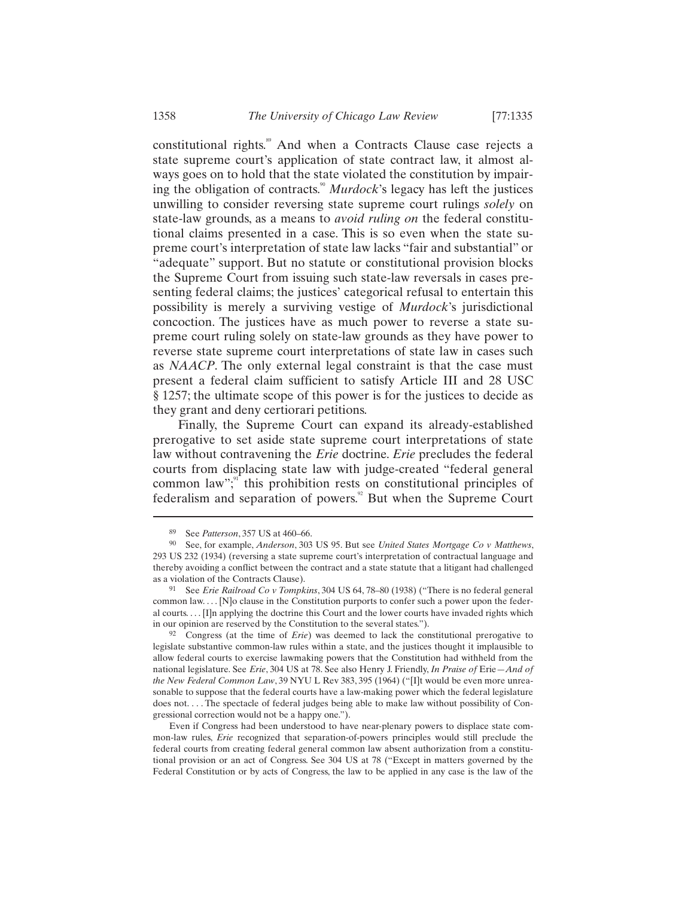constitutional rights.[89] And when a Contracts Clause case rejects a state supreme court's application of state contract law, it almost always goes on to hold that the state violated the constitution by impairing the obligation of contracts.[90] *Murdock*'s legacy has left the justices unwilling to consider reversing state supreme court rulings *solely* on state-law grounds, as a means to *avoid ruling on* the federal constitutional claims presented in a case. This is so even when the state supreme court's interpretation of state law lacks "fair and substantial" or "adequate" support. But no statute or constitutional provision blocks the Supreme Court from issuing such state-law reversals in cases presenting federal claims; the justices' categorical refusal to entertain this possibility is merely a surviving vestige of *Murdock*'s jurisdictional concoction. The justices have as much power to reverse a state supreme court ruling solely on state-law grounds as they have power to reverse state supreme court interpretations of state law in cases such as *NAACP*. The only external legal constraint is that the case must present a federal claim sufficient to satisfy Article III and 28 USC § 1257; the ultimate scope of this power is for the justices to decide as they grant and deny certiorari petitions.

Finally, the Supreme Court can expand its already-established prerogative to set aside state supreme court interpretations of state law without contravening the *Erie* doctrine. *Erie* precludes the federal courts from displacing state law with judge-created "federal general common law";[91] this prohibition rests on constitutional principles of federalism and separation of powers.[92] But when the Supreme Court

---

[89] See *Patterson*, 357 US at 460–66.

[90] See, for example, *Anderson*, 303 US 95. But see *United States Mortgage Co v Matthews*, 293 US 232 (1934) (reversing a state supreme court's interpretation of contractual language and thereby avoiding a conflict between the contract and a state statute that a litigant had challenged as a violation of the Contracts Clause).

[91] See *Erie Railroad Co v Tompkins*, 304 US 64, 78–80 (1938) ("There is no federal general common law. . . . [N]o clause in the Constitution purports to confer such a power upon the federal courts. . . . [I]n applying the doctrine this Court and the lower courts have invaded rights which in our opinion are reserved by the Constitution to the several states.").

[92] Congress (at the time of *Erie*) was deemed to lack the constitutional prerogative to legislate substantive common-law rules within a state, and the justices thought it implausible to allow federal courts to exercise lawmaking powers that the Constitution had withheld from the national legislature. See *Erie*, 304 US at 78. See also Henry J. Friendly, *In Praise of* Erie*—And of the New Federal Common Law*, 39 NYU L Rev 383, 395 (1964) ("[I]t would be even more unreasonable to suppose that the federal courts have a law-making power which the federal legislature does not. . . . The spectacle of federal judges being able to make law without possibility of Congressional correction would not be a happy one.").

Even if Congress had been understood to have near-plenary powers to displace state common-law rules, *Erie* recognized that separation-of-powers principles would still preclude the federal courts from creating federal general common law absent authorization from a constitutional provision or an act of Congress. See 304 US at 78 ("Except in matters governed by the Federal Constitution or by acts of Congress, the law to be applied in any case is the law of the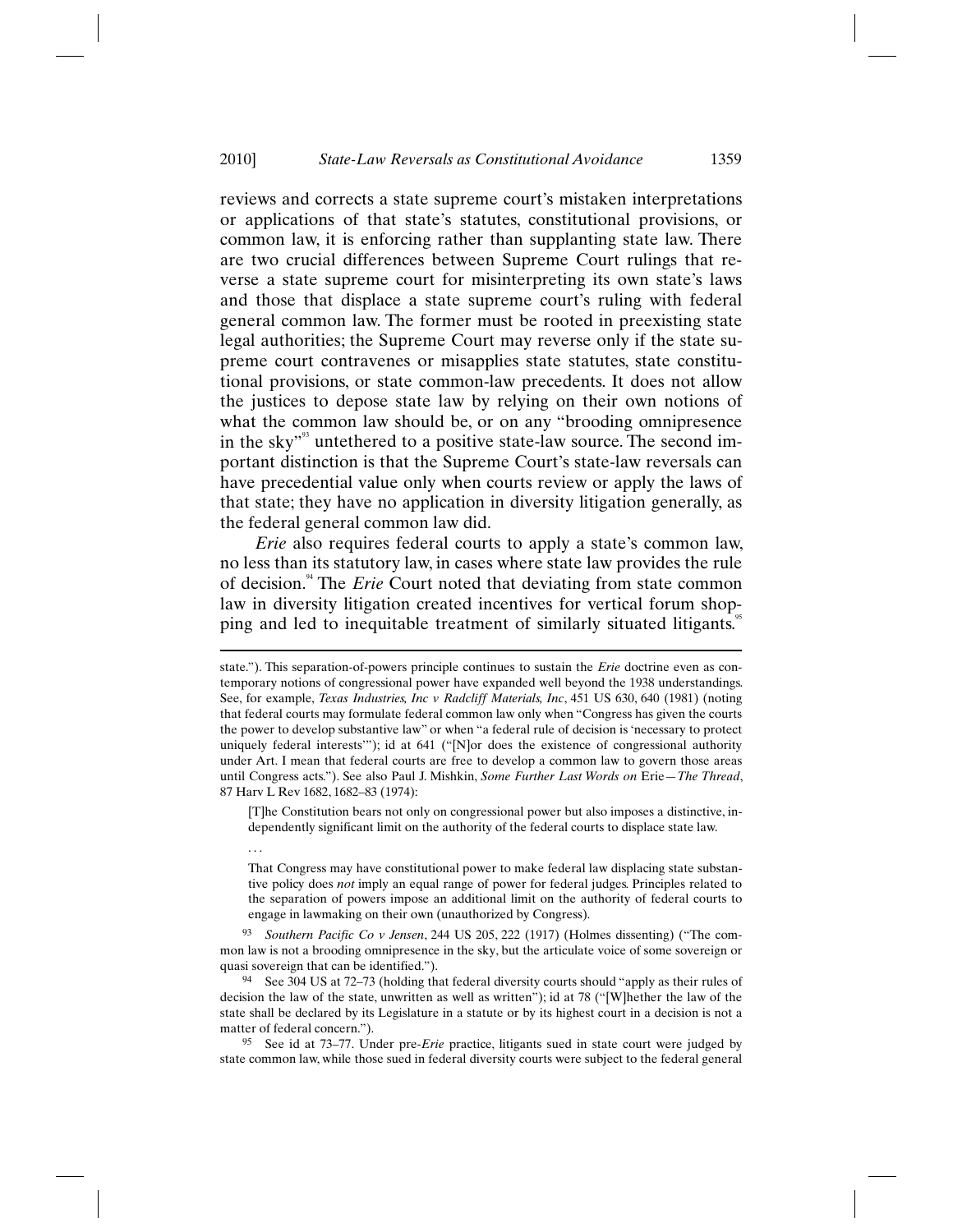reviews and corrects a state supreme court's mistaken interpretations or applications of that state's statutes, constitutional provisions, or common law, it is enforcing rather than supplanting state law. There are two crucial differences between Supreme Court rulings that reverse a state supreme court for misinterpreting its own state's laws and those that displace a state supreme court's ruling with federal general common law. The former must be rooted in preexisting state legal authorities; the Supreme Court may reverse only if the state supreme court contravenes or misapplies state statutes, state constitutional provisions, or state common-law precedents. It does not allow the justices to depose state law by relying on their own notions of what the common law should be, or on any "brooding omnipresence in the sky"[93] untethered to a positive state-law source. The second important distinction is that the Supreme Court's state-law reversals can have precedential value only when courts review or apply the laws of that state; they have no application in diversity litigation generally, as the federal general common law did.

*Erie* also requires federal courts to apply a state's common law, no less than its statutory law, in cases where state law provides the rule of decision.[94] The *Erie* Court noted that deviating from state common law in diversity litigation created incentives for vertical forum shopping and led to inequitable treatment of similarly situated litigants.[95]

---

state."). This separation-of-powers principle continues to sustain the *Erie* doctrine even as contemporary notions of congressional power have expanded well beyond the 1938 understandings. See, for example, *Texas Industries, Inc v Radcliff Materials, Inc*, 451 US 630, 640 (1981) (noting that federal courts may formulate federal common law only when "Congress has given the courts the power to develop substantive law" or when "a federal rule of decision is 'necessary to protect uniquely federal interests'"); id at 641 ("[N]or does the existence of congressional authority under Art. I mean that federal courts are free to develop a common law to govern those areas until Congress acts."). See also Paul J. Mishkin, *Some Further Last Words on* Erie—*The Thread*, 87 Harv L Rev 1682, 1682–83 (1974):

> [T]he Constitution bears not only on congressional power but also imposes a distinctive, independently significant limit on the authority of the federal courts to displace state law.
>
> . . .
>
> That Congress may have constitutional power to make federal law displacing state substantive policy does *not* imply an equal range of power for federal judges. Principles related to the separation of powers impose an additional limit on the authority of federal courts to engage in lawmaking on their own (unauthorized by Congress).

93 *Southern Pacific Co v Jensen*, 244 US 205, 222 (1917) (Holmes dissenting) ("The common law is not a brooding omnipresence in the sky, but the articulate voice of some sovereign or quasi sovereign that can be identified.").

94 See 304 US at 72–73 (holding that federal diversity courts should "apply as their rules of decision the law of the state, unwritten as well as written"); id at 78 ("[W]hether the law of the state shall be declared by its Legislature in a statute or by its highest court in a decision is not a matter of federal concern.").

95 See id at 73–77. Under pre-*Erie* practice, litigants sued in state court were judged by state common law, while those sued in federal diversity courts were subject to the federal general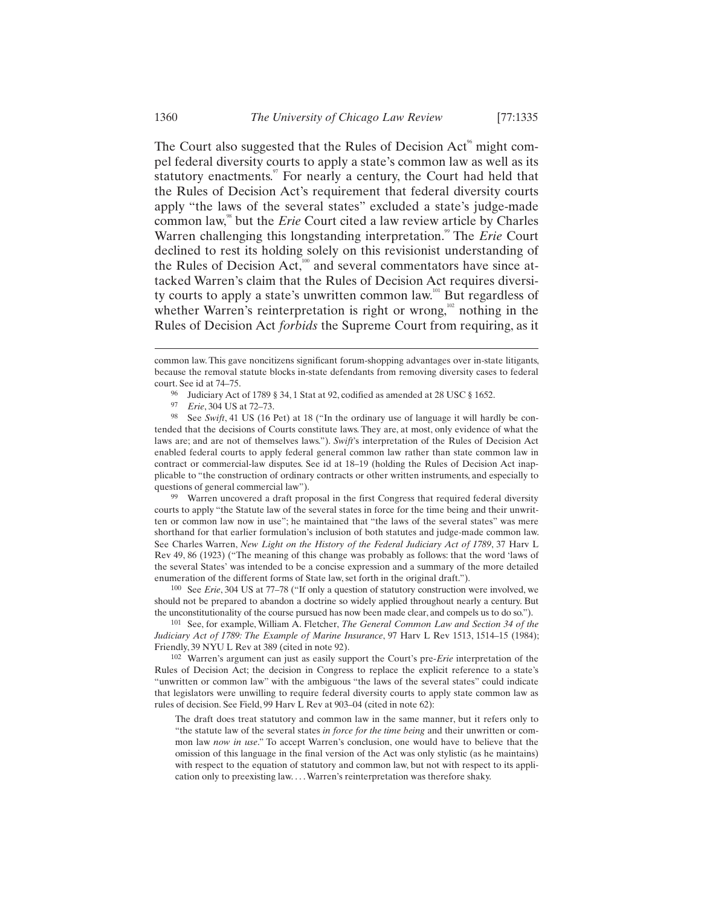The Court also suggested that the Rules of Decision Act[96] might compel federal diversity courts to apply a state's common law as well as its statutory enactments.[97] For nearly a century, the Court had held that the Rules of Decision Act's requirement that federal diversity courts apply "the laws of the several states" excluded a state's judge-made common law,[98] but the *Erie* Court cited a law review article by Charles Warren challenging this longstanding interpretation.[99] The *Erie* Court declined to rest its holding solely on this revisionist understanding of the Rules of Decision Act,[100] and several commentators have since attacked Warren's claim that the Rules of Decision Act requires diversity courts to apply a state's unwritten common law.[101] But regardless of whether Warren's reinterpretation is right or wrong,[102] nothing in the Rules of Decision Act *forbids* the Supreme Court from requiring, as it

---

common law. This gave noncitizens significant forum-shopping advantages over in-state litigants, because the removal statute blocks in-state defendants from removing diversity cases to federal court. See id at 74–75.

96 Judiciary Act of 1789 § 34, 1 Stat at 92, codified as amended at 28 USC § 1652.

97 *Erie*, 304 US at 72–73.

98 See *Swift*, 41 US (16 Pet) at 18 ("In the ordinary use of language it will hardly be contended that the decisions of Courts constitute laws. They are, at most, only evidence of what the laws are; and are not of themselves laws."). *Swift*'s interpretation of the Rules of Decision Act enabled federal courts to apply federal general common law rather than state common law in contract or commercial-law disputes. See id at 18–19 (holding the Rules of Decision Act inapplicable to "the construction of ordinary contracts or other written instruments, and especially to questions of general commercial law").

99 Warren uncovered a draft proposal in the first Congress that required federal diversity courts to apply "the Statute law of the several states in force for the time being and their unwritten or common law now in use"; he maintained that "the laws of the several states" was mere shorthand for that earlier formulation's inclusion of both statutes and judge-made common law. See Charles Warren, *New Light on the History of the Federal Judiciary Act of 1789*, 37 Harv L Rev 49, 86 (1923) ("The meaning of this change was probably as follows: that the word 'laws of the several States' was intended to be a concise expression and a summary of the more detailed enumeration of the different forms of State law, set forth in the original draft.").

100 See *Erie*, 304 US at 77–78 ("If only a question of statutory construction were involved, we should not be prepared to abandon a doctrine so widely applied throughout nearly a century. But the unconstitutionality of the course pursued has now been made clear, and compels us to do so.").

101 See, for example, William A. Fletcher, *The General Common Law and Section 34 of the Judiciary Act of 1789: The Example of Marine Insurance*, 97 Harv L Rev 1513, 1514–15 (1984); Friendly, 39 NYU L Rev at 389 (cited in note 92).

102 Warren's argument can just as easily support the Court's pre-*Erie* interpretation of the Rules of Decision Act; the decision in Congress to replace the explicit reference to a state's "unwritten or common law" with the ambiguous "the laws of the several states" could indicate that legislators were unwilling to require federal diversity courts to apply state common law as rules of decision. See Field, 99 Harv L Rev at 903–04 (cited in note 62):

> The draft does treat statutory and common law in the same manner, but it refers only to "the statute law of the several states *in force for the time being* and their unwritten or common law *now in use*." To accept Warren's conclusion, one would have to believe that the omission of this language in the final version of the Act was only stylistic (as he maintains) with respect to the equation of statutory and common law, but not with respect to its application only to preexisting law. . . . Warren's reinterpretation was therefore shaky.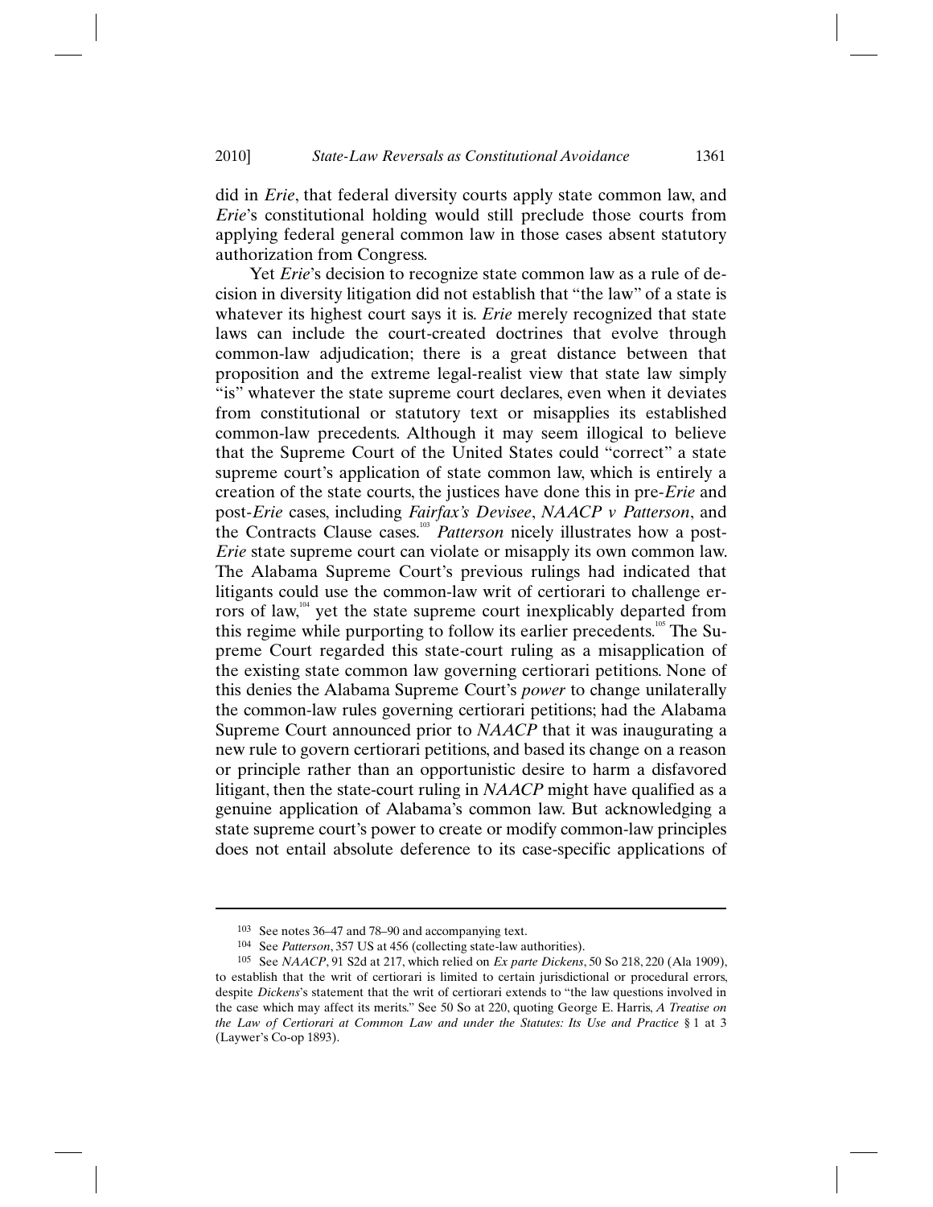did in *Erie*, that federal diversity courts apply state common law, and *Erie*'s constitutional holding would still preclude those courts from applying federal general common law in those cases absent statutory authorization from Congress.

Yet *Erie*'s decision to recognize state common law as a rule of decision in diversity litigation did not establish that "the law" of a state is whatever its highest court says it is. *Erie* merely recognized that state laws can include the court-created doctrines that evolve through common-law adjudication; there is a great distance between that proposition and the extreme legal-realist view that state law simply "is" whatever the state supreme court declares, even when it deviates from constitutional or statutory text or misapplies its established common-law precedents. Although it may seem illogical to believe that the Supreme Court of the United States could "correct" a state supreme court's application of state common law, which is entirely a creation of the state courts, the justices have done this in pre-*Erie* and post-*Erie* cases, including *Fairfax's Devisee*, *NAACP v Patterson*, and the Contracts Clause cases.[103] *Patterson* nicely illustrates how a post-*Erie* state supreme court can violate or misapply its own common law. The Alabama Supreme Court's previous rulings had indicated that litigants could use the common-law writ of certiorari to challenge errors of law,[104] yet the state supreme court inexplicably departed from this regime while purporting to follow its earlier precedents.[105] The Supreme Court regarded this state-court ruling as a misapplication of the existing state common law governing certiorari petitions. None of this denies the Alabama Supreme Court's *power* to change unilaterally the common-law rules governing certiorari petitions; had the Alabama Supreme Court announced prior to *NAACP* that it was inaugurating a new rule to govern certiorari petitions, and based its change on a reason or principle rather than an opportunistic desire to harm a disfavored litigant, then the state-court ruling in *NAACP* might have qualified as a genuine application of Alabama's common law. But acknowledging a state supreme court's power to create or modify common-law principles does not entail absolute deference to its case-specific applications of

---

103 See notes 36–47 and 78–90 and accompanying text.

104 See *Patterson*, 357 US at 456 (collecting state-law authorities).

105 See *NAACP*, 91 S2d at 217, which relied on *Ex parte Dickens*, 50 So 218, 220 (Ala 1909), to establish that the writ of certiorari is limited to certain jurisdictional or procedural errors, despite *Dickens*'s statement that the writ of certiorari extends to "the law questions involved in the case which may affect its merits." See 50 So at 220, quoting George E. Harris, *A Treatise on the Law of Certiorari at Common Law and under the Statutes: Its Use and Practice* § 1 at 3 (Laywer's Co-op 1893).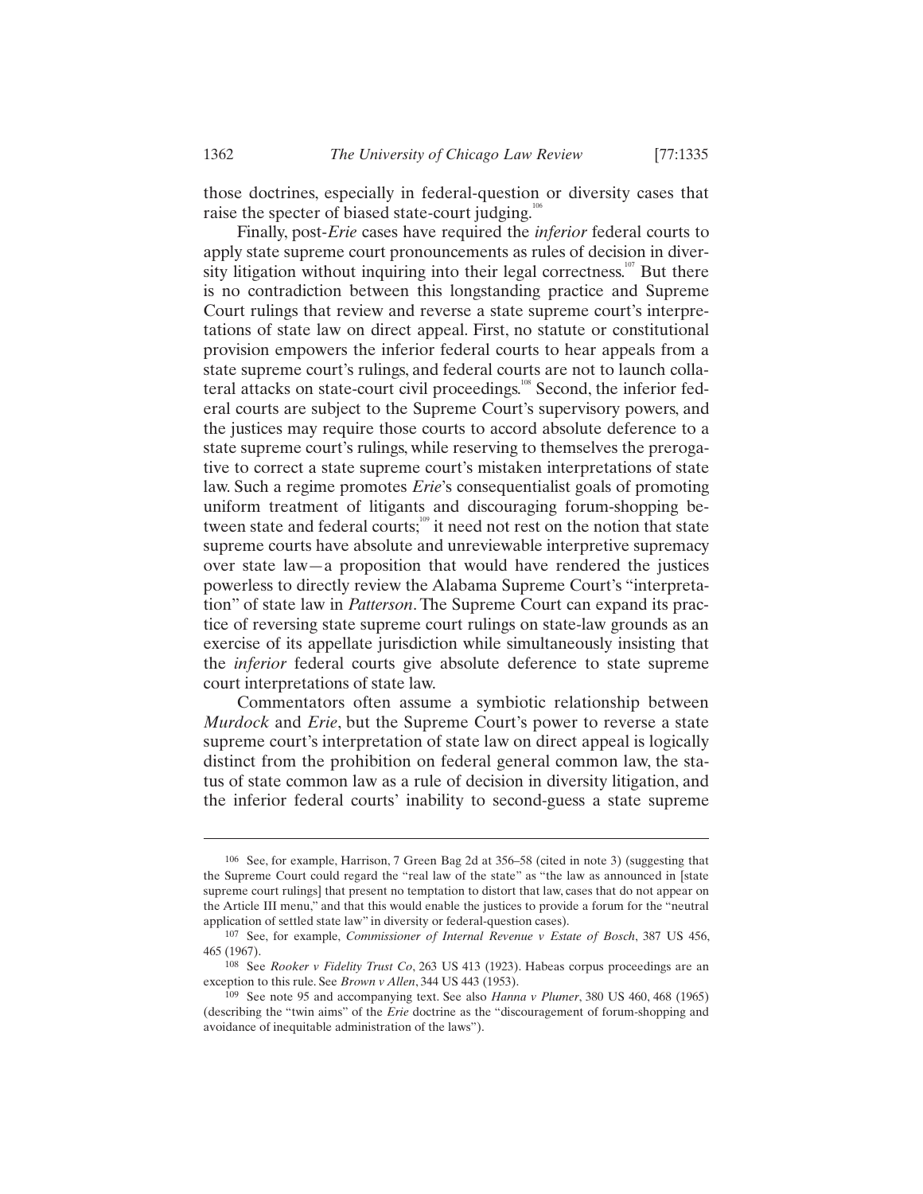those doctrines, especially in federal-question or diversity cases that raise the specter of biased state-court judging.[106]

Finally, post-*Erie* cases have required the *inferior* federal courts to apply state supreme court pronouncements as rules of decision in diversity litigation without inquiring into their legal correctness.[107] But there is no contradiction between this longstanding practice and Supreme Court rulings that review and reverse a state supreme court's interpretations of state law on direct appeal. First, no statute or constitutional provision empowers the inferior federal courts to hear appeals from a state supreme court's rulings, and federal courts are not to launch collateral attacks on state-court civil proceedings.[108] Second, the inferior federal courts are subject to the Supreme Court's supervisory powers, and the justices may require those courts to accord absolute deference to a state supreme court's rulings, while reserving to themselves the prerogative to correct a state supreme court's mistaken interpretations of state law. Such a regime promotes *Erie*'s consequentialist goals of promoting uniform treatment of litigants and discouraging forum-shopping between state and federal courts;[109] it need not rest on the notion that state supreme courts have absolute and unreviewable interpretive supremacy over state law—a proposition that would have rendered the justices powerless to directly review the Alabama Supreme Court's "interpretation" of state law in *Patterson*. The Supreme Court can expand its practice of reversing state supreme court rulings on state-law grounds as an exercise of its appellate jurisdiction while simultaneously insisting that the *inferior* federal courts give absolute deference to state supreme court interpretations of state law.

Commentators often assume a symbiotic relationship between *Murdock* and *Erie*, but the Supreme Court's power to reverse a state supreme court's interpretation of state law on direct appeal is logically distinct from the prohibition on federal general common law, the status of state common law as a rule of decision in diversity litigation, and the inferior federal courts' inability to second-guess a state supreme

106 See, for example, Harrison, 7 Green Bag 2d at 356–58 (cited in note 3) (suggesting that the Supreme Court could regard the "real law of the state" as "the law as announced in [state supreme court rulings] that present no temptation to distort that law, cases that do not appear on the Article III menu," and that this would enable the justices to provide a forum for the "neutral application of settled state law" in diversity or federal-question cases).

107 See, for example, *Commissioner of Internal Revenue v Estate of Bosch*, 387 US 456, 465 (1967).

108 See *Rooker v Fidelity Trust Co*, 263 US 413 (1923). Habeas corpus proceedings are an exception to this rule. See *Brown v Allen*, 344 US 443 (1953).

109 See note 95 and accompanying text. See also *Hanna v Plumer*, 380 US 460, 468 (1965) (describing the "twin aims" of the *Erie* doctrine as the "discouragement of forum-shopping and avoidance of inequitable administration of the laws").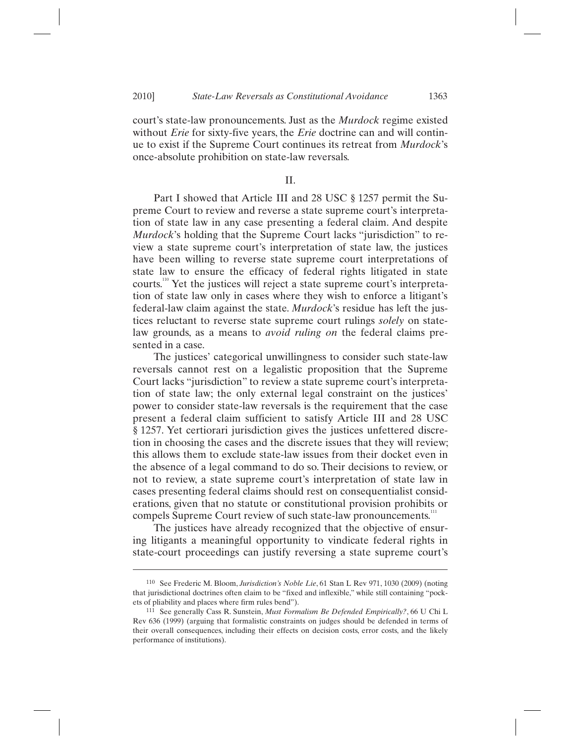court's state-law pronouncements. Just as the *Murdock* regime existed without *Erie* for sixty-five years, the *Erie* doctrine can and will continue to exist if the Supreme Court continues its retreat from *Murdock*'s once-absolute prohibition on state-law reversals.

## II.

Part I showed that Article III and 28 USC § 1257 permit the Supreme Court to review and reverse a state supreme court's interpretation of state law in any case presenting a federal claim. And despite *Murdock*'s holding that the Supreme Court lacks "jurisdiction" to review a state supreme court's interpretation of state law, the justices have been willing to reverse state supreme court interpretations of state law to ensure the efficacy of federal rights litigated in state courts.[110] Yet the justices will reject a state supreme court's interpretation of state law only in cases where they wish to enforce a litigant's federal-law claim against the state. *Murdock*'s residue has left the justices reluctant to reverse state supreme court rulings *solely* on state-law grounds, as a means to *avoid ruling on* the federal claims presented in a case.

The justices' categorical unwillingness to consider such state-law reversals cannot rest on a legalistic proposition that the Supreme Court lacks "jurisdiction" to review a state supreme court's interpretation of state law; the only external legal constraint on the justices' power to consider state-law reversals is the requirement that the case present a federal claim sufficient to satisfy Article III and 28 USC § 1257. Yet certiorari jurisdiction gives the justices unfettered discretion in choosing the cases and the discrete issues that they will review; this allows them to exclude state-law issues from their docket even in the absence of a legal command to do so. Their decisions to review, or not to review, a state supreme court's interpretation of state law in cases presenting federal claims should rest on consequentialist considerations, given that no statute or constitutional provision prohibits or compels Supreme Court review of such state-law pronouncements.[111]

The justices have already recognized that the objective of ensuring litigants a meaningful opportunity to vindicate federal rights in state-court proceedings can justify reversing a state supreme court's

---

110 See Frederic M. Bloom, *Jurisdiction's Noble Lie*, 61 Stan L Rev 971, 1030 (2009) (noting that jurisdictional doctrines often claim to be "fixed and inflexible," while still containing "pockets of pliability and places where firm rules bend").

111 See generally Cass R. Sunstein, *Must Formalism Be Defended Empirically?*, 66 U Chi L Rev 636 (1999) (arguing that formalistic constraints on judges should be defended in terms of their overall consequences, including their effects on decision costs, error costs, and the likely performance of institutions).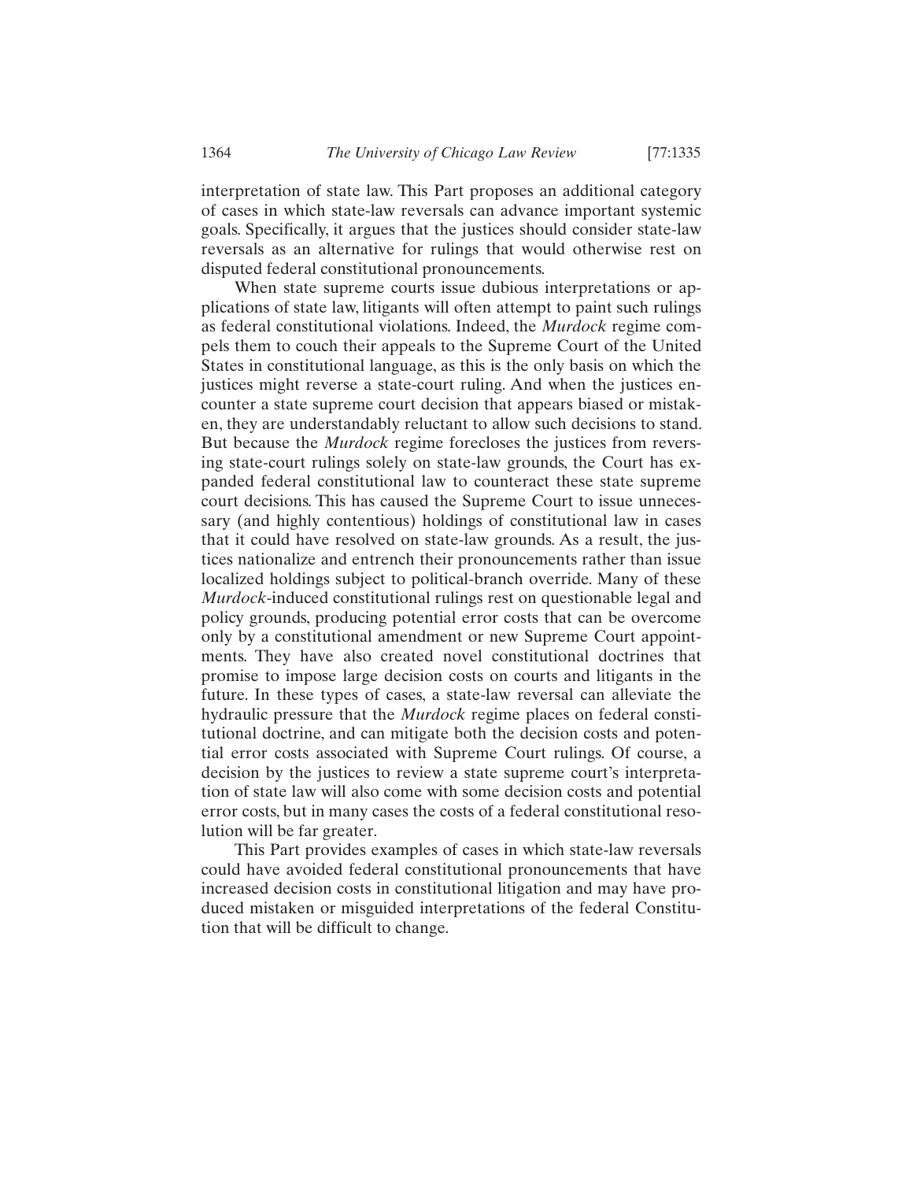interpretation of state law. This Part proposes an additional category of cases in which state-law reversals can advance important systemic goals. Specifically, it argues that the justices should consider state-law reversals as an alternative for rulings that would otherwise rest on disputed federal constitutional pronouncements.

When state supreme courts issue dubious interpretations or applications of state law, litigants will often attempt to paint such rulings as federal constitutional violations. Indeed, the *Murdock* regime compels them to couch their appeals to the Supreme Court of the United States in constitutional language, as this is the only basis on which the justices might reverse a state-court ruling. And when the justices encounter a state supreme court decision that appears biased or mistaken, they are understandably reluctant to allow such decisions to stand. But because the *Murdock* regime forecloses the justices from reversing state-court rulings solely on state-law grounds, the Court has expanded federal constitutional law to counteract these state supreme court decisions. This has caused the Supreme Court to issue unnecessary (and highly contentious) holdings of constitutional law in cases that it could have resolved on state-law grounds. As a result, the justices nationalize and entrench their pronouncements rather than issue localized holdings subject to political-branch override. Many of these *Murdock*-induced constitutional rulings rest on questionable legal and policy grounds, producing potential error costs that can be overcome only by a constitutional amendment or new Supreme Court appointments. They have also created novel constitutional doctrines that promise to impose large decision costs on courts and litigants in the future. In these types of cases, a state-law reversal can alleviate the hydraulic pressure that the *Murdock* regime places on federal constitutional doctrine, and can mitigate both the decision costs and potential error costs associated with Supreme Court rulings. Of course, a decision by the justices to review a state supreme court's interpretation of state law will also come with some decision costs and potential error costs, but in many cases the costs of a federal constitutional resolution will be far greater.

This Part provides examples of cases in which state-law reversals could have avoided federal constitutional pronouncements that have increased decision costs in constitutional litigation and may have produced mistaken or misguided interpretations of the federal Constitution that will be difficult to change.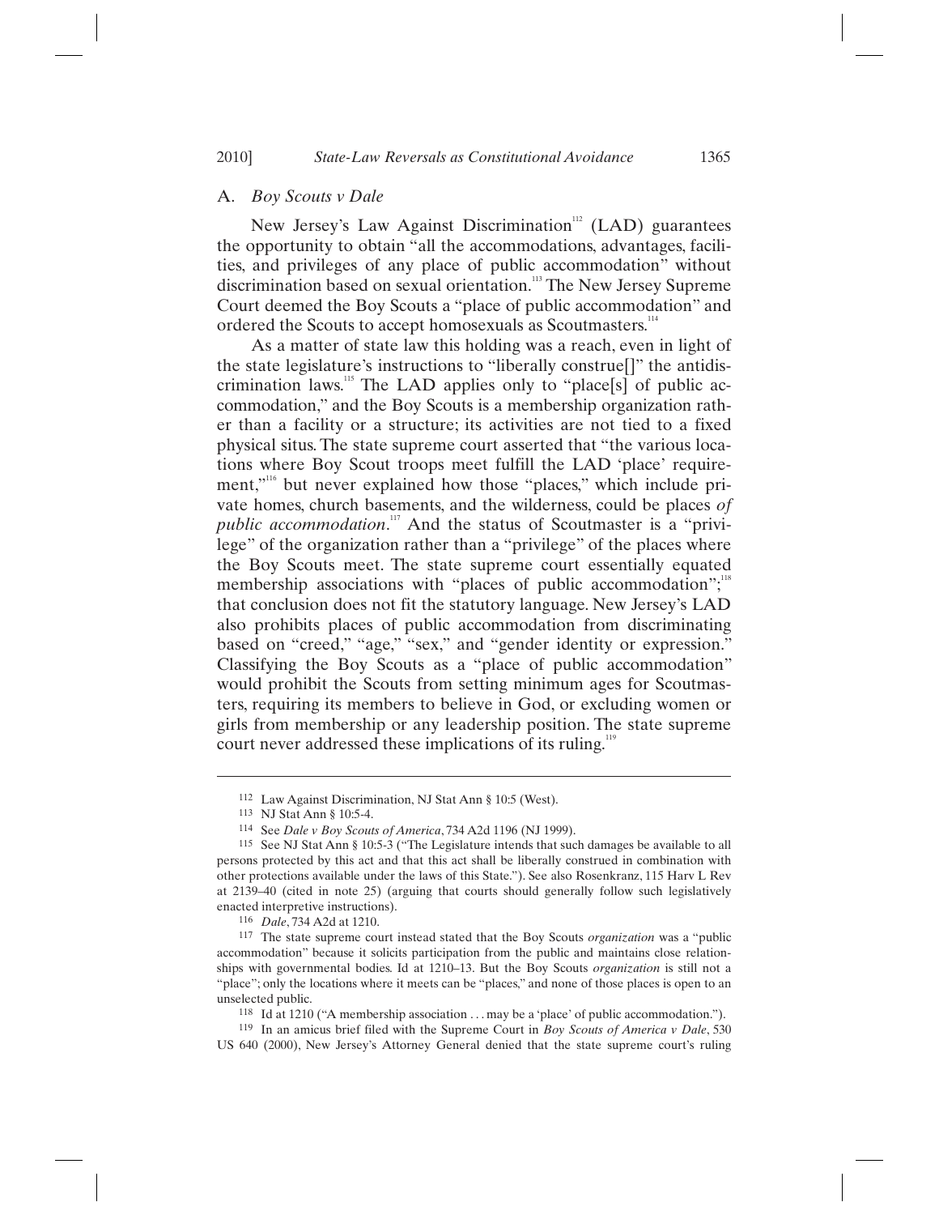## A. *Boy Scouts v Dale*

New Jersey's Law Against Discrimination[112] (LAD) guarantees the opportunity to obtain "all the accommodations, advantages, facilities, and privileges of any place of public accommodation" without discrimination based on sexual orientation.[113] The New Jersey Supreme Court deemed the Boy Scouts a "place of public accommodation" and ordered the Scouts to accept homosexuals as Scoutmasters.[114]

As a matter of state law this holding was a reach, even in light of the state legislature's instructions to "liberally construe[]" the antidiscrimination laws.[115] The LAD applies only to "place[s] of public accommodation," and the Boy Scouts is a membership organization rather than a facility or a structure; its activities are not tied to a fixed physical situs. The state supreme court asserted that "the various locations where Boy Scout troops meet fulfill the LAD 'place' requirement,"[116] but never explained how those "places," which include private homes, church basements, and the wilderness, could be places *of public accommodation*.[117] And the status of Scoutmaster is a "privilege" of the organization rather than a "privilege" of the places where the Boy Scouts meet. The state supreme court essentially equated membership associations with "places of public accommodation";[118] that conclusion does not fit the statutory language. New Jersey's LAD also prohibits places of public accommodation from discriminating based on "creed," "age," "sex," and "gender identity or expression." Classifying the Boy Scouts as a "place of public accommodation" would prohibit the Scouts from setting minimum ages for Scoutmasters, requiring its members to believe in God, or excluding women or girls from membership or any leadership position. The state supreme court never addressed these implications of its ruling.[119]

---

112 Law Against Discrimination, NJ Stat Ann § 10:5 (West).

113 NJ Stat Ann § 10:5-4.

114 See *Dale v Boy Scouts of America*, 734 A2d 1196 (NJ 1999).

115 See NJ Stat Ann § 10:5-3 ("The Legislature intends that such damages be available to all persons protected by this act and that this act shall be liberally construed in combination with other protections available under the laws of this State."). See also Rosenkranz, 115 Harv L Rev at 2139–40 (cited in note 25) (arguing that courts should generally follow such legislatively enacted interpretive instructions).

116 *Dale*, 734 A2d at 1210.

117 The state supreme court instead stated that the Boy Scouts *organization* was a "public accommodation" because it solicits participation from the public and maintains close relationships with governmental bodies. Id at 1210–13. But the Boy Scouts *organization* is still not a "place"; only the locations where it meets can be "places," and none of those places is open to an unselected public.

118 Id at 1210 ("A membership association . . . may be a 'place' of public accommodation.").

119 In an amicus brief filed with the Supreme Court in *Boy Scouts of America v Dale*, 530 US 640 (2000), New Jersey's Attorney General denied that the state supreme court's ruling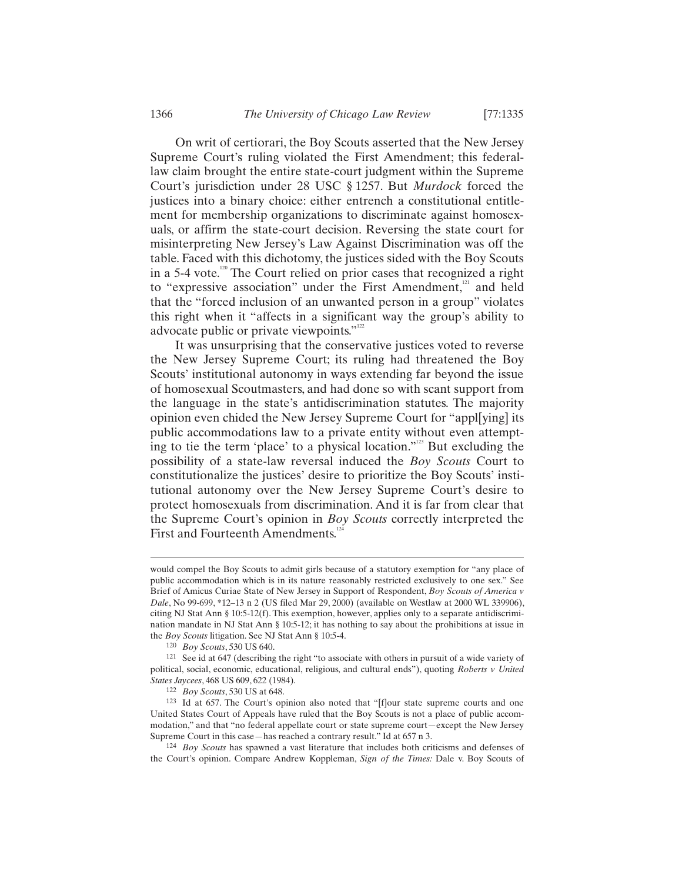On writ of certiorari, the Boy Scouts asserted that the New Jersey Supreme Court's ruling violated the First Amendment; this federal-law claim brought the entire state-court judgment within the Supreme Court's jurisdiction under 28 USC § 1257. But *Murdock* forced the justices into a binary choice: either entrench a constitutional entitlement for membership organizations to discriminate against homosexuals, or affirm the state-court decision. Reversing the state court for misinterpreting New Jersey's Law Against Discrimination was off the table. Faced with this dichotomy, the justices sided with the Boy Scouts in a 5-4 vote.[120] The Court relied on prior cases that recognized a right to "expressive association" under the First Amendment,[121] and held that the "forced inclusion of an unwanted person in a group" violates this right when it "affects in a significant way the group's ability to advocate public or private viewpoints."[122]

It was unsurprising that the conservative justices voted to reverse the New Jersey Supreme Court; its ruling had threatened the Boy Scouts' institutional autonomy in ways extending far beyond the issue of homosexual Scoutmasters, and had done so with scant support from the language in the state's antidiscrimination statutes. The majority opinion even chided the New Jersey Supreme Court for "appl[ying] its public accommodations law to a private entity without even attempting to tie the term 'place' to a physical location."[123] But excluding the possibility of a state-law reversal induced the *Boy Scouts* Court to constitutionalize the justices' desire to prioritize the Boy Scouts' institutional autonomy over the New Jersey Supreme Court's desire to protect homosexuals from discrimination. And it is far from clear that the Supreme Court's opinion in *Boy Scouts* correctly interpreted the First and Fourteenth Amendments.[124]

---

would compel the Boy Scouts to admit girls because of a statutory exemption for "any place of public accommodation which is in its nature reasonably restricted exclusively to one sex." See Brief of Amicus Curiae State of New Jersey in Support of Respondent, *Boy Scouts of America v Dale*, No 99-699, *12–13 n 2 (US filed Mar 29, 2000) (available on Westlaw at 2000 WL 339906), citing NJ Stat Ann § 10:5-12(f). This exemption, however, applies only to a separate antidiscrimination mandate in NJ Stat Ann § 10:5-12; it has nothing to say about the prohibitions at issue in the *Boy Scouts* litigation. See NJ Stat Ann § 10:5-4.

[120] *Boy Scouts*, 530 US 640.

[121] See id at 647 (describing the right "to associate with others in pursuit of a wide variety of political, social, economic, educational, religious, and cultural ends"), quoting *Roberts v United States Jaycees*, 468 US 609, 622 (1984).

[122] *Boy Scouts*, 530 US at 648.

[123] Id at 657. The Court's opinion also noted that "[f]our state supreme courts and one United States Court of Appeals have ruled that the Boy Scouts is not a place of public accommodation," and that "no federal appellate court or state supreme court—except the New Jersey Supreme Court in this case—has reached a contrary result." Id at 657 n 3.

[124] *Boy Scouts* has spawned a vast literature that includes both criticisms and defenses of the Court's opinion. Compare Andrew Koppleman, *Sign of the Times:* Dale v. Boy Scouts of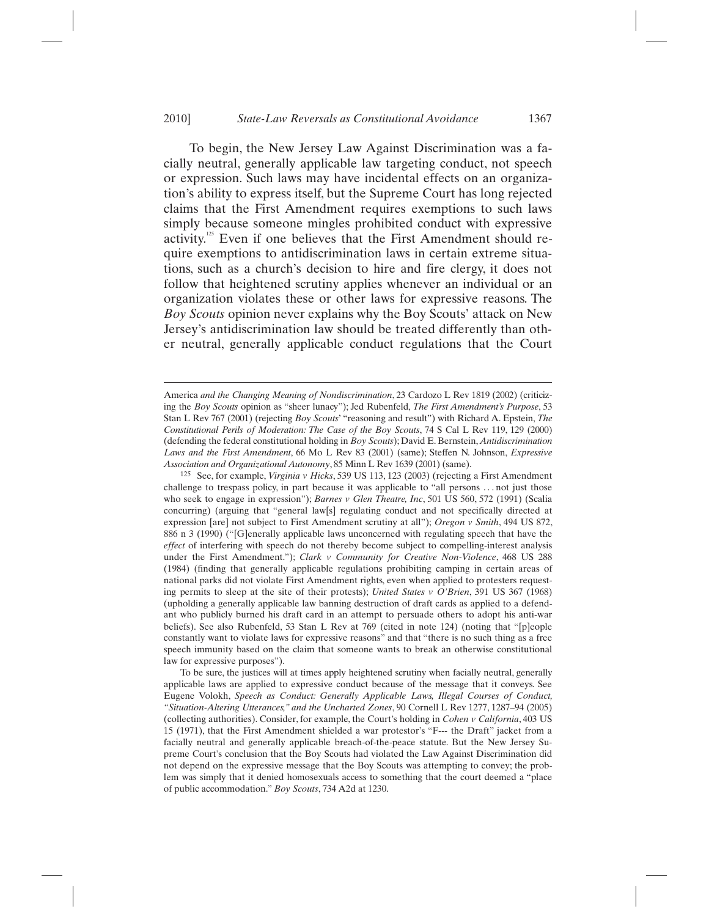To begin, the New Jersey Law Against Discrimination was a facially neutral, generally applicable law targeting conduct, not speech or expression. Such laws may have incidental effects on an organization's ability to express itself, but the Supreme Court has long rejected claims that the First Amendment requires exemptions to such laws simply because someone mingles prohibited conduct with expressive activity.[125] Even if one believes that the First Amendment should require exemptions to antidiscrimination laws in certain extreme situations, such as a church's decision to hire and fire clergy, it does not follow that heightened scrutiny applies whenever an individual or an organization violates these or other laws for expressive reasons. The *Boy Scouts* opinion never explains why the Boy Scouts' attack on New Jersey's antidiscrimination law should be treated differently than other neutral, generally applicable conduct regulations that the Court

---

America *and the Changing Meaning of Nondiscrimination*, 23 Cardozo L Rev 1819 (2002) (criticizing the *Boy Scouts* opinion as "sheer lunacy"); Jed Rubenfeld, *The First Amendment's Purpose*, 53 Stan L Rev 767 (2001) (rejecting *Boy Scouts*' "reasoning and result") with Richard A. Epstein, *The Constitutional Perils of Moderation: The Case of the Boy Scouts*, 74 S Cal L Rev 119, 129 (2000) (defending the federal constitutional holding in *Boy Scouts*); David E. Bernstein, *Antidiscrimination Laws and the First Amendment*, 66 Mo L Rev 83 (2001) (same); Steffen N. Johnson, *Expressive Association and Organizational Autonomy*, 85 Minn L Rev 1639 (2001) (same).

125 See, for example, *Virginia v Hicks*, 539 US 113, 123 (2003) (rejecting a First Amendment challenge to trespass policy, in part because it was applicable to "all persons . . . not just those who seek to engage in expression"); *Barnes v Glen Theatre, Inc*, 501 US 560, 572 (1991) (Scalia concurring) (arguing that "general law[s] regulating conduct and not specifically directed at expression [are] not subject to First Amendment scrutiny at all"); *Oregon v Smith*, 494 US 872, 886 n 3 (1990) ("[G]enerally applicable laws unconcerned with regulating speech that have the *effect* of interfering with speech do not thereby become subject to compelling-interest analysis under the First Amendment."); *Clark v Community for Creative Non-Violence*, 468 US 288 (1984) (finding that generally applicable regulations prohibiting camping in certain areas of national parks did not violate First Amendment rights, even when applied to protesters requesting permits to sleep at the site of their protests); *United States v O'Brien*, 391 US 367 (1968) (upholding a generally applicable law banning destruction of draft cards as applied to a defendant who publicly burned his draft card in an attempt to persuade others to adopt his anti-war beliefs). See also Rubenfeld, 53 Stan L Rev at 769 (cited in note 124) (noting that "[p]eople constantly want to violate laws for expressive reasons" and that "there is no such thing as a free speech immunity based on the claim that someone wants to break an otherwise constitutional law for expressive purposes").

To be sure, the justices will at times apply heightened scrutiny when facially neutral, generally applicable laws are applied to expressive conduct because of the message that it conveys. See Eugene Volokh, *Speech as Conduct: Generally Applicable Laws, Illegal Courses of Conduct, "Situation-Altering Utterances," and the Uncharted Zones*, 90 Cornell L Rev 1277, 1287–94 (2005) (collecting authorities). Consider, for example, the Court's holding in *Cohen v California*, 403 US 15 (1971), that the First Amendment shielded a war protestor's "F--- the Draft" jacket from a facially neutral and generally applicable breach-of-the-peace statute. But the New Jersey Supreme Court's conclusion that the Boy Scouts had violated the Law Against Discrimination did not depend on the expressive message that the Boy Scouts was attempting to convey; the problem was simply that it denied homosexuals access to something that the court deemed a "place of public accommodation." *Boy Scouts*, 734 A2d at 1230.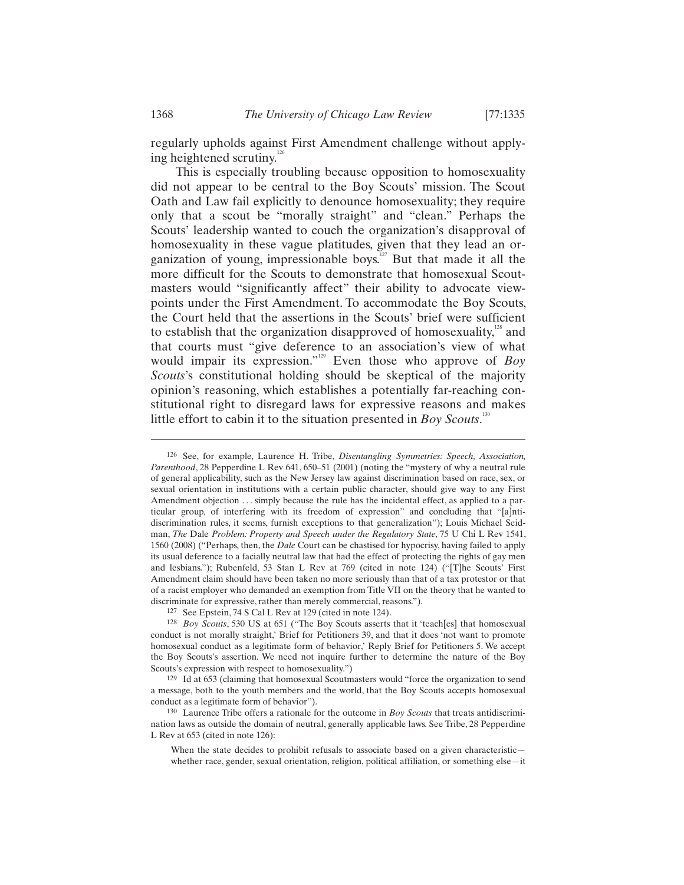regularly upholds against First Amendment challenge without applying heightened scrutiny.[126]

This is especially troubling because opposition to homosexuality did not appear to be central to the Boy Scouts' mission. The Scout Oath and Law fail explicitly to denounce homosexuality; they require only that a scout be "morally straight" and "clean." Perhaps the Scouts' leadership wanted to couch the organization's disapproval of homosexuality in these vague platitudes, given that they lead an organization of young, impressionable boys.[127] But that made it all the more difficult for the Scouts to demonstrate that homosexual Scoutmasters would "significantly affect" their ability to advocate viewpoints under the First Amendment. To accommodate the Boy Scouts, the Court held that the assertions in the Scouts' brief were sufficient to establish that the organization disapproved of homosexuality,[128] and that courts must "give deference to an association's view of what would impair its expression."[129] Even those who approve of *Boy Scouts*'s constitutional holding should be skeptical of the majority opinion's reasoning, which establishes a potentially far-reaching constitutional right to disregard laws for expressive reasons and makes little effort to cabin it to the situation presented in *Boy Scouts*.[130]

---

126 See, for example, Laurence H. Tribe, *Disentangling Symmetries: Speech, Association, Parenthood*, 28 Pepperdine L Rev 641, 650–51 (2001) (noting the "mystery of why a neutral rule of general applicability, such as the New Jersey law against discrimination based on race, sex, or sexual orientation in institutions with a certain public character, should give way to any First Amendment objection . . . simply because the rule has the incidental effect, as applied to a particular group, of interfering with its freedom of expression" and concluding that "[a]ntidiscrimination rules, it seems, furnish exceptions to that generalization"); Louis Michael Seidman, *The* Dale *Problem: Property and Speech under the Regulatory State*, 75 U Chi L Rev 1541, 1560 (2008) ("Perhaps, then, the *Dale* Court can be chastised for hypocrisy, having failed to apply its usual deference to a facially neutral law that had the effect of protecting the rights of gay men and lesbians."); Rubenfeld, 53 Stan L Rev at 769 (cited in note 124) ("[T]he Scouts' First Amendment claim should have been taken no more seriously than that of a tax protestor or that of a racist employer who demanded an exemption from Title VII on the theory that he wanted to discriminate for expressive, rather than merely commercial, reasons.").

127 See Epstein, 74 S Cal L Rev at 129 (cited in note 124).

128 *Boy Scouts*, 530 US at 651 ("The Boy Scouts asserts that it 'teach[es] that homosexual conduct is not morally straight,' Brief for Petitioners 39, and that it does 'not want to promote homosexual conduct as a legitimate form of behavior,' Reply Brief for Petitioners 5. We accept the Boy Scouts's assertion. We need not inquire further to determine the nature of the Boy Scouts's expression with respect to homosexuality.")

129 Id at 653 (claiming that homosexual Scoutmasters would "force the organization to send a message, both to the youth members and the world, that the Boy Scouts accepts homosexual conduct as a legitimate form of behavior").

130 Laurence Tribe offers a rationale for the outcome in *Boy Scouts* that treats antidiscrimination laws as outside the domain of neutral, generally applicable laws. See Tribe, 28 Pepperdine L Rev at 653 (cited in note 126):

> When the state decides to prohibit refusals to associate based on a given characteristic—whether race, gender, sexual orientation, religion, political affiliation, or something else—it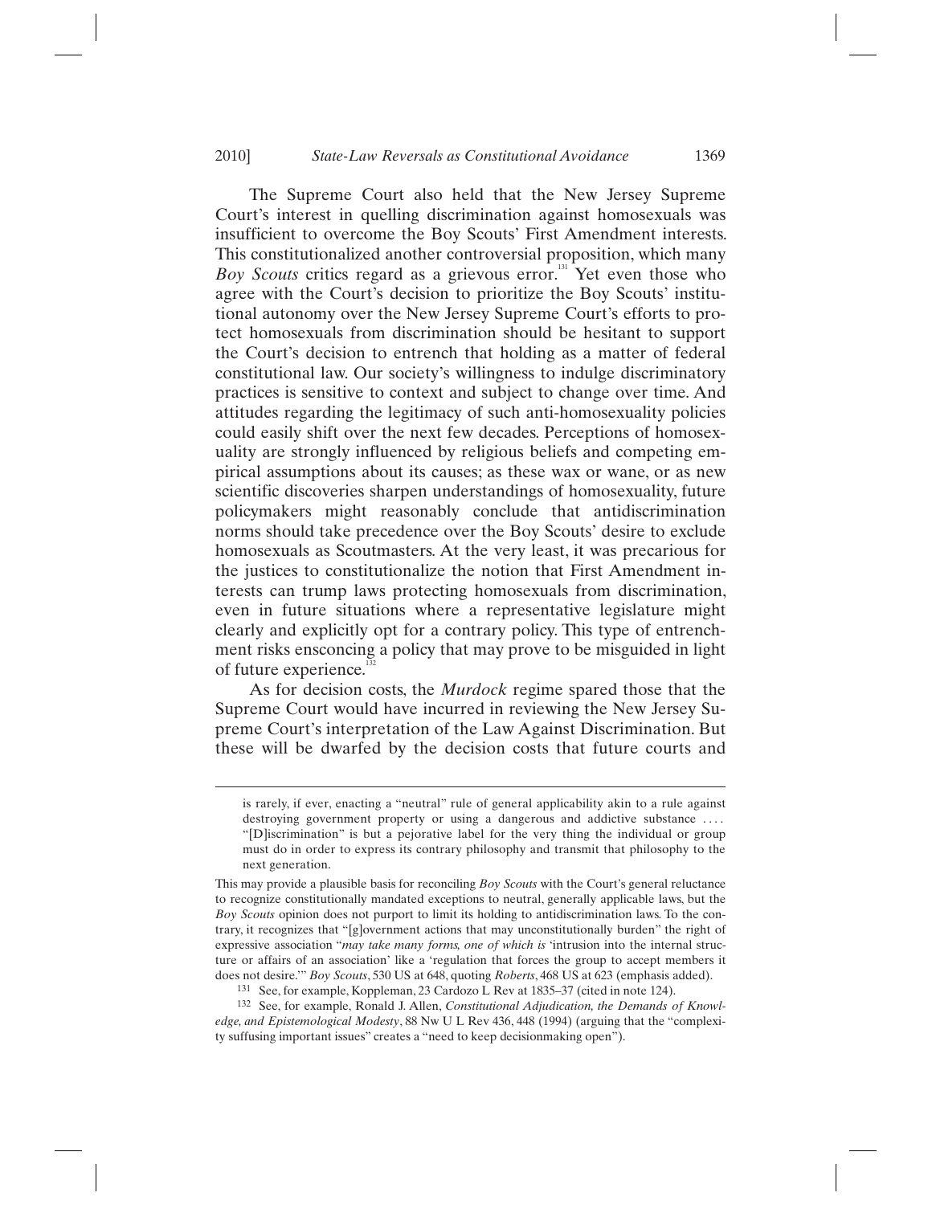The Supreme Court also held that the New Jersey Supreme Court's interest in quelling discrimination against homosexuals was insufficient to overcome the Boy Scouts' First Amendment interests. This constitutionalized another controversial proposition, which many *Boy Scouts* critics regard as a grievous error.[131] Yet even those who agree with the Court's decision to prioritize the Boy Scouts' institutional autonomy over the New Jersey Supreme Court's efforts to protect homosexuals from discrimination should be hesitant to support the Court's decision to entrench that holding as a matter of federal constitutional law. Our society's willingness to indulge discriminatory practices is sensitive to context and subject to change over time. And attitudes regarding the legitimacy of such anti-homosexuality policies could easily shift over the next few decades. Perceptions of homosexuality are strongly influenced by religious beliefs and competing empirical assumptions about its causes; as these wax or wane, or as new scientific discoveries sharpen understandings of homosexuality, future policymakers might reasonably conclude that antidiscrimination norms should take precedence over the Boy Scouts' desire to exclude homosexuals as Scoutmasters. At the very least, it was precarious for the justices to constitutionalize the notion that First Amendment interests can trump laws protecting homosexuals from discrimination, even in future situations where a representative legislature might clearly and explicitly opt for a contrary policy. This type of entrenchment risks ensconcing a policy that may prove to be misguided in light of future experience.[132]

As for decision costs, the *Murdock* regime spared those that the Supreme Court would have incurred in reviewing the New Jersey Supreme Court's interpretation of the Law Against Discrimination. But these will be dwarfed by the decision costs that future courts and

---

> is rarely, if ever, enacting a "neutral" rule of general applicability akin to a rule against destroying government property or using a dangerous and addictive substance .... "[D]iscrimination" is but a pejorative label for the very thing the individual or group must do in order to express its contrary philosophy and transmit that philosophy to the next generation.

This may provide a plausible basis for reconciling *Boy Scouts* with the Court's general reluctance to recognize constitutionally mandated exceptions to neutral, generally applicable laws, but the *Boy Scouts* opinion does not purport to limit its holding to antidiscrimination laws. To the contrary, it recognizes that "[g]overnment actions that may unconstitutionally burden" the right of expressive association "*may take many forms, one of which is* 'intrusion into the internal structure or affairs of an association' like a 'regulation that forces the group to accept members it does not desire.'" *Boy Scouts*, 530 US at 648, quoting *Roberts*, 468 US at 623 (emphasis added).

[131] See, for example, Koppleman, 23 Cardozo L Rev at 1835–37 (cited in note 124).

[132] See, for example, Ronald J. Allen, *Constitutional Adjudication, the Demands of Knowledge, and Epistemological Modesty*, 88 Nw U L Rev 436, 448 (1994) (arguing that the "complexity suffusing important issues" creates a "need to keep decisionmaking open").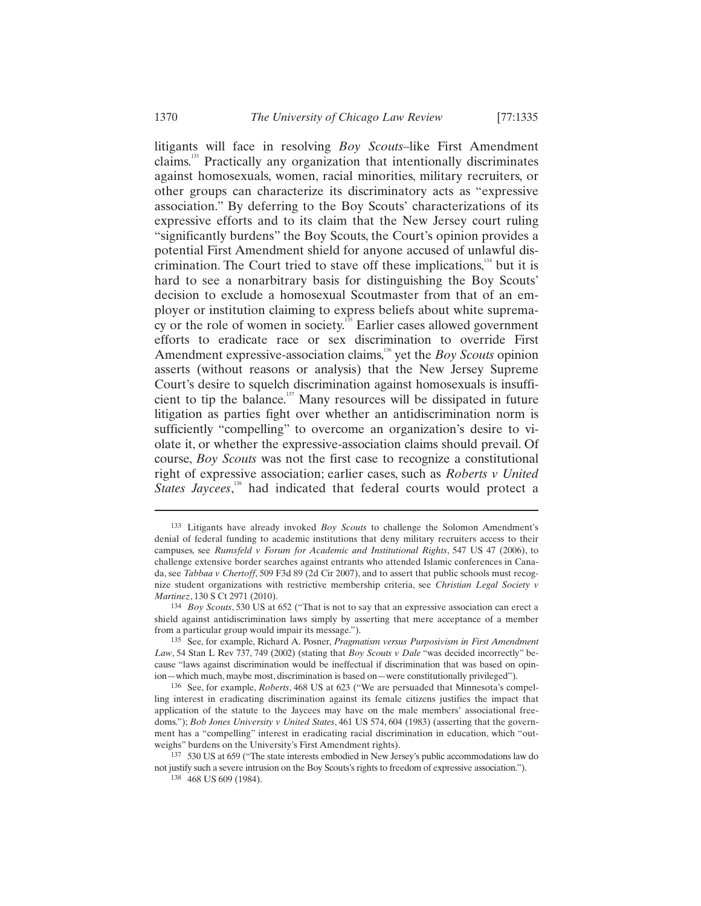litigants will face in resolving *Boy Scouts*–like First Amendment claims.[133] Practically any organization that intentionally discriminates against homosexuals, women, racial minorities, military recruiters, or other groups can characterize its discriminatory acts as "expressive association." By deferring to the Boy Scouts' characterizations of its expressive efforts and to its claim that the New Jersey court ruling "significantly burdens" the Boy Scouts, the Court's opinion provides a potential First Amendment shield for anyone accused of unlawful discrimination. The Court tried to stave off these implications,[134] but it is hard to see a nonarbitrary basis for distinguishing the Boy Scouts' decision to exclude a homosexual Scoutmaster from that of an employer or institution claiming to express beliefs about white supremacy or the role of women in society.[135] Earlier cases allowed government efforts to eradicate race or sex discrimination to override First Amendment expressive-association claims,[136] yet the *Boy Scouts* opinion asserts (without reasons or analysis) that the New Jersey Supreme Court's desire to squelch discrimination against homosexuals is insufficient to tip the balance.[137] Many resources will be dissipated in future litigation as parties fight over whether an antidiscrimination norm is sufficiently "compelling" to overcome an organization's desire to violate it, or whether the expressive-association claims should prevail. Of course, *Boy Scouts* was not the first case to recognize a constitutional right of expressive association; earlier cases, such as *Roberts v United States Jaycees*,[138] had indicated that federal courts would protect a

---

[133] Litigants have already invoked *Boy Scouts* to challenge the Solomon Amendment's denial of federal funding to academic institutions that deny military recruiters access to their campuses, see *Rumsfeld v Forum for Academic and Institutional Rights*, 547 US 47 (2006), to challenge extensive border searches against entrants who attended Islamic conferences in Canada, see *Tabbaa v Chertoff*, 509 F3d 89 (2d Cir 2007), and to assert that public schools must recognize student organizations with restrictive membership criteria, see *Christian Legal Society v Martinez*, 130 S Ct 2971 (2010).

[134] *Boy Scouts*, 530 US at 652 ("That is not to say that an expressive association can erect a shield against antidiscrimination laws simply by asserting that mere acceptance of a member from a particular group would impair its message.").

[135] See, for example, Richard A. Posner, *Pragmatism versus Purposivism in First Amendment Law*, 54 Stan L Rev 737, 749 (2002) (stating that *Boy Scouts v Dale* "was decided incorrectly" because "laws against discrimination would be ineffectual if discrimination that was based on opinion—which much, maybe most, discrimination is based on—were constitutionally privileged").

[136] See, for example, *Roberts*, 468 US at 623 ("We are persuaded that Minnesota's compelling interest in eradicating discrimination against its female citizens justifies the impact that application of the statute to the Jaycees may have on the male members' associational freedoms."); *Bob Jones University v United States*, 461 US 574, 604 (1983) (asserting that the government has a "compelling" interest in eradicating racial discrimination in education, which "outweighs" burdens on the University's First Amendment rights).

[137] 530 US at 659 ("The state interests embodied in New Jersey's public accommodations law do not justify such a severe intrusion on the Boy Scouts's rights to freedom of expressive association.").

[138] 468 US 609 (1984).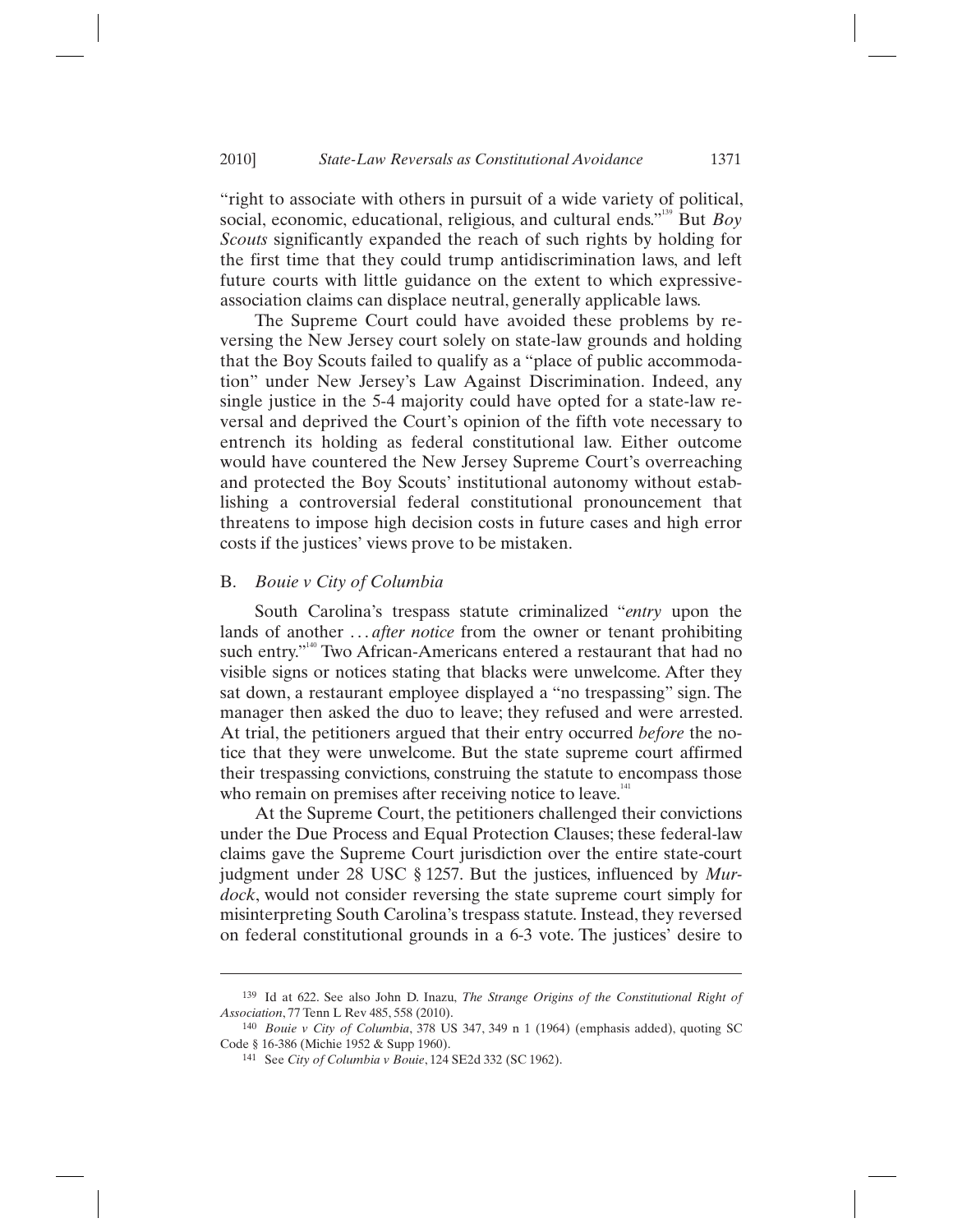"right to associate with others in pursuit of a wide variety of political, social, economic, educational, religious, and cultural ends."[139] But *Boy Scouts* significantly expanded the reach of such rights by holding for the first time that they could trump antidiscrimination laws, and left future courts with little guidance on the extent to which expressive-association claims can displace neutral, generally applicable laws.

The Supreme Court could have avoided these problems by reversing the New Jersey court solely on state-law grounds and holding that the Boy Scouts failed to qualify as a "place of public accommodation" under New Jersey's Law Against Discrimination. Indeed, any single justice in the 5-4 majority could have opted for a state-law reversal and deprived the Court's opinion of the fifth vote necessary to entrench its holding as federal constitutional law. Either outcome would have countered the New Jersey Supreme Court's overreaching and protected the Boy Scouts' institutional autonomy without establishing a controversial federal constitutional pronouncement that threatens to impose high decision costs in future cases and high error costs if the justices' views prove to be mistaken.

## B. *Bouie v City of Columbia*

South Carolina's trespass statute criminalized "*entry* upon the lands of another . . . *after notice* from the owner or tenant prohibiting such entry."[140] Two African-Americans entered a restaurant that had no visible signs or notices stating that blacks were unwelcome. After they sat down, a restaurant employee displayed a "no trespassing" sign. The manager then asked the duo to leave; they refused and were arrested. At trial, the petitioners argued that their entry occurred *before* the notice that they were unwelcome. But the state supreme court affirmed their trespassing convictions, construing the statute to encompass those who remain on premises after receiving notice to leave.[141]

At the Supreme Court, the petitioners challenged their convictions under the Due Process and Equal Protection Clauses; these federal-law claims gave the Supreme Court jurisdiction over the entire state-court judgment under 28 USC § 1257. But the justices, influenced by *Murdock*, would not consider reversing the state supreme court simply for misinterpreting South Carolina's trespass statute. Instead, they reversed on federal constitutional grounds in a 6-3 vote. The justices' desire to

---

[139] Id at 622. See also John D. Inazu, *The Strange Origins of the Constitutional Right of Association*, 77 Tenn L Rev 485, 558 (2010).

[140] *Bouie v City of Columbia*, 378 US 347, 349 n 1 (1964) (emphasis added), quoting SC Code § 16-386 (Michie 1952 & Supp 1960).

[141] See *City of Columbia v Bouie*, 124 SE2d 332 (SC 1962).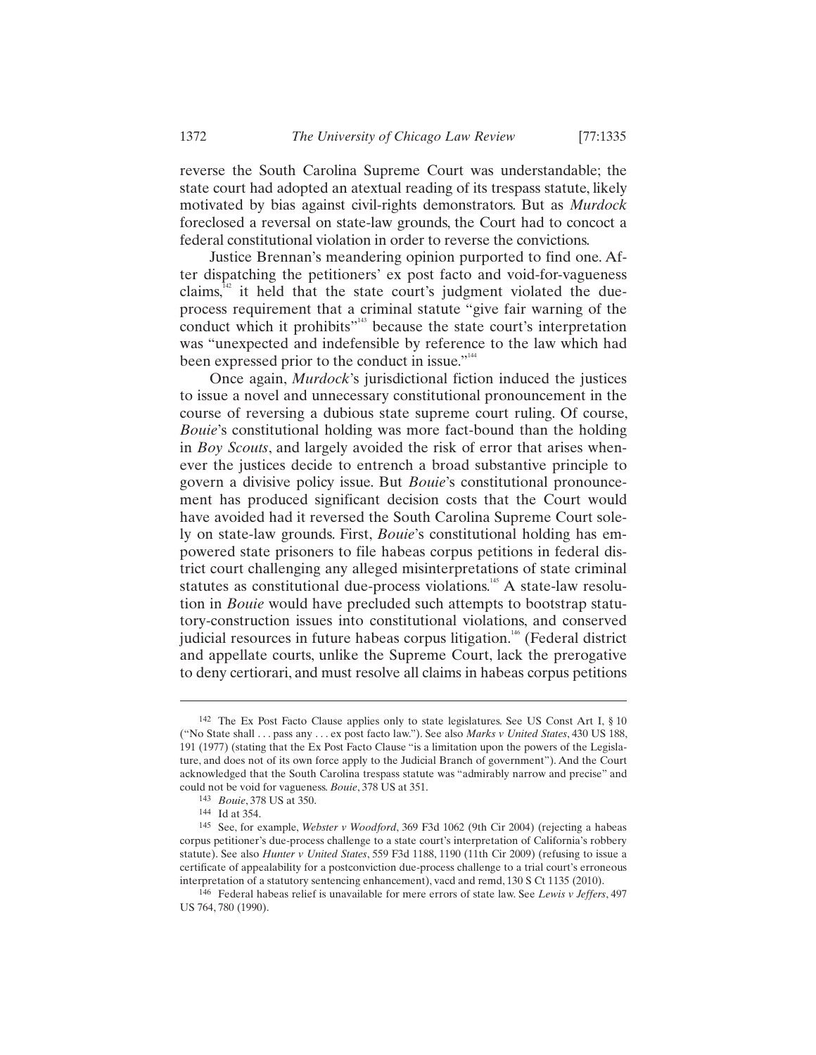reverse the South Carolina Supreme Court was understandable; the state court had adopted an atextual reading of its trespass statute, likely motivated by bias against civil-rights demonstrators. But as *Murdock* foreclosed a reversal on state-law grounds, the Court had to concoct a federal constitutional violation in order to reverse the convictions.

Justice Brennan's meandering opinion purported to find one. After dispatching the petitioners' ex post facto and void-for-vagueness claims,[142] it held that the state court's judgment violated the due-process requirement that a criminal statute "give fair warning of the conduct which it prohibits"[143] because the state court's interpretation was "unexpected and indefensible by reference to the law which had been expressed prior to the conduct in issue."[144]

Once again, *Murdock*'s jurisdictional fiction induced the justices to issue a novel and unnecessary constitutional pronouncement in the course of reversing a dubious state supreme court ruling. Of course, *Bouie*'s constitutional holding was more fact-bound than the holding in *Boy Scouts*, and largely avoided the risk of error that arises whenever the justices decide to entrench a broad substantive principle to govern a divisive policy issue. But *Bouie*'s constitutional pronouncement has produced significant decision costs that the Court would have avoided had it reversed the South Carolina Supreme Court solely on state-law grounds. First, *Bouie*'s constitutional holding has empowered state prisoners to file habeas corpus petitions in federal district court challenging any alleged misinterpretations of state criminal statutes as constitutional due-process violations.[145] A state-law resolution in *Bouie* would have precluded such attempts to bootstrap statutory-construction issues into constitutional violations, and conserved judicial resources in future habeas corpus litigation.[146] (Federal district and appellate courts, unlike the Supreme Court, lack the prerogative to deny certiorari, and must resolve all claims in habeas corpus petitions

---

142 The Ex Post Facto Clause applies only to state legislatures. See US Const Art I, § 10 ("No State shall . . . pass any . . . ex post facto law."). See also *Marks v United States*, 430 US 188, 191 (1977) (stating that the Ex Post Facto Clause "is a limitation upon the powers of the Legislature, and does not of its own force apply to the Judicial Branch of government"). And the Court acknowledged that the South Carolina trespass statute was "admirably narrow and precise" and could not be void for vagueness. *Bouie*, 378 US at 351.

143 *Bouie*, 378 US at 350.

144 Id at 354.

145 See, for example, *Webster v Woodford*, 369 F3d 1062 (9th Cir 2004) (rejecting a habeas corpus petitioner's due-process challenge to a state court's interpretation of California's robbery statute). See also *Hunter v United States*, 559 F3d 1188, 1190 (11th Cir 2009) (refusing to issue a certificate of appealability for a postconviction due-process challenge to a trial court's erroneous interpretation of a statutory sentencing enhancement), vacd and remd, 130 S Ct 1135 (2010).

146 Federal habeas relief is unavailable for mere errors of state law. See *Lewis v Jeffers*, 497 US 764, 780 (1990).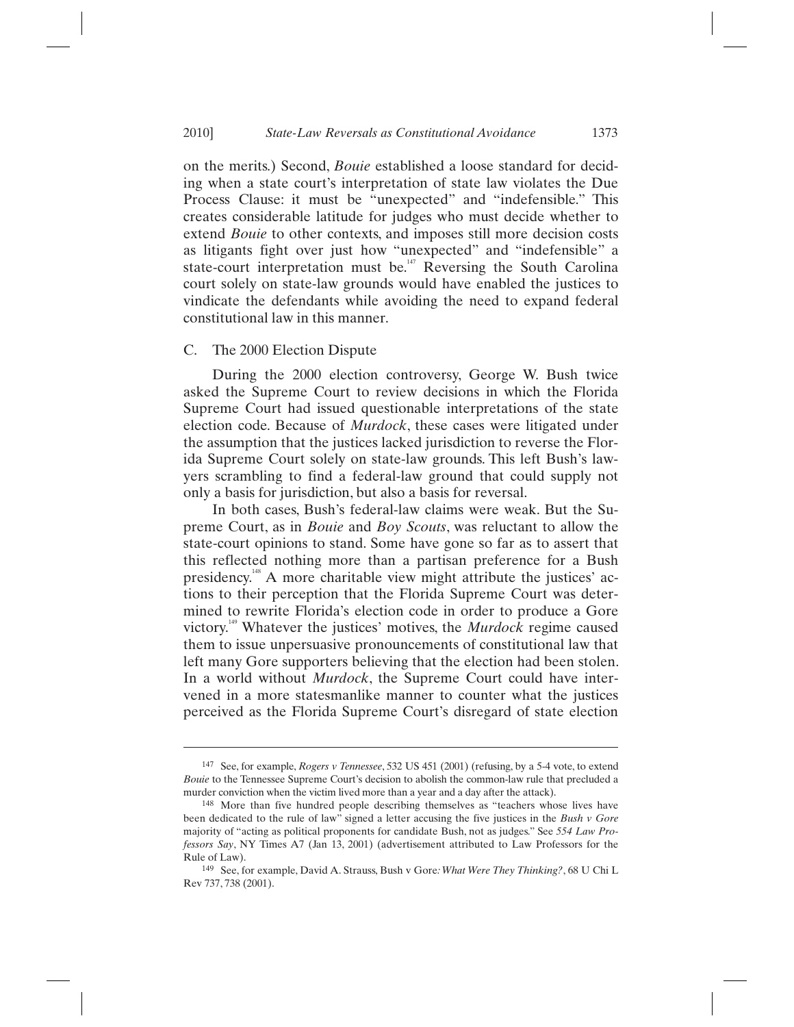on the merits.) Second, *Bouie* established a loose standard for deciding when a state court's interpretation of state law violates the Due Process Clause: it must be "unexpected" and "indefensible." This creates considerable latitude for judges who must decide whether to extend *Bouie* to other contexts, and imposes still more decision costs as litigants fight over just how "unexpected" and "indefensible" a state-court interpretation must be.[147] Reversing the South Carolina court solely on state-law grounds would have enabled the justices to vindicate the defendants while avoiding the need to expand federal constitutional law in this manner.

## C. The 2000 Election Dispute

During the 2000 election controversy, George W. Bush twice asked the Supreme Court to review decisions in which the Florida Supreme Court had issued questionable interpretations of the state election code. Because of *Murdock*, these cases were litigated under the assumption that the justices lacked jurisdiction to reverse the Florida Supreme Court solely on state-law grounds. This left Bush's lawyers scrambling to find a federal-law ground that could supply not only a basis for jurisdiction, but also a basis for reversal.

In both cases, Bush's federal-law claims were weak. But the Supreme Court, as in *Bouie* and *Boy Scouts*, was reluctant to allow the state-court opinions to stand. Some have gone so far as to assert that this reflected nothing more than a partisan preference for a Bush presidency.[148] A more charitable view might attribute the justices' actions to their perception that the Florida Supreme Court was determined to rewrite Florida's election code in order to produce a Gore victory.[149] Whatever the justices' motives, the *Murdock* regime caused them to issue unpersuasive pronouncements of constitutional law that left many Gore supporters believing that the election had been stolen. In a world without *Murdock*, the Supreme Court could have intervened in a more statesmanlike manner to counter what the justices perceived as the Florida Supreme Court's disregard of state election

---

147 See, for example, *Rogers v Tennessee*, 532 US 451 (2001) (refusing, by a 5-4 vote, to extend *Bouie* to the Tennessee Supreme Court's decision to abolish the common-law rule that precluded a murder conviction when the victim lived more than a year and a day after the attack).

148 More than five hundred people describing themselves as "teachers whose lives have been dedicated to the rule of law" signed a letter accusing the five justices in the *Bush v Gore* majority of "acting as political proponents for candidate Bush, not as judges." See *554 Law Professors Say*, NY Times A7 (Jan 13, 2001) (advertisement attributed to Law Professors for the Rule of Law).

149 See, for example, David A. Strauss, Bush v Gore*: What Were They Thinking?*, 68 U Chi L Rev 737, 738 (2001).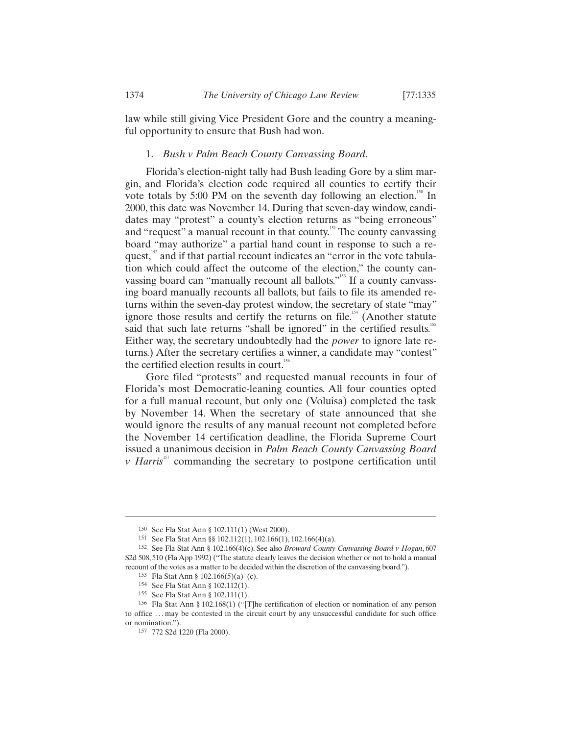law while still giving Vice President Gore and the country a meaningful opportunity to ensure that Bush had won.

### 1. *Bush v Palm Beach County Canvassing Board*.

Florida's election-night tally had Bush leading Gore by a slim margin, and Florida's election code required all counties to certify their vote totals by 5:00 PM on the seventh day following an election.[150] In 2000, this date was November 14. During that seven-day window, candidates may "protest" a county's election returns as "being erroneous" and "request" a manual recount in that county.[151] The county canvassing board "may authorize" a partial hand count in response to such a request,[152] and if that partial recount indicates an "error in the vote tabulation which could affect the outcome of the election," the county canvassing board can "manually recount all ballots."[153] If a county canvassing board manually recounts all ballots, but fails to file its amended returns within the seven-day protest window, the secretary of state "may" ignore those results and certify the returns on file.[154] (Another statute said that such late returns "shall be ignored" in the certified results.[155] Either way, the secretary undoubtedly had the *power* to ignore late returns.) After the secretary certifies a winner, a candidate may "contest" the certified election results in court.[156]

Gore filed "protests" and requested manual recounts in four of Florida's most Democratic-leaning counties. All four counties opted for a full manual recount, but only one (Voluisa) completed the task by November 14. When the secretary of state announced that she would ignore the results of any manual recount not completed before the November 14 certification deadline, the Florida Supreme Court issued a unanimous decision in *Palm Beach County Canvassing Board v Harris*[157] commanding the secretary to postpone certification until

---

150 See Fla Stat Ann § 102.111(1) (West 2000).

151 See Fla Stat Ann §§ 102.112(1), 102.166(1), 102.166(4)(a).

152 See Fla Stat Ann § 102.166(4)(c). See also *Broward County Canvassing Board v Hogan*, 607 S2d 508, 510 (Fla App 1992) ("The statute clearly leaves the decision whether or not to hold a manual recount of the votes as a matter to be decided within the discretion of the canvassing board.").

153 Fla Stat Ann § 102.166(5)(a)–(c).

154 See Fla Stat Ann § 102.112(1).

155 See Fla Stat Ann § 102.111(1).

156 Fla Stat Ann § 102.168(1) ("[T]he certification of election or nomination of any person to office . . . may be contested in the circuit court by any unsuccessful candidate for such office or nomination.").

157 772 S2d 1220 (Fla 2000).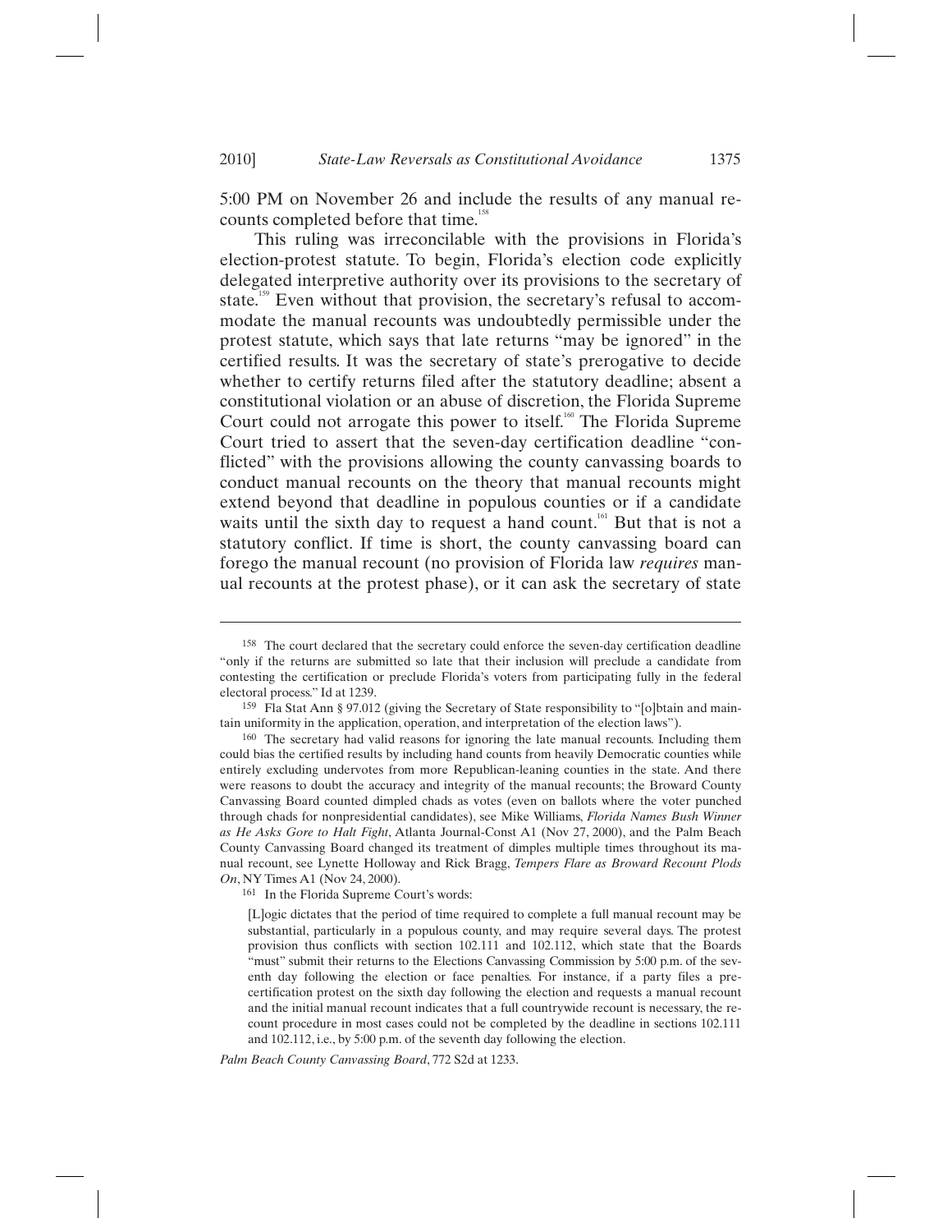5:00 PM on November 26 and include the results of any manual recounts completed before that time.[158]

This ruling was irreconcilable with the provisions in Florida's election-protest statute. To begin, Florida's election code explicitly delegated interpretive authority over its provisions to the secretary of state.[159] Even without that provision, the secretary's refusal to accommodate the manual recounts was undoubtedly permissible under the protest statute, which says that late returns "may be ignored" in the certified results. It was the secretary of state's prerogative to decide whether to certify returns filed after the statutory deadline; absent a constitutional violation or an abuse of discretion, the Florida Supreme Court could not arrogate this power to itself.[160] The Florida Supreme Court tried to assert that the seven-day certification deadline "conflicted" with the provisions allowing the county canvassing boards to conduct manual recounts on the theory that manual recounts might extend beyond that deadline in populous counties or if a candidate waits until the sixth day to request a hand count.[161] But that is not a statutory conflict. If time is short, the county canvassing board can forego the manual recount (no provision of Florida law *requires* manual recounts at the protest phase), or it can ask the secretary of state

---

158 The court declared that the secretary could enforce the seven-day certification deadline "only if the returns are submitted so late that their inclusion will preclude a candidate from contesting the certification or preclude Florida's voters from participating fully in the federal electoral process." Id at 1239.

159 Fla Stat Ann § 97.012 (giving the Secretary of State responsibility to "[o]btain and maintain uniformity in the application, operation, and interpretation of the election laws").

160 The secretary had valid reasons for ignoring the late manual recounts. Including them could bias the certified results by including hand counts from heavily Democratic counties while entirely excluding undervotes from more Republican-leaning counties in the state. And there were reasons to doubt the accuracy and integrity of the manual recounts; the Broward County Canvassing Board counted dimpled chads as votes (even on ballots where the voter punched through chads for nonpresidential candidates), see Mike Williams, *Florida Names Bush Winner as He Asks Gore to Halt Fight*, Atlanta Journal-Const A1 (Nov 27, 2000), and the Palm Beach County Canvassing Board changed its treatment of dimples multiple times throughout its manual recount, see Lynette Holloway and Rick Bragg, *Tempers Flare as Broward Recount Plods On*, NY Times A1 (Nov 24, 2000).

161 In the Florida Supreme Court's words:

> [L]ogic dictates that the period of time required to complete a full manual recount may be substantial, particularly in a populous county, and may require several days. The protest provision thus conflicts with section 102.111 and 102.112, which state that the Boards "must" submit their returns to the Elections Canvassing Commission by 5:00 p.m. of the seventh day following the election or face penalties. For instance, if a party files a precertification protest on the sixth day following the election and requests a manual recount and the initial manual recount indicates that a full countrywide recount is necessary, the recount procedure in most cases could not be completed by the deadline in sections 102.111 and 102.112, i.e., by 5:00 p.m. of the seventh day following the election.

*Palm Beach County Canvassing Board*, 772 S2d at 1233.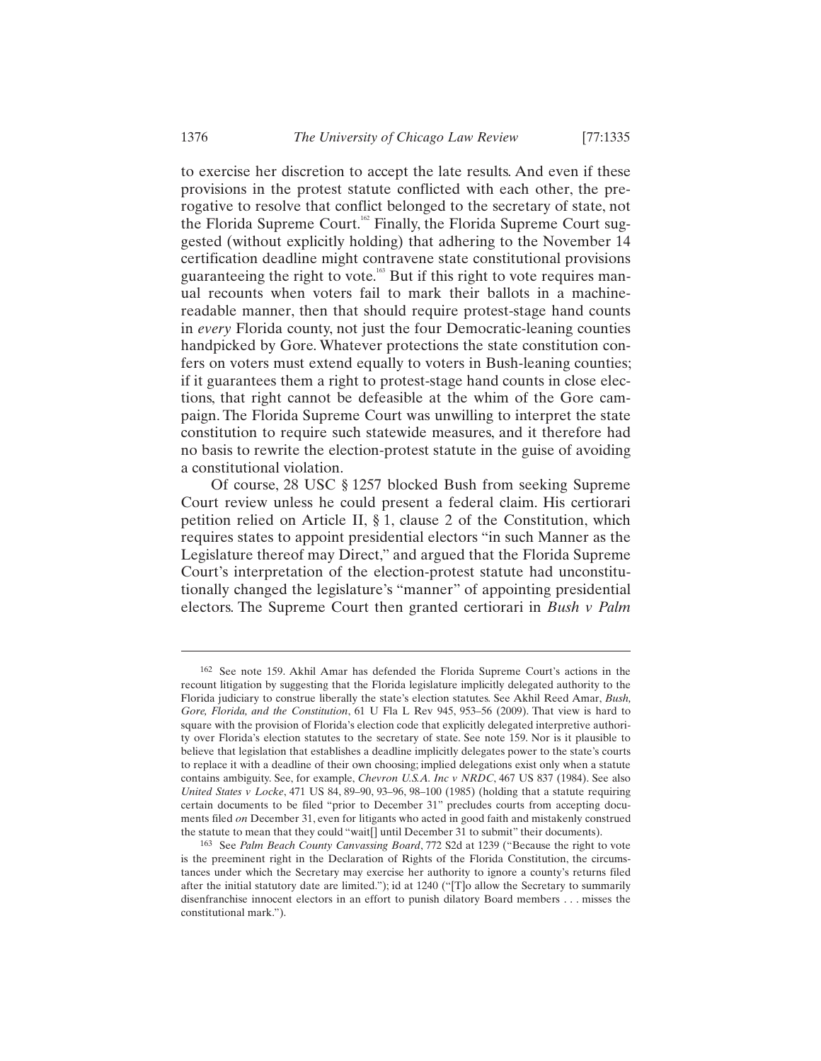to exercise her discretion to accept the late results. And even if these provisions in the protest statute conflicted with each other, the prerogative to resolve that conflict belonged to the secretary of state, not the Florida Supreme Court.[162] Finally, the Florida Supreme Court suggested (without explicitly holding) that adhering to the November 14 certification deadline might contravene state constitutional provisions guaranteeing the right to vote.[163] But if this right to vote requires manual recounts when voters fail to mark their ballots in a machine-readable manner, then that should require protest-stage hand counts in *every* Florida county, not just the four Democratic-leaning counties handpicked by Gore. Whatever protections the state constitution confers on voters must extend equally to voters in Bush-leaning counties; if it guarantees them a right to protest-stage hand counts in close elections, that right cannot be defeasible at the whim of the Gore campaign. The Florida Supreme Court was unwilling to interpret the state constitution to require such statewide measures, and it therefore had no basis to rewrite the election-protest statute in the guise of avoiding a constitutional violation.

Of course, 28 USC § 1257 blocked Bush from seeking Supreme Court review unless he could present a federal claim. His certiorari petition relied on Article II, § 1, clause 2 of the Constitution, which requires states to appoint presidential electors "in such Manner as the Legislature thereof may Direct," and argued that the Florida Supreme Court's interpretation of the election-protest statute had unconstitutionally changed the legislature's "manner" of appointing presidential electors. The Supreme Court then granted certiorari in *Bush v Palm*

---

162 See note 159. Akhil Amar has defended the Florida Supreme Court's actions in the recount litigation by suggesting that the Florida legislature implicitly delegated authority to the Florida judiciary to construe liberally the state's election statutes. See Akhil Reed Amar, *Bush, Gore, Florida, and the Constitution*, 61 U Fla L Rev 945, 953–56 (2009). That view is hard to square with the provision of Florida's election code that explicitly delegated interpretive authority over Florida's election statutes to the secretary of state. See note 159. Nor is it plausible to believe that legislation that establishes a deadline implicitly delegates power to the state's courts to replace it with a deadline of their own choosing; implied delegations exist only when a statute contains ambiguity. See, for example, *Chevron U.S.A. Inc v NRDC*, 467 US 837 (1984). See also *United States v Locke*, 471 US 84, 89–90, 93–96, 98–100 (1985) (holding that a statute requiring certain documents to be filed "prior to December 31" precludes courts from accepting documents filed *on* December 31, even for litigants who acted in good faith and mistakenly construed the statute to mean that they could "wait[] until December 31 to submit" their documents).

163 See *Palm Beach County Canvassing Board*, 772 S2d at 1239 ("Because the right to vote is the preeminent right in the Declaration of Rights of the Florida Constitution, the circumstances under which the Secretary may exercise her authority to ignore a county's returns filed after the initial statutory date are limited."); id at 1240 ("[T]o allow the Secretary to summarily disenfranchise innocent electors in an effort to punish dilatory Board members . . . misses the constitutional mark.").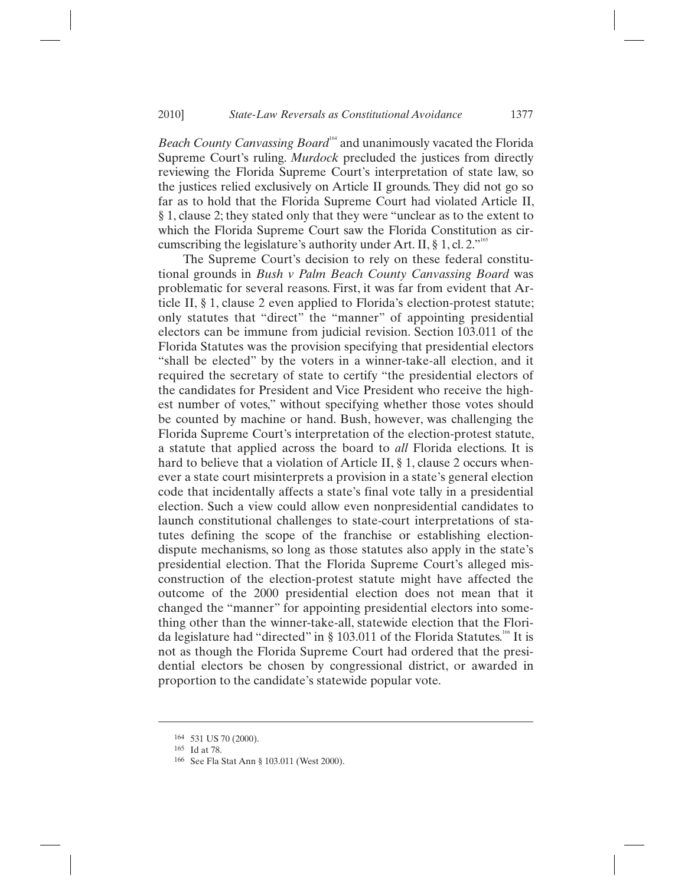*Beach County Canvassing Board*[164] and unanimously vacated the Florida Supreme Court's ruling. *Murdock* precluded the justices from directly reviewing the Florida Supreme Court's interpretation of state law, so the justices relied exclusively on Article II grounds. They did not go so far as to hold that the Florida Supreme Court had violated Article II, § 1, clause 2; they stated only that they were "unclear as to the extent to which the Florida Supreme Court saw the Florida Constitution as circumscribing the legislature's authority under Art. II, § 1, cl. 2."[165]

The Supreme Court's decision to rely on these federal constitutional grounds in *Bush v Palm Beach County Canvassing Board* was problematic for several reasons. First, it was far from evident that Article II, § 1, clause 2 even applied to Florida's election-protest statute; only statutes that "direct" the "manner" of appointing presidential electors can be immune from judicial revision. Section 103.011 of the Florida Statutes was the provision specifying that presidential electors "shall be elected" by the voters in a winner-take-all election, and it required the secretary of state to certify "the presidential electors of the candidates for President and Vice President who receive the highest number of votes," without specifying whether those votes should be counted by machine or hand. Bush, however, was challenging the Florida Supreme Court's interpretation of the election-protest statute, a statute that applied across the board to *all* Florida elections. It is hard to believe that a violation of Article II, § 1, clause 2 occurs whenever a state court misinterprets a provision in a state's general election code that incidentally affects a state's final vote tally in a presidential election. Such a view could allow even nonpresidential candidates to launch constitutional challenges to state-court interpretations of statutes defining the scope of the franchise or establishing election-dispute mechanisms, so long as those statutes also apply in the state's presidential election. That the Florida Supreme Court's alleged misconstruction of the election-protest statute might have affected the outcome of the 2000 presidential election does not mean that it changed the "manner" for appointing presidential electors into something other than the winner-take-all, statewide election that the Florida legislature had "directed" in § 103.011 of the Florida Statutes.[166] It is not as though the Florida Supreme Court had ordered that the presidential electors be chosen by congressional district, or awarded in proportion to the candidate's statewide popular vote.

---

164 531 US 70 (2000).

165 Id at 78.

166 See Fla Stat Ann § 103.011 (West 2000).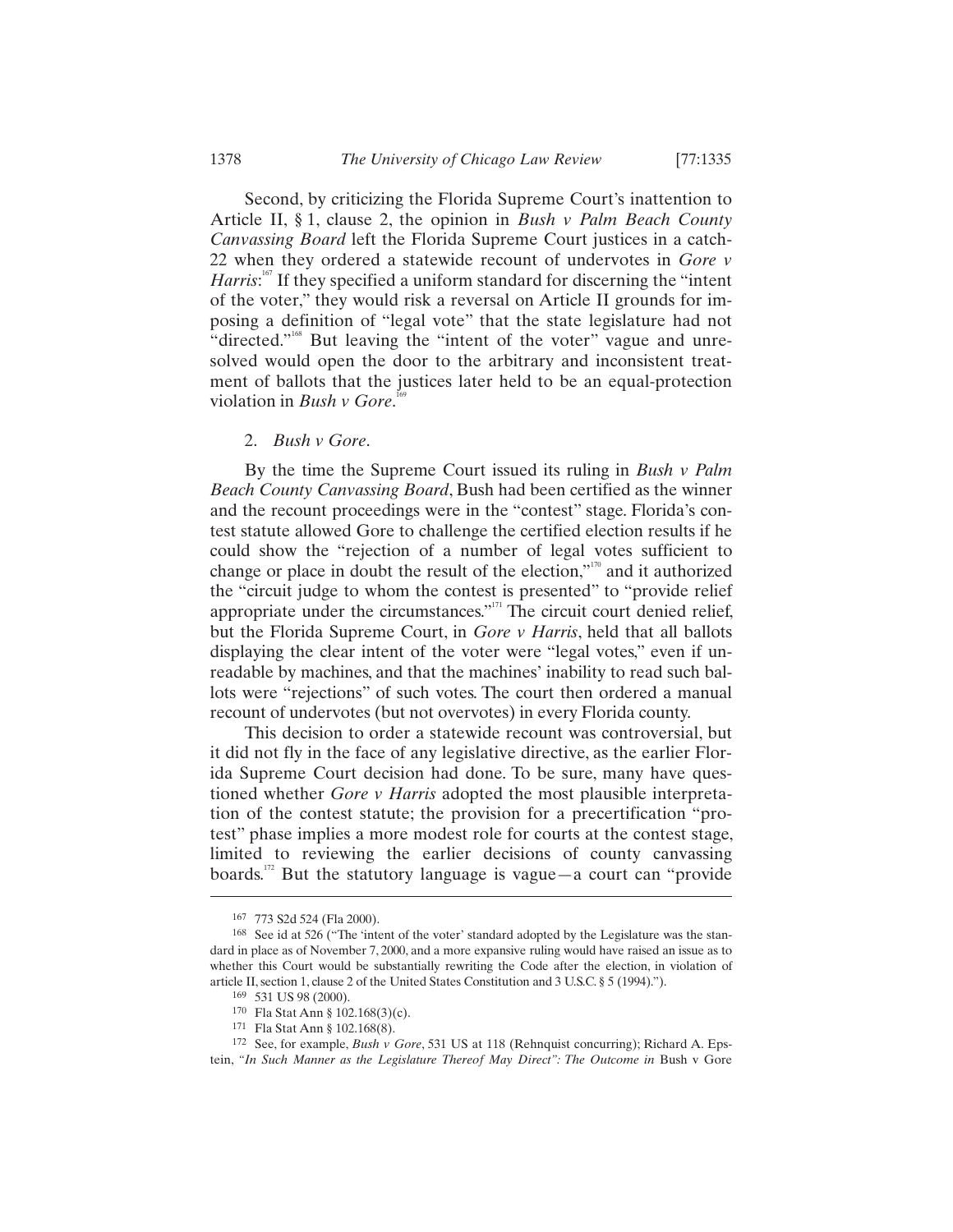Second, by criticizing the Florida Supreme Court's inattention to Article II, § 1, clause 2, the opinion in *Bush v Palm Beach County Canvassing Board* left the Florida Supreme Court justices in a catch-22 when they ordered a statewide recount of undervotes in *Gore v Harris*:[167] If they specified a uniform standard for discerning the "intent of the voter," they would risk a reversal on Article II grounds for imposing a definition of "legal vote" that the state legislature had not "directed."[168] But leaving the "intent of the voter" vague and unresolved would open the door to the arbitrary and inconsistent treatment of ballots that the justices later held to be an equal-protection violation in *Bush v Gore*.[169]

2. *Bush v Gore*.

By the time the Supreme Court issued its ruling in *Bush v Palm Beach County Canvassing Board*, Bush had been certified as the winner and the recount proceedings were in the "contest" stage. Florida's contest statute allowed Gore to challenge the certified election results if he could show the "rejection of a number of legal votes sufficient to change or place in doubt the result of the election,"[170] and it authorized the "circuit judge to whom the contest is presented" to "provide relief appropriate under the circumstances."[171] The circuit court denied relief, but the Florida Supreme Court, in *Gore v Harris*, held that all ballots displaying the clear intent of the voter were "legal votes," even if unreadable by machines, and that the machines' inability to read such ballots were "rejections" of such votes. The court then ordered a manual recount of undervotes (but not overvotes) in every Florida county.

This decision to order a statewide recount was controversial, but it did not fly in the face of any legislative directive, as the earlier Florida Supreme Court decision had done. To be sure, many have questioned whether *Gore v Harris* adopted the most plausible interpretation of the contest statute; the provision for a precertification "protest" phase implies a more modest role for courts at the contest stage, limited to reviewing the earlier decisions of county canvassing boards.[172] But the statutory language is vague—a court can "provide

---

167 773 S2d 524 (Fla 2000).

168 See id at 526 ("The 'intent of the voter' standard adopted by the Legislature was the standard in place as of November 7, 2000, and a more expansive ruling would have raised an issue as to whether this Court would be substantially rewriting the Code after the election, in violation of article II, section 1, clause 2 of the United States Constitution and 3 U.S.C. § 5 (1994).").

169 531 US 98 (2000).

170 Fla Stat Ann § 102.168(3)(c).

171 Fla Stat Ann § 102.168(8).

172 See, for example, *Bush v Gore*, 531 US at 118 (Rehnquist concurring); Richard A. Epstein, *"In Such Manner as the Legislature Thereof May Direct": The Outcome in* Bush v Gore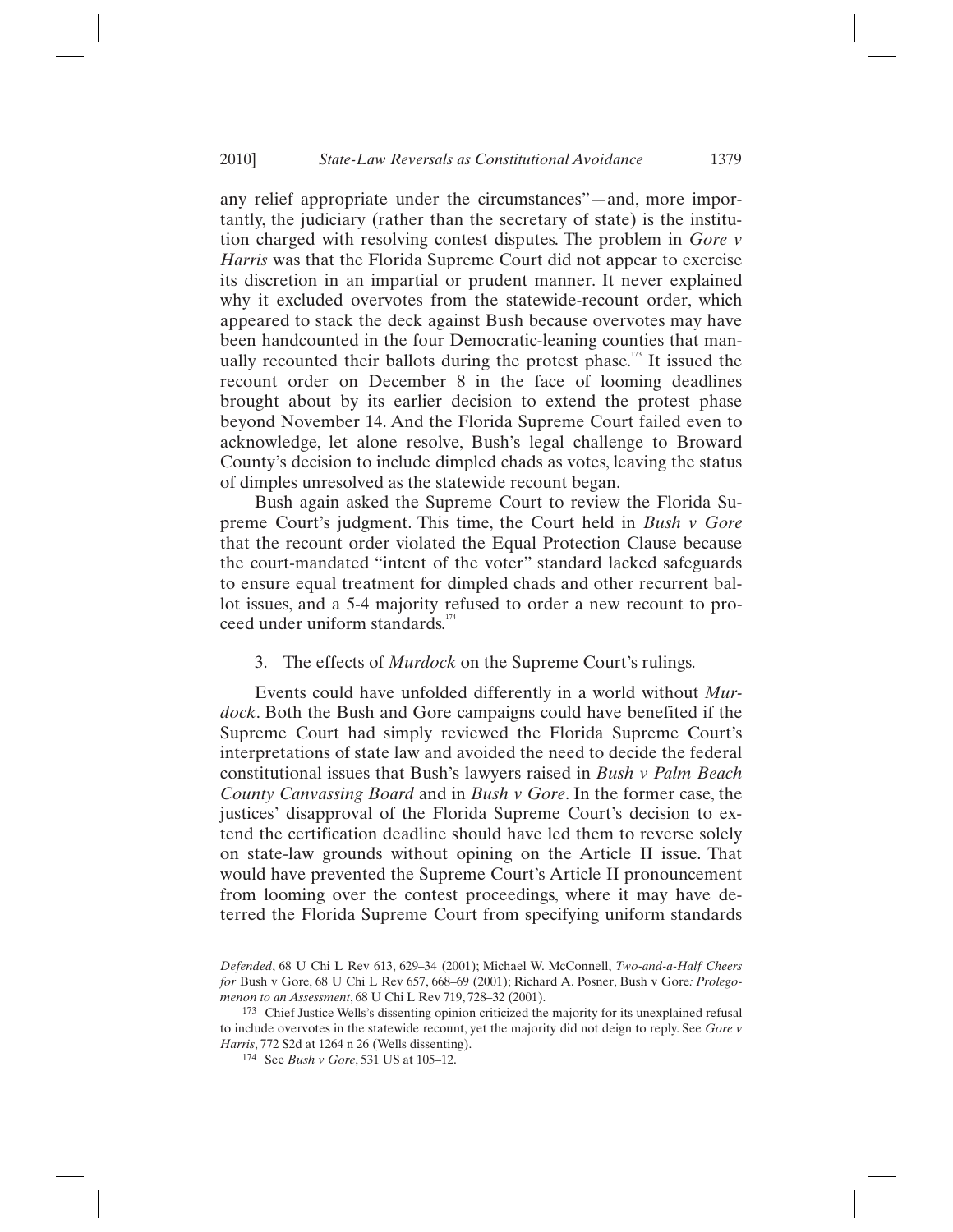any relief appropriate under the circumstances"—and, more importantly, the judiciary (rather than the secretary of state) is the institution charged with resolving contest disputes. The problem in *Gore v Harris* was that the Florida Supreme Court did not appear to exercise its discretion in an impartial or prudent manner. It never explained why it excluded overvotes from the statewide-recount order, which appeared to stack the deck against Bush because overvotes may have been handcounted in the four Democratic-leaning counties that manually recounted their ballots during the protest phase.[173] It issued the recount order on December 8 in the face of looming deadlines brought about by its earlier decision to extend the protest phase beyond November 14. And the Florida Supreme Court failed even to acknowledge, let alone resolve, Bush's legal challenge to Broward County's decision to include dimpled chads as votes, leaving the status of dimples unresolved as the statewide recount began.

Bush again asked the Supreme Court to review the Florida Supreme Court's judgment. This time, the Court held in *Bush v Gore* that the recount order violated the Equal Protection Clause because the court-mandated "intent of the voter" standard lacked safeguards to ensure equal treatment for dimpled chads and other recurrent ballot issues, and a 5-4 majority refused to order a new recount to proceed under uniform standards.[174]

### 3. The effects of *Murdock* on the Supreme Court's rulings.

Events could have unfolded differently in a world without *Murdock*. Both the Bush and Gore campaigns could have benefited if the Supreme Court had simply reviewed the Florida Supreme Court's interpretations of state law and avoided the need to decide the federal constitutional issues that Bush's lawyers raised in *Bush v Palm Beach County Canvassing Board* and in *Bush v Gore*. In the former case, the justices' disapproval of the Florida Supreme Court's decision to extend the certification deadline should have led them to reverse solely on state-law grounds without opining on the Article II issue. That would have prevented the Supreme Court's Article II pronouncement from looming over the contest proceedings, where it may have deterred the Florida Supreme Court from specifying uniform standards

---

*Defended*, 68 U Chi L Rev 613, 629–34 (2001); Michael W. McConnell, *Two-and-a-Half Cheers for* Bush v Gore, 68 U Chi L Rev 657, 668–69 (2001); Richard A. Posner, Bush v Gore*: Prolegomenon to an Assessment*, 68 U Chi L Rev 719, 728–32 (2001).

173 Chief Justice Wells's dissenting opinion criticized the majority for its unexplained refusal to include overvotes in the statewide recount, yet the majority did not deign to reply. See *Gore v Harris*, 772 S2d at 1264 n 26 (Wells dissenting).

174 See *Bush v Gore*, 531 US at 105–12.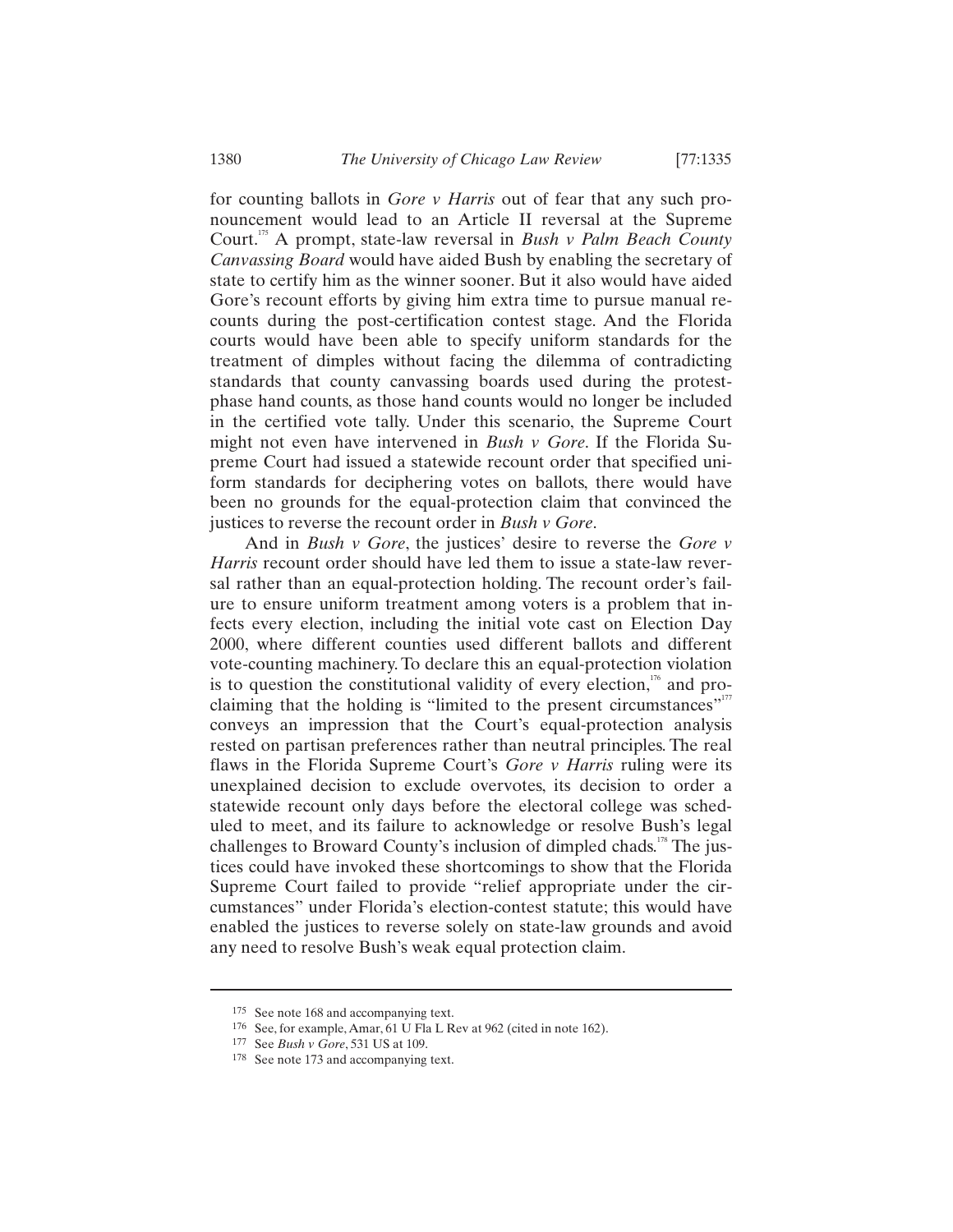for counting ballots in *Gore v Harris* out of fear that any such pronouncement would lead to an Article II reversal at the Supreme Court.[175] A prompt, state-law reversal in *Bush v Palm Beach County Canvassing Board* would have aided Bush by enabling the secretary of state to certify him as the winner sooner. But it also would have aided Gore's recount efforts by giving him extra time to pursue manual recounts during the post-certification contest stage. And the Florida courts would have been able to specify uniform standards for the treatment of dimples without facing the dilemma of contradicting standards that county canvassing boards used during the protest-phase hand counts, as those hand counts would no longer be included in the certified vote tally. Under this scenario, the Supreme Court might not even have intervened in *Bush v Gore*. If the Florida Supreme Court had issued a statewide recount order that specified uniform standards for deciphering votes on ballots, there would have been no grounds for the equal-protection claim that convinced the justices to reverse the recount order in *Bush v Gore*.

And in *Bush v Gore*, the justices' desire to reverse the *Gore v Harris* recount order should have led them to issue a state-law reversal rather than an equal-protection holding. The recount order's failure to ensure uniform treatment among voters is a problem that infects every election, including the initial vote cast on Election Day 2000, where different counties used different ballots and different vote-counting machinery. To declare this an equal-protection violation is to question the constitutional validity of every election,[176] and proclaiming that the holding is "limited to the present circumstances"[177] conveys an impression that the Court's equal-protection analysis rested on partisan preferences rather than neutral principles. The real flaws in the Florida Supreme Court's *Gore v Harris* ruling were its unexplained decision to exclude overvotes, its decision to order a statewide recount only days before the electoral college was scheduled to meet, and its failure to acknowledge or resolve Bush's legal challenges to Broward County's inclusion of dimpled chads.[178] The justices could have invoked these shortcomings to show that the Florida Supreme Court failed to provide "relief appropriate under the circumstances" under Florida's election-contest statute; this would have enabled the justices to reverse solely on state-law grounds and avoid any need to resolve Bush's weak equal protection claim.

---

[175] See note 168 and accompanying text.

[176] See, for example, Amar, 61 U Fla L Rev at 962 (cited in note 162).

[177] See *Bush v Gore*, 531 US at 109.

[178] See note 173 and accompanying text.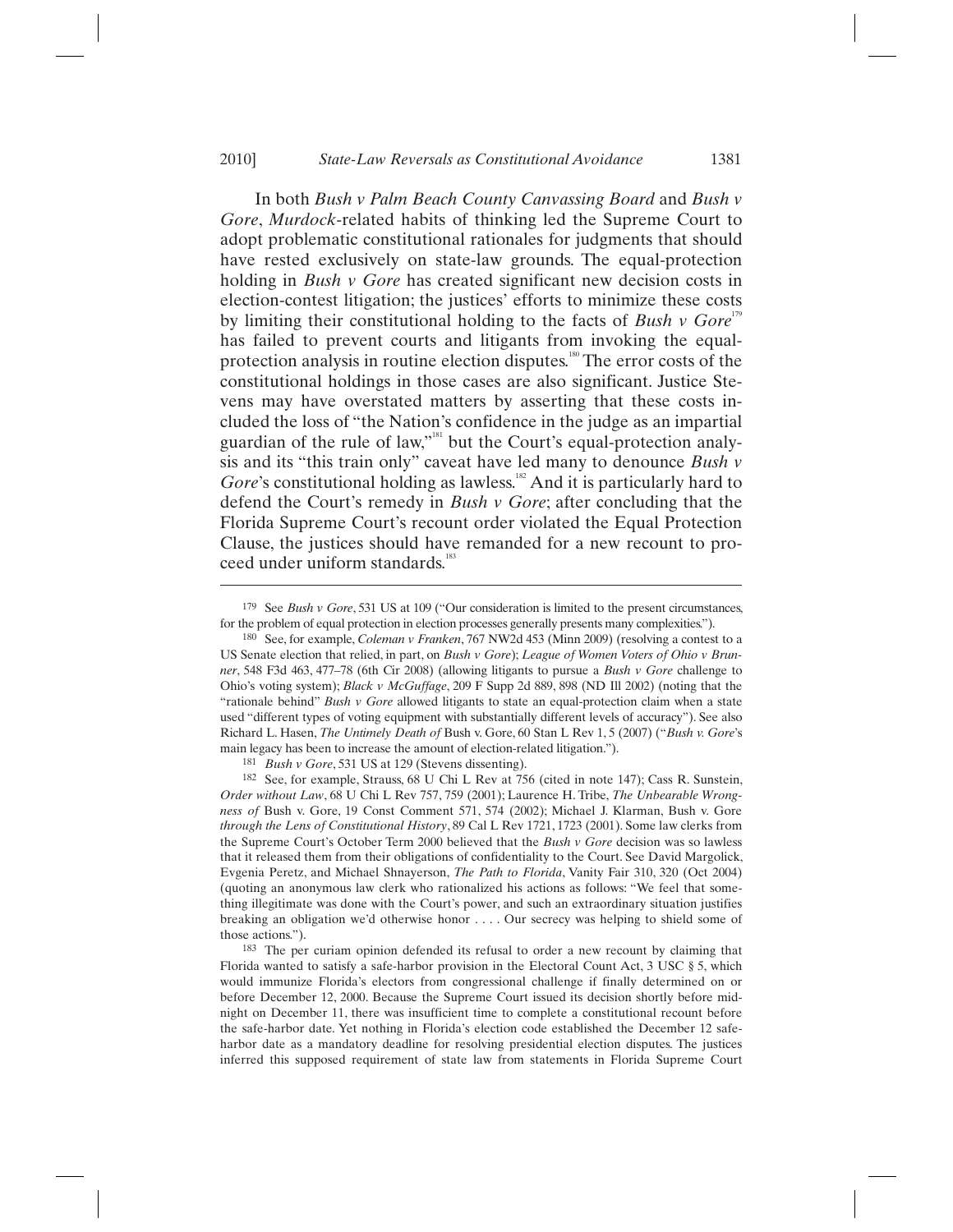In both *Bush v Palm Beach County Canvassing Board* and *Bush v Gore*, *Murdock*-related habits of thinking led the Supreme Court to adopt problematic constitutional rationales for judgments that should have rested exclusively on state-law grounds. The equal-protection holding in *Bush v Gore* has created significant new decision costs in election-contest litigation; the justices' efforts to minimize these costs by limiting their constitutional holding to the facts of *Bush v Gore*[179] has failed to prevent courts and litigants from invoking the equal-protection analysis in routine election disputes.[180] The error costs of the constitutional holdings in those cases are also significant. Justice Stevens may have overstated matters by asserting that these costs included the loss of "the Nation's confidence in the judge as an impartial guardian of the rule of law,"[181] but the Court's equal-protection analysis and its "this train only" caveat have led many to denounce *Bush v Gore*'s constitutional holding as lawless.[182] And it is particularly hard to defend the Court's remedy in *Bush v Gore*; after concluding that the Florida Supreme Court's recount order violated the Equal Protection Clause, the justices should have remanded for a new recount to proceed under uniform standards.[183]

---

179 See *Bush v Gore*, 531 US at 109 ("Our consideration is limited to the present circumstances, for the problem of equal protection in election processes generally presents many complexities.").

180 See, for example, *Coleman v Franken*, 767 NW2d 453 (Minn 2009) (resolving a contest to a US Senate election that relied, in part, on *Bush v Gore*); *League of Women Voters of Ohio v Brunner*, 548 F3d 463, 477–78 (6th Cir 2008) (allowing litigants to pursue a *Bush v Gore* challenge to Ohio's voting system); *Black v McGuffage*, 209 F Supp 2d 889, 898 (ND Ill 2002) (noting that the "rationale behind" *Bush v Gore* allowed litigants to state an equal-protection claim when a state used "different types of voting equipment with substantially different levels of accuracy"). See also Richard L. Hasen, *The Untimely Death of* Bush v. Gore, 60 Stan L Rev 1, 5 (2007) ("*Bush v. Gore*'s main legacy has been to increase the amount of election-related litigation.").

181 *Bush v Gore*, 531 US at 129 (Stevens dissenting).

182 See, for example, Strauss, 68 U Chi L Rev at 756 (cited in note 147); Cass R. Sunstein, *Order without Law*, 68 U Chi L Rev 757, 759 (2001); Laurence H. Tribe, *The Unbearable Wrongness of* Bush v. Gore, 19 Const Comment 571, 574 (2002); Michael J. Klarman, Bush v. Gore *through the Lens of Constitutional History*, 89 Cal L Rev 1721, 1723 (2001). Some law clerks from the Supreme Court's October Term 2000 believed that the *Bush v Gore* decision was so lawless that it released them from their obligations of confidentiality to the Court. See David Margolick, Evgenia Peretz, and Michael Shnayerson, *The Path to Florida*, Vanity Fair 310, 320 (Oct 2004) (quoting an anonymous law clerk who rationalized his actions as follows: "We feel that something illegitimate was done with the Court's power, and such an extraordinary situation justifies breaking an obligation we'd otherwise honor . . . . Our secrecy was helping to shield some of those actions.").

183 The per curiam opinion defended its refusal to order a new recount by claiming that Florida wanted to satisfy a safe-harbor provision in the Electoral Count Act, 3 USC § 5, which would immunize Florida's electors from congressional challenge if finally determined on or before December 12, 2000. Because the Supreme Court issued its decision shortly before midnight on December 11, there was insufficient time to complete a constitutional recount before the safe-harbor date. Yet nothing in Florida's election code established the December 12 safe-harbor date as a mandatory deadline for resolving presidential election disputes. The justices inferred this supposed requirement of state law from statements in Florida Supreme Court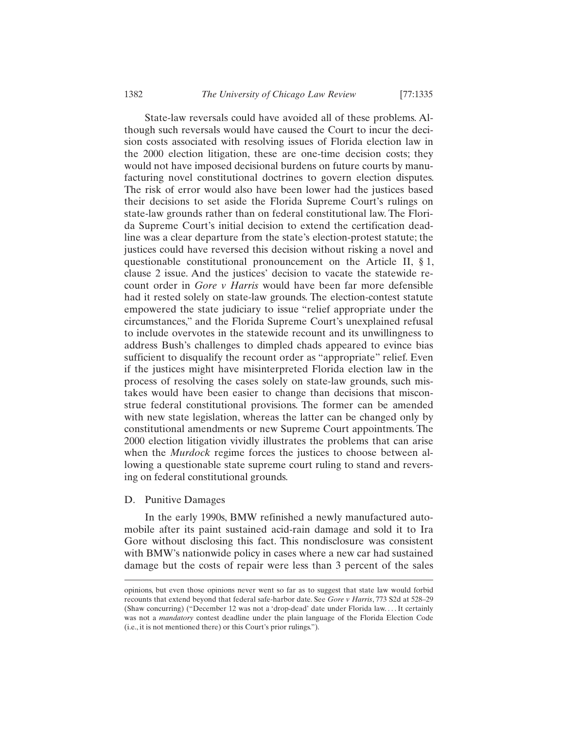State-law reversals could have avoided all of these problems. Although such reversals would have caused the Court to incur the decision costs associated with resolving issues of Florida election law in the 2000 election litigation, these are one-time decision costs; they would not have imposed decisional burdens on future courts by manufacturing novel constitutional doctrines to govern election disputes. The risk of error would also have been lower had the justices based their decisions to set aside the Florida Supreme Court's rulings on state-law grounds rather than on federal constitutional law. The Florida Supreme Court's initial decision to extend the certification deadline was a clear departure from the state's election-protest statute; the justices could have reversed this decision without risking a novel and questionable constitutional pronouncement on the Article II, § 1, clause 2 issue. And the justices' decision to vacate the statewide recount order in *Gore v Harris* would have been far more defensible had it rested solely on state-law grounds. The election-contest statute empowered the state judiciary to issue "relief appropriate under the circumstances," and the Florida Supreme Court's unexplained refusal to include overvotes in the statewide recount and its unwillingness to address Bush's challenges to dimpled chads appeared to evince bias sufficient to disqualify the recount order as "appropriate" relief. Even if the justices might have misinterpreted Florida election law in the process of resolving the cases solely on state-law grounds, such mistakes would have been easier to change than decisions that misconstrue federal constitutional provisions. The former can be amended with new state legislation, whereas the latter can be changed only by constitutional amendments or new Supreme Court appointments. The 2000 election litigation vividly illustrates the problems that can arise when the *Murdock* regime forces the justices to choose between allowing a questionable state supreme court ruling to stand and reversing on federal constitutional grounds.

### D. Punitive Damages

In the early 1990s, BMW refinished a newly manufactured automobile after its paint sustained acid-rain damage and sold it to Ira Gore without disclosing this fact. This nondisclosure was consistent with BMW's nationwide policy in cases where a new car had sustained damage but the costs of repair were less than 3 percent of the sales

---

opinions, but even those opinions never went so far as to suggest that state law would forbid recounts that extend beyond that federal safe-harbor date. See *Gore v Harris*, 773 S2d at 528–29 (Shaw concurring) ("December 12 was not a 'drop-dead' date under Florida law. . . . It certainly was not a *mandatory* contest deadline under the plain language of the Florida Election Code (i.e., it is not mentioned there) or this Court's prior rulings.").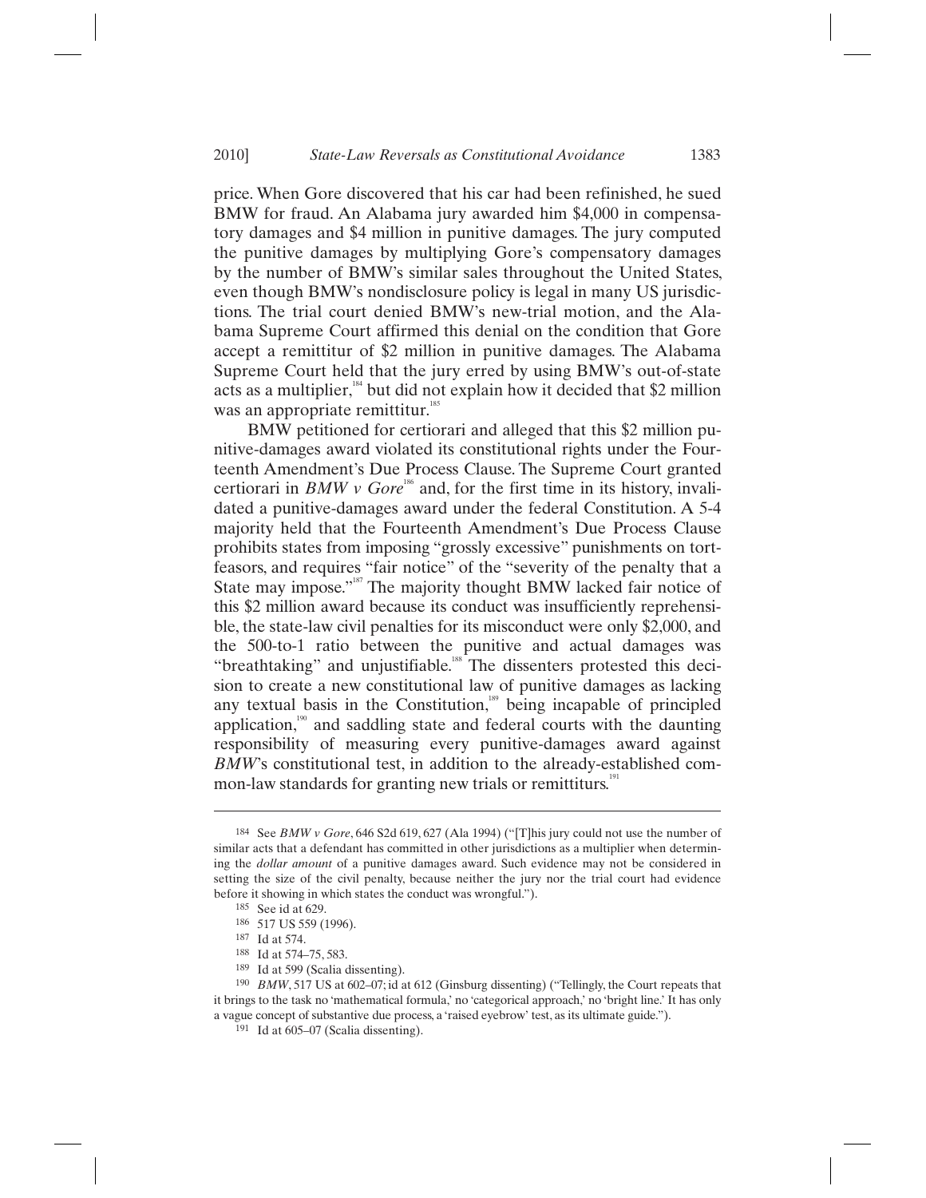price. When Gore discovered that his car had been refinished, he sued BMW for fraud. An Alabama jury awarded him $4,000 in compensatory damages and $4 million in punitive damages. The jury computed the punitive damages by multiplying Gore's compensatory damages by the number of BMW's similar sales throughout the United States, even though BMW's nondisclosure policy is legal in many US jurisdictions. The trial court denied BMW's new-trial motion, and the Alabama Supreme Court affirmed this denial on the condition that Gore accept a remittitur of $2 million in punitive damages. The Alabama Supreme Court held that the jury erred by using BMW's out-of-state acts as a multiplier,[184] but did not explain how it decided that $2 million was an appropriate remittitur.[185]

BMW petitioned for certiorari and alleged that this $2 million punitive-damages award violated its constitutional rights under the Fourteenth Amendment's Due Process Clause. The Supreme Court granted certiorari in *BMW v Gore*[186] and, for the first time in its history, invalidated a punitive-damages award under the federal Constitution. A 5-4 majority held that the Fourteenth Amendment's Due Process Clause prohibits states from imposing "grossly excessive" punishments on tortfeasors, and requires "fair notice" of the "severity of the penalty that a State may impose."[187] The majority thought BMW lacked fair notice of this $2 million award because its conduct was insufficiently reprehensible, the state-law civil penalties for its misconduct were only $2,000, and the 500-to-1 ratio between the punitive and actual damages was "breathtaking" and unjustifiable.[188] The dissenters protested this decision to create a new constitutional law of punitive damages as lacking any textual basis in the Constitution,[189] being incapable of principled application,[190] and saddling state and federal courts with the daunting responsibility of measuring every punitive-damages award against *BMW*'s constitutional test, in addition to the already-established common-law standards for granting new trials or remittiturs.[191]

---

184 See *BMW v Gore*, 646 S2d 619, 627 (Ala 1994) ("[T]his jury could not use the number of similar acts that a defendant has committed in other jurisdictions as a multiplier when determining the *dollar amount* of a punitive damages award. Such evidence may not be considered in setting the size of the civil penalty, because neither the jury nor the trial court had evidence before it showing in which states the conduct was wrongful.").

185 See id at 629.

186 517 US 559 (1996).

187 Id at 574.

188 Id at 574–75, 583.

189 Id at 599 (Scalia dissenting).

190 *BMW*, 517 US at 602–07; id at 612 (Ginsburg dissenting) ("Tellingly, the Court repeats that it brings to the task no 'mathematical formula,' no 'categorical approach,' no 'bright line.' It has only a vague concept of substantive due process, a 'raised eyebrow' test, as its ultimate guide.").

191 Id at 605–07 (Scalia dissenting).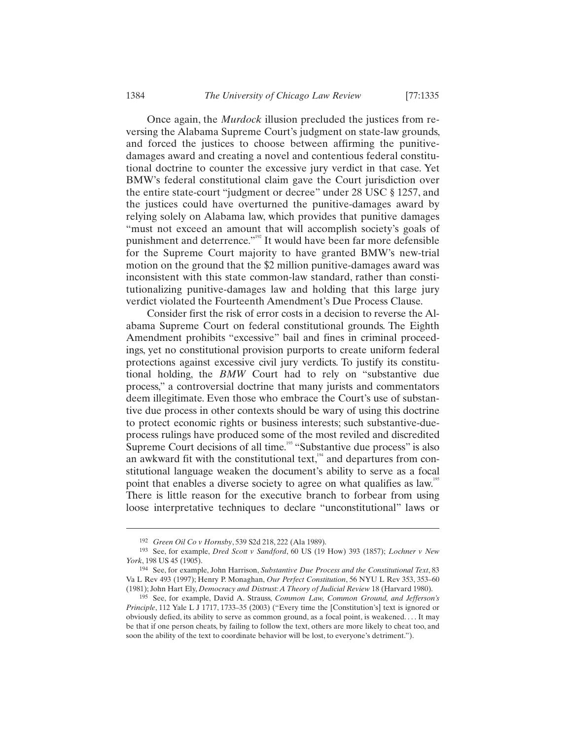Once again, the *Murdock* illusion precluded the justices from reversing the Alabama Supreme Court's judgment on state-law grounds, and forced the justices to choose between affirming the punitive-damages award and creating a novel and contentious federal constitutional doctrine to counter the excessive jury verdict in that case. Yet BMW's federal constitutional claim gave the Court jurisdiction over the entire state-court "judgment or decree" under 28 USC § 1257, and the justices could have overturned the punitive-damages award by relying solely on Alabama law, which provides that punitive damages "must not exceed an amount that will accomplish society's goals of punishment and deterrence."[192] It would have been far more defensible for the Supreme Court majority to have granted BMW's new-trial motion on the ground that the $2 million punitive-damages award was inconsistent with this state common-law standard, rather than constitutionalizing punitive-damages law and holding that this large jury verdict violated the Fourteenth Amendment's Due Process Clause.

Consider first the risk of error costs in a decision to reverse the Alabama Supreme Court on federal constitutional grounds. The Eighth Amendment prohibits "excessive" bail and fines in criminal proceedings, yet no constitutional provision purports to create uniform federal protections against excessive civil jury verdicts. To justify its constitutional holding, the *BMW* Court had to rely on "substantive due process," a controversial doctrine that many jurists and commentators deem illegitimate. Even those who embrace the Court's use of substantive due process in other contexts should be wary of using this doctrine to protect economic rights or business interests; such substantive-due-process rulings have produced some of the most reviled and discredited Supreme Court decisions of all time.[193] "Substantive due process" is also an awkward fit with the constitutional text,[194] and departures from constitutional language weaken the document's ability to serve as a focal point that enables a diverse society to agree on what qualifies as law.[195] There is little reason for the executive branch to forbear from using loose interpretative techniques to declare "unconstitutional" laws or

---

[192] *Green Oil Co v Hornsby*, 539 S2d 218, 222 (Ala 1989).

[193] See, for example, *Dred Scott v Sandford*, 60 US (19 How) 393 (1857); *Lochner v New York*, 198 US 45 (1905).

[194] See, for example, John Harrison, *Substantive Due Process and the Constitutional Text*, 83 Va L Rev 493 (1997); Henry P. Monaghan, *Our Perfect Constitution*, 56 NYU L Rev 353, 353–60 (1981); John Hart Ely, *Democracy and Distrust: A Theory of Judicial Review* 18 (Harvard 1980).

[195] See, for example, David A. Strauss, *Common Law, Common Ground, and Jefferson's Principle*, 112 Yale L J 1717, 1733–35 (2003) ("Every time the [Constitution's] text is ignored or obviously defied, its ability to serve as common ground, as a focal point, is weakened. . . . It may be that if one person cheats, by failing to follow the text, others are more likely to cheat too, and soon the ability of the text to coordinate behavior will be lost, to everyone's detriment.").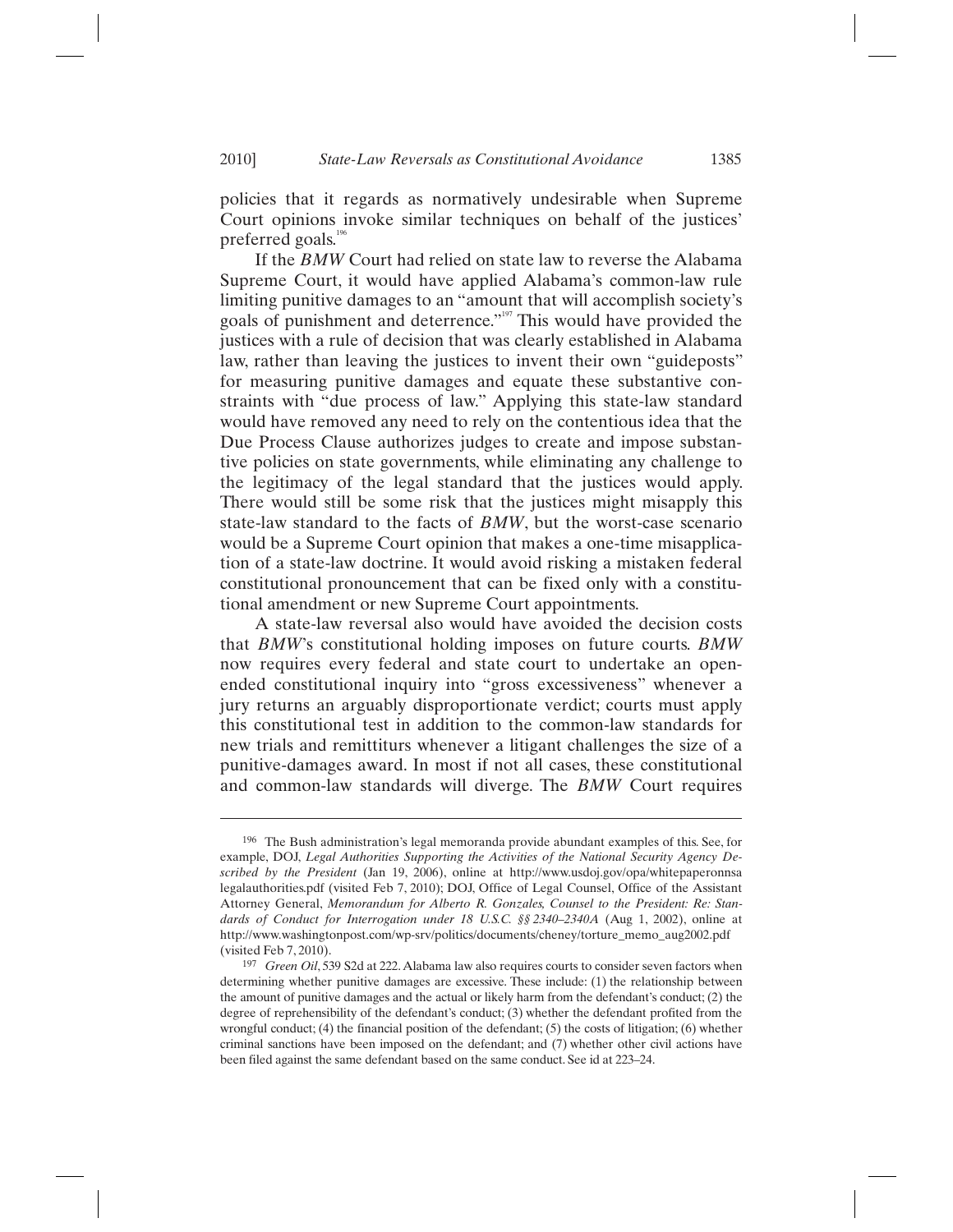policies that it regards as normatively undesirable when Supreme Court opinions invoke similar techniques on behalf of the justices' preferred goals.[196]

If the *BMW* Court had relied on state law to reverse the Alabama Supreme Court, it would have applied Alabama's common-law rule limiting punitive damages to an "amount that will accomplish society's goals of punishment and deterrence."[197] This would have provided the justices with a rule of decision that was clearly established in Alabama law, rather than leaving the justices to invent their own "guideposts" for measuring punitive damages and equate these substantive constraints with "due process of law." Applying this state-law standard would have removed any need to rely on the contentious idea that the Due Process Clause authorizes judges to create and impose substantive policies on state governments, while eliminating any challenge to the legitimacy of the legal standard that the justices would apply. There would still be some risk that the justices might misapply this state-law standard to the facts of *BMW*, but the worst-case scenario would be a Supreme Court opinion that makes a one-time misapplication of a state-law doctrine. It would avoid risking a mistaken federal constitutional pronouncement that can be fixed only with a constitutional amendment or new Supreme Court appointments.

A state-law reversal also would have avoided the decision costs that *BMW*'s constitutional holding imposes on future courts. *BMW* now requires every federal and state court to undertake an open-ended constitutional inquiry into "gross excessiveness" whenever a jury returns an arguably disproportionate verdict; courts must apply this constitutional test in addition to the common-law standards for new trials and remittiturs whenever a litigant challenges the size of a punitive-damages award. In most if not all cases, these constitutional and common-law standards will diverge. The *BMW* Court requires

---

[196] The Bush administration's legal memoranda provide abundant examples of this. See, for example, DOJ, *Legal Authorities Supporting the Activities of the National Security Agency Described by the President* (Jan 19, 2006), online at http://www.usdoj.gov/opa/whitepaperonnsa legalauthorities.pdf (visited Feb 7, 2010); DOJ, Office of Legal Counsel, Office of the Assistant Attorney General, *Memorandum for Alberto R. Gonzales, Counsel to the President: Re: Standards of Conduct for Interrogation under 18 U.S.C. §§ 2340–2340A* (Aug 1, 2002), online at http://www.washingtonpost.com/wp-srv/politics/documents/cheney/torture_memo_aug2002.pdf (visited Feb 7, 2010).

[197] *Green Oil*, 539 S2d at 222. Alabama law also requires courts to consider seven factors when determining whether punitive damages are excessive. These include: (1) the relationship between the amount of punitive damages and the actual or likely harm from the defendant's conduct; (2) the degree of reprehensibility of the defendant's conduct; (3) whether the defendant profited from the wrongful conduct; (4) the financial position of the defendant; (5) the costs of litigation; (6) whether criminal sanctions have been imposed on the defendant; and (7) whether other civil actions have been filed against the same defendant based on the same conduct. See id at 223–24.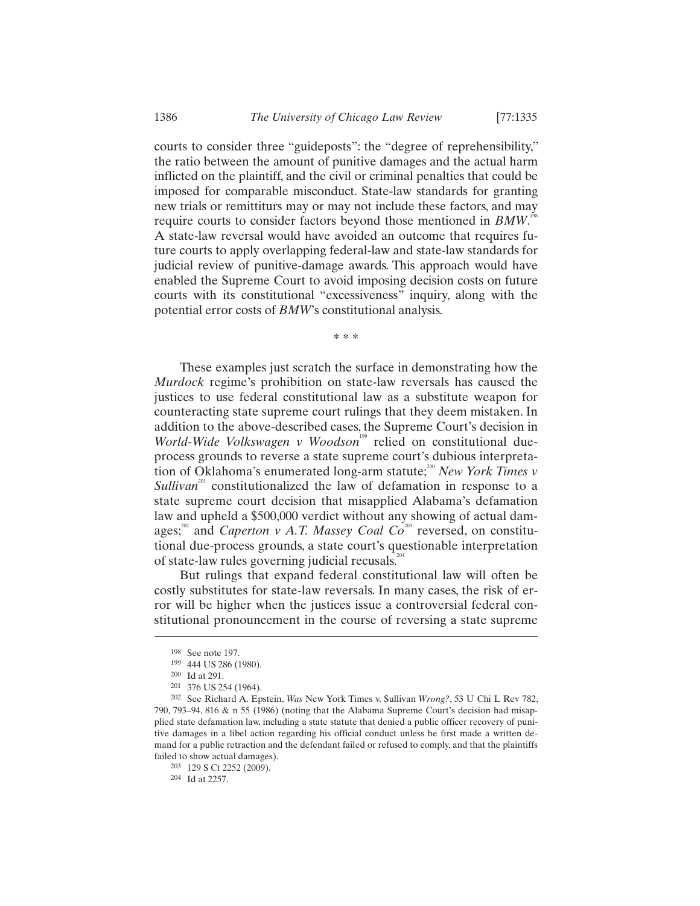courts to consider three "guideposts": the "degree of reprehensibility," the ratio between the amount of punitive damages and the actual harm inflicted on the plaintiff, and the civil or criminal penalties that could be imposed for comparable misconduct. State-law standards for granting new trials or remittiturs may or may not include these factors, and may require courts to consider factors beyond those mentioned in *BMW*.[198] A state-law reversal would have avoided an outcome that requires future courts to apply overlapping federal-law and state-law standards for judicial review of punitive-damage awards. This approach would have enabled the Supreme Court to avoid imposing decision costs on future courts with its constitutional "excessiveness" inquiry, along with the potential error costs of *BMW*'s constitutional analysis.

\* \* \*

These examples just scratch the surface in demonstrating how the *Murdock* regime's prohibition on state-law reversals has caused the justices to use federal constitutional law as a substitute weapon for counteracting state supreme court rulings that they deem mistaken. In addition to the above-described cases, the Supreme Court's decision in *World-Wide Volkswagen v Woodson*[199] relied on constitutional due-process grounds to reverse a state supreme court's dubious interpretation of Oklahoma's enumerated long-arm statute;[200] *New York Times v Sullivan*[201] constitutionalized the law of defamation in response to a state supreme court decision that misapplied Alabama's defamation law and upheld a $500,000 verdict without any showing of actual damages;[202] and *Caperton v A.T. Massey Coal Co*[203] reversed, on constitutional due-process grounds, a state court's questionable interpretation of state-law rules governing judicial recusals.[204]

But rulings that expand federal constitutional law will often be costly substitutes for state-law reversals. In many cases, the risk of error will be higher when the justices issue a controversial federal constitutional pronouncement in the course of reversing a state supreme

---

198 See note 197.

199 444 US 286 (1980).

200 Id at 291.

201 376 US 254 (1964).

202 See Richard A. Epstein, *Was* New York Times v. Sullivan *Wrong?*, 53 U Chi L Rev 782, 790, 793–94, 816 & n 55 (1986) (noting that the Alabama Supreme Court's decision had misapplied state defamation law, including a state statute that denied a public officer recovery of punitive damages in a libel action regarding his official conduct unless he first made a written demand for a public retraction and the defendant failed or refused to comply, and that the plaintiffs failed to show actual damages).

203 129 S Ct 2252 (2009).

204 Id at 2257.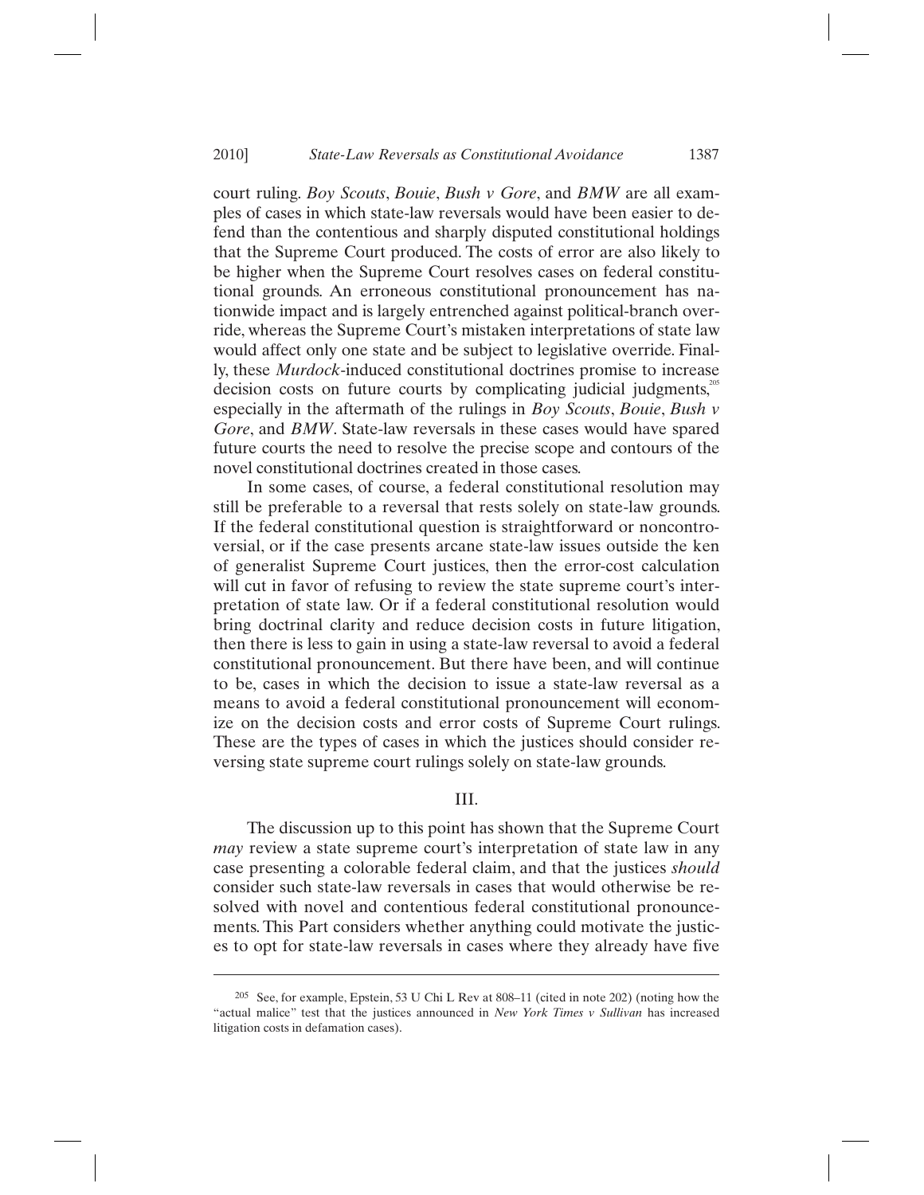court ruling. *Boy Scouts*, *Bouie*, *Bush v Gore*, and *BMW* are all examples of cases in which state-law reversals would have been easier to defend than the contentious and sharply disputed constitutional holdings that the Supreme Court produced. The costs of error are also likely to be higher when the Supreme Court resolves cases on federal constitutional grounds. An erroneous constitutional pronouncement has nationwide impact and is largely entrenched against political-branch override, whereas the Supreme Court's mistaken interpretations of state law would affect only one state and be subject to legislative override. Finally, these *Murdock*-induced constitutional doctrines promise to increase decision costs on future courts by complicating judicial judgments,[205] especially in the aftermath of the rulings in *Boy Scouts*, *Bouie*, *Bush v Gore*, and *BMW*. State-law reversals in these cases would have spared future courts the need to resolve the precise scope and contours of the novel constitutional doctrines created in those cases.

In some cases, of course, a federal constitutional resolution may still be preferable to a reversal that rests solely on state-law grounds. If the federal constitutional question is straightforward or noncontroversial, or if the case presents arcane state-law issues outside the ken of generalist Supreme Court justices, then the error-cost calculation will cut in favor of refusing to review the state supreme court's interpretation of state law. Or if a federal constitutional resolution would bring doctrinal clarity and reduce decision costs in future litigation, then there is less to gain in using a state-law reversal to avoid a federal constitutional pronouncement. But there have been, and will continue to be, cases in which the decision to issue a state-law reversal as a means to avoid a federal constitutional pronouncement will economize on the decision costs and error costs of Supreme Court rulings. These are the types of cases in which the justices should consider reversing state supreme court rulings solely on state-law grounds.

## III.

The discussion up to this point has shown that the Supreme Court *may* review a state supreme court's interpretation of state law in any case presenting a colorable federal claim, and that the justices *should* consider such state-law reversals in cases that would otherwise be resolved with novel and contentious federal constitutional pronouncements. This Part considers whether anything could motivate the justices to opt for state-law reversals in cases where they already have five

---

[205] See, for example, Epstein, 53 U Chi L Rev at 808–11 (cited in note 202) (noting how the "actual malice" test that the justices announced in *New York Times v Sullivan* has increased litigation costs in defamation cases).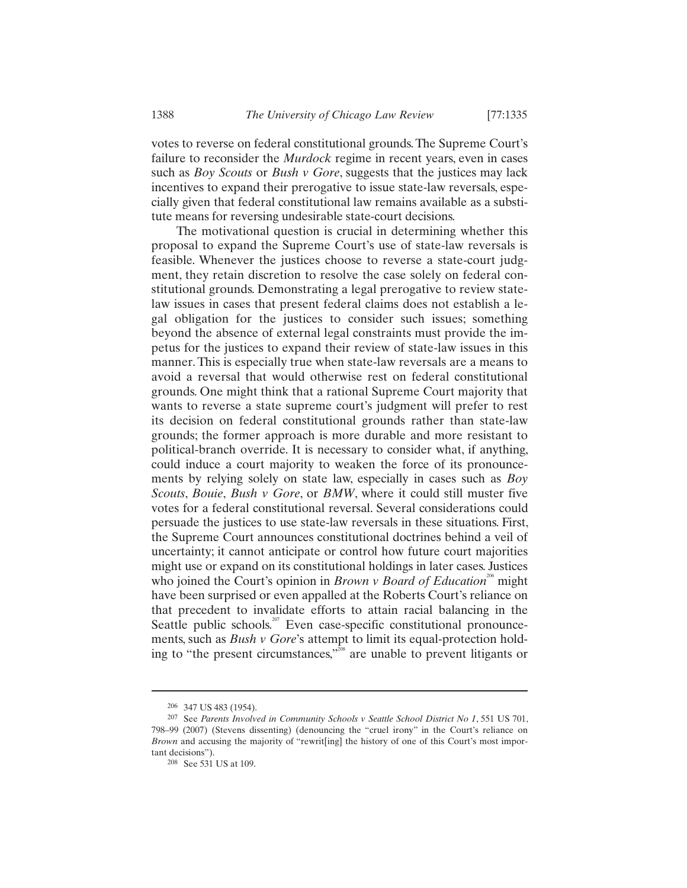votes to reverse on federal constitutional grounds. The Supreme Court's failure to reconsider the *Murdock* regime in recent years, even in cases such as *Boy Scouts* or *Bush v Gore*, suggests that the justices may lack incentives to expand their prerogative to issue state-law reversals, especially given that federal constitutional law remains available as a substitute means for reversing undesirable state-court decisions.

The motivational question is crucial in determining whether this proposal to expand the Supreme Court's use of state-law reversals is feasible. Whenever the justices choose to reverse a state-court judgment, they retain discretion to resolve the case solely on federal constitutional grounds. Demonstrating a legal prerogative to review state-law issues in cases that present federal claims does not establish a legal obligation for the justices to consider such issues; something beyond the absence of external legal constraints must provide the impetus for the justices to expand their review of state-law issues in this manner. This is especially true when state-law reversals are a means to avoid a reversal that would otherwise rest on federal constitutional grounds. One might think that a rational Supreme Court majority that wants to reverse a state supreme court's judgment will prefer to rest its decision on federal constitutional grounds rather than state-law grounds; the former approach is more durable and more resistant to political-branch override. It is necessary to consider what, if anything, could induce a court majority to weaken the force of its pronouncements by relying solely on state law, especially in cases such as *Boy Scouts*, *Bouie*, *Bush v Gore*, or *BMW*, where it could still muster five votes for a federal constitutional reversal. Several considerations could persuade the justices to use state-law reversals in these situations. First, the Supreme Court announces constitutional doctrines behind a veil of uncertainty; it cannot anticipate or control how future court majorities might use or expand on its constitutional holdings in later cases. Justices who joined the Court's opinion in *Brown v Board of Education*[206] might have been surprised or even appalled at the Roberts Court's reliance on that precedent to invalidate efforts to attain racial balancing in the Seattle public schools.[207] Even case-specific constitutional pronouncements, such as *Bush v Gore*'s attempt to limit its equal-protection holding to "the present circumstances,"[208] are unable to prevent litigants or

---

[206] 347 US 483 (1954).

[207] See *Parents Involved in Community Schools v Seattle School District No 1*, 551 US 701, 798–99 (2007) (Stevens dissenting) (denouncing the "cruel irony" in the Court's reliance on *Brown* and accusing the majority of "rewrit[ing] the history of one of this Court's most important decisions").

[208] See 531 US at 109.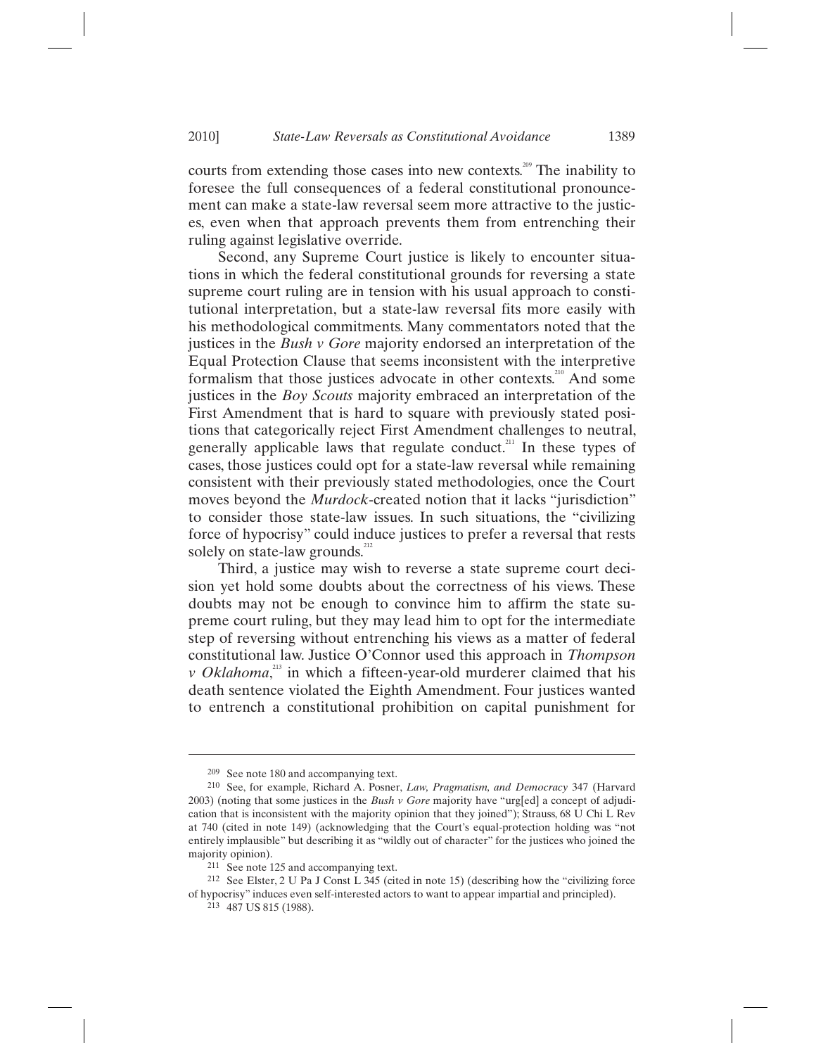courts from extending those cases into new contexts.[209] The inability to foresee the full consequences of a federal constitutional pronouncement can make a state-law reversal seem more attractive to the justices, even when that approach prevents them from entrenching their ruling against legislative override.

Second, any Supreme Court justice is likely to encounter situations in which the federal constitutional grounds for reversing a state supreme court ruling are in tension with his usual approach to constitutional interpretation, but a state-law reversal fits more easily with his methodological commitments. Many commentators noted that the justices in the *Bush v Gore* majority endorsed an interpretation of the Equal Protection Clause that seems inconsistent with the interpretive formalism that those justices advocate in other contexts.[210] And some justices in the *Boy Scouts* majority embraced an interpretation of the First Amendment that is hard to square with previously stated positions that categorically reject First Amendment challenges to neutral, generally applicable laws that regulate conduct.[211] In these types of cases, those justices could opt for a state-law reversal while remaining consistent with their previously stated methodologies, once the Court moves beyond the *Murdock*-created notion that it lacks "jurisdiction" to consider those state-law issues. In such situations, the "civilizing force of hypocrisy" could induce justices to prefer a reversal that rests solely on state-law grounds.[212]

Third, a justice may wish to reverse a state supreme court decision yet hold some doubts about the correctness of his views. These doubts may not be enough to convince him to affirm the state supreme court ruling, but they may lead him to opt for the intermediate step of reversing without entrenching his views as a matter of federal constitutional law. Justice O'Connor used this approach in *Thompson v Oklahoma*,[213] in which a fifteen-year-old murderer claimed that his death sentence violated the Eighth Amendment. Four justices wanted to entrench a constitutional prohibition on capital punishment for

---

209 See note 180 and accompanying text.

210 See, for example, Richard A. Posner, *Law, Pragmatism, and Democracy* 347 (Harvard 2003) (noting that some justices in the *Bush v Gore* majority have "urg[ed] a concept of adjudication that is inconsistent with the majority opinion that they joined"); Strauss, 68 U Chi L Rev at 740 (cited in note 149) (acknowledging that the Court's equal-protection holding was "not entirely implausible" but describing it as "wildly out of character" for the justices who joined the majority opinion).

211 See note 125 and accompanying text.

212 See Elster, 2 U Pa J Const L 345 (cited in note 15) (describing how the "civilizing force of hypocrisy" induces even self-interested actors to want to appear impartial and principled).

213 487 US 815 (1988).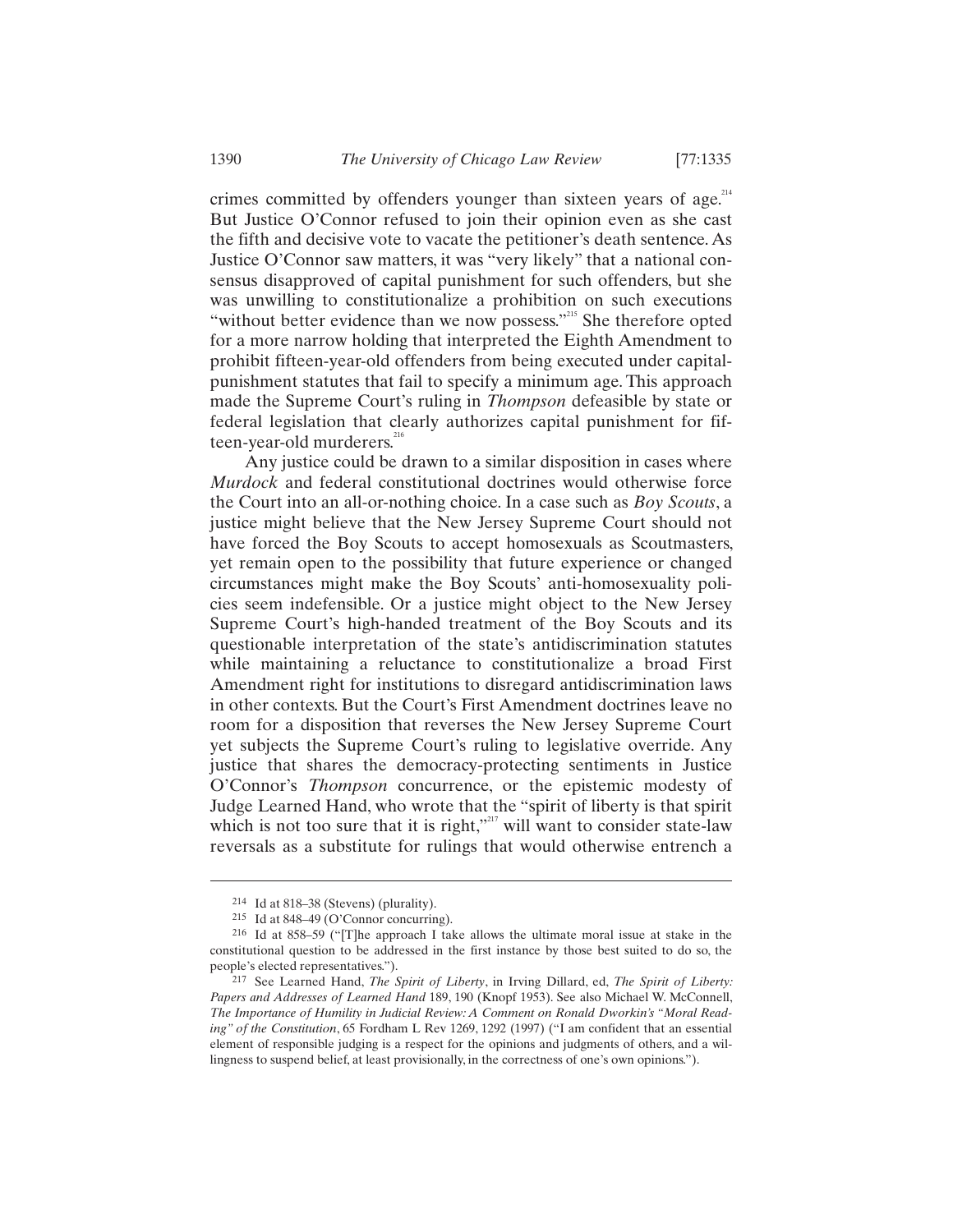crimes committed by offenders younger than sixteen years of age.[214] But Justice O'Connor refused to join their opinion even as she cast the fifth and decisive vote to vacate the petitioner's death sentence. As Justice O'Connor saw matters, it was "very likely" that a national consensus disapproved of capital punishment for such offenders, but she was unwilling to constitutionalize a prohibition on such executions "without better evidence than we now possess."[215] She therefore opted for a more narrow holding that interpreted the Eighth Amendment to prohibit fifteen-year-old offenders from being executed under capital-punishment statutes that fail to specify a minimum age. This approach made the Supreme Court's ruling in *Thompson* defeasible by state or federal legislation that clearly authorizes capital punishment for fifteen-year-old murderers.[216]

Any justice could be drawn to a similar disposition in cases where *Murdock* and federal constitutional doctrines would otherwise force the Court into an all-or-nothing choice. In a case such as *Boy Scouts*, a justice might believe that the New Jersey Supreme Court should not have forced the Boy Scouts to accept homosexuals as Scoutmasters, yet remain open to the possibility that future experience or changed circumstances might make the Boy Scouts' anti-homosexuality policies seem indefensible. Or a justice might object to the New Jersey Supreme Court's high-handed treatment of the Boy Scouts and its questionable interpretation of the state's antidiscrimination statutes while maintaining a reluctance to constitutionalize a broad First Amendment right for institutions to disregard antidiscrimination laws in other contexts. But the Court's First Amendment doctrines leave no room for a disposition that reverses the New Jersey Supreme Court yet subjects the Supreme Court's ruling to legislative override. Any justice that shares the democracy-protecting sentiments in Justice O'Connor's *Thompson* concurrence, or the epistemic modesty of Judge Learned Hand, who wrote that the "spirit of liberty is that spirit which is not too sure that it is right,"[217] will want to consider state-law reversals as a substitute for rulings that would otherwise entrench a

---

214 Id at 818–38 (Stevens) (plurality).

215 Id at 848–49 (O'Connor concurring).

216 Id at 858–59 ("[T]he approach I take allows the ultimate moral issue at stake in the constitutional question to be addressed in the first instance by those best suited to do so, the people's elected representatives.").

217 See Learned Hand, *The Spirit of Liberty*, in Irving Dillard, ed, *The Spirit of Liberty: Papers and Addresses of Learned Hand* 189, 190 (Knopf 1953). See also Michael W. McConnell, *The Importance of Humility in Judicial Review: A Comment on Ronald Dworkin's "Moral Reading" of the Constitution*, 65 Fordham L Rev 1269, 1292 (1997) ("I am confident that an essential element of responsible judging is a respect for the opinions and judgments of others, and a willingness to suspend belief, at least provisionally, in the correctness of one's own opinions.").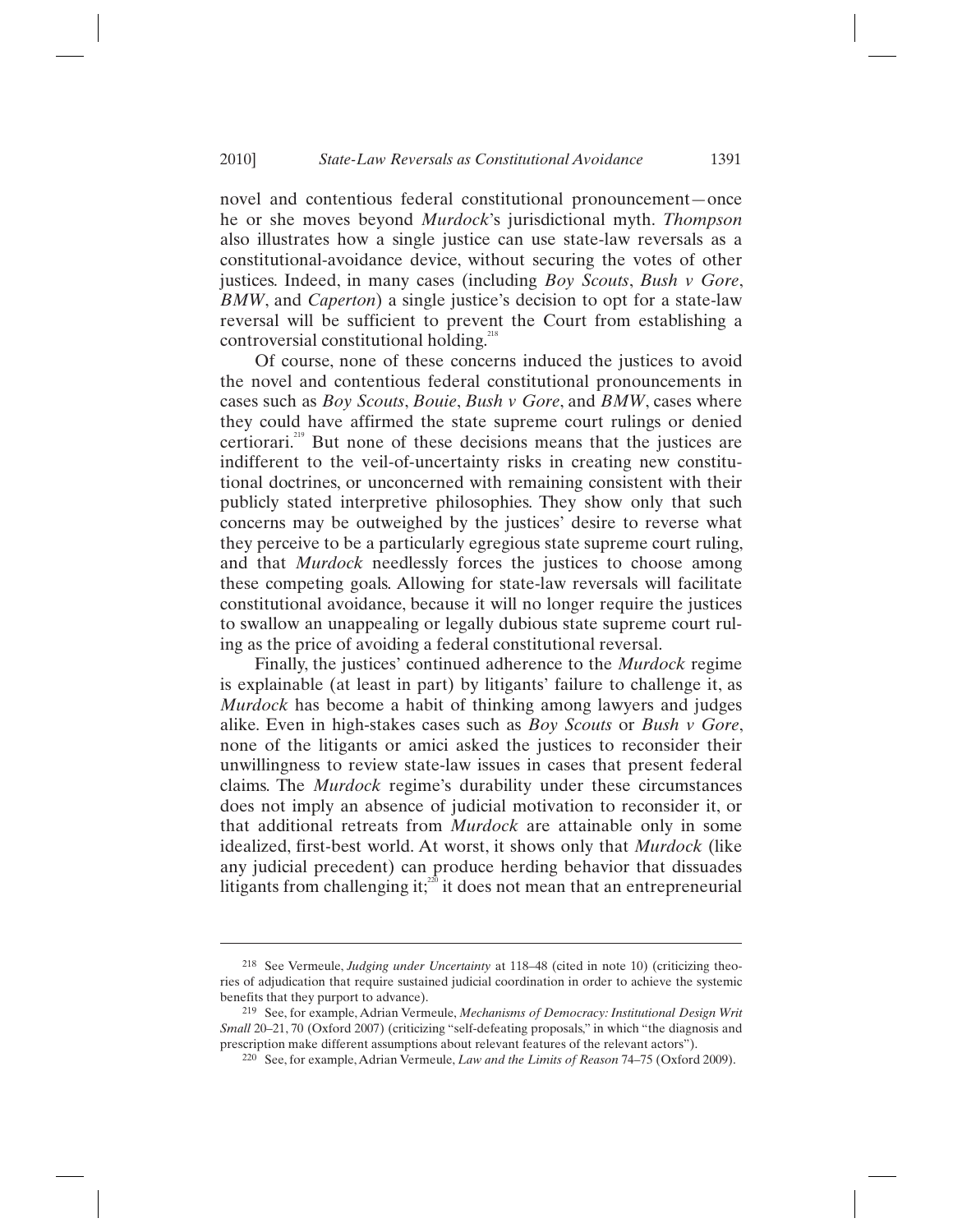novel and contentious federal constitutional pronouncement—once he or she moves beyond *Murdock*'s jurisdictional myth. *Thompson* also illustrates how a single justice can use state-law reversals as a constitutional-avoidance device, without securing the votes of other justices. Indeed, in many cases (including *Boy Scouts*, *Bush v Gore*, *BMW*, and *Caperton*) a single justice's decision to opt for a state-law reversal will be sufficient to prevent the Court from establishing a controversial constitutional holding.[218]

Of course, none of these concerns induced the justices to avoid the novel and contentious federal constitutional pronouncements in cases such as *Boy Scouts*, *Bouie*, *Bush v Gore*, and *BMW*, cases where they could have affirmed the state supreme court rulings or denied certiorari.[219] But none of these decisions means that the justices are indifferent to the veil-of-uncertainty risks in creating new constitutional doctrines, or unconcerned with remaining consistent with their publicly stated interpretive philosophies. They show only that such concerns may be outweighed by the justices' desire to reverse what they perceive to be a particularly egregious state supreme court ruling, and that *Murdock* needlessly forces the justices to choose among these competing goals. Allowing for state-law reversals will facilitate constitutional avoidance, because it will no longer require the justices to swallow an unappealing or legally dubious state supreme court ruling as the price of avoiding a federal constitutional reversal.

Finally, the justices' continued adherence to the *Murdock* regime is explainable (at least in part) by litigants' failure to challenge it, as *Murdock* has become a habit of thinking among lawyers and judges alike. Even in high-stakes cases such as *Boy Scouts* or *Bush v Gore*, none of the litigants or amici asked the justices to reconsider their unwillingness to review state-law issues in cases that present federal claims. The *Murdock* regime's durability under these circumstances does not imply an absence of judicial motivation to reconsider it, or that additional retreats from *Murdock* are attainable only in some idealized, first-best world. At worst, it shows only that *Murdock* (like any judicial precedent) can produce herding behavior that dissuades litigants from challenging it;[220] it does not mean that an entrepreneurial

---

[218] See Vermeule, *Judging under Uncertainty* at 118–48 (cited in note 10) (criticizing theories of adjudication that require sustained judicial coordination in order to achieve the systemic benefits that they purport to advance).

[219] See, for example, Adrian Vermeule, *Mechanisms of Democracy: Institutional Design Writ Small* 20–21, 70 (Oxford 2007) (criticizing "self-defeating proposals," in which "the diagnosis and prescription make different assumptions about relevant features of the relevant actors").

[220] See, for example, Adrian Vermeule, *Law and the Limits of Reason* 74–75 (Oxford 2009).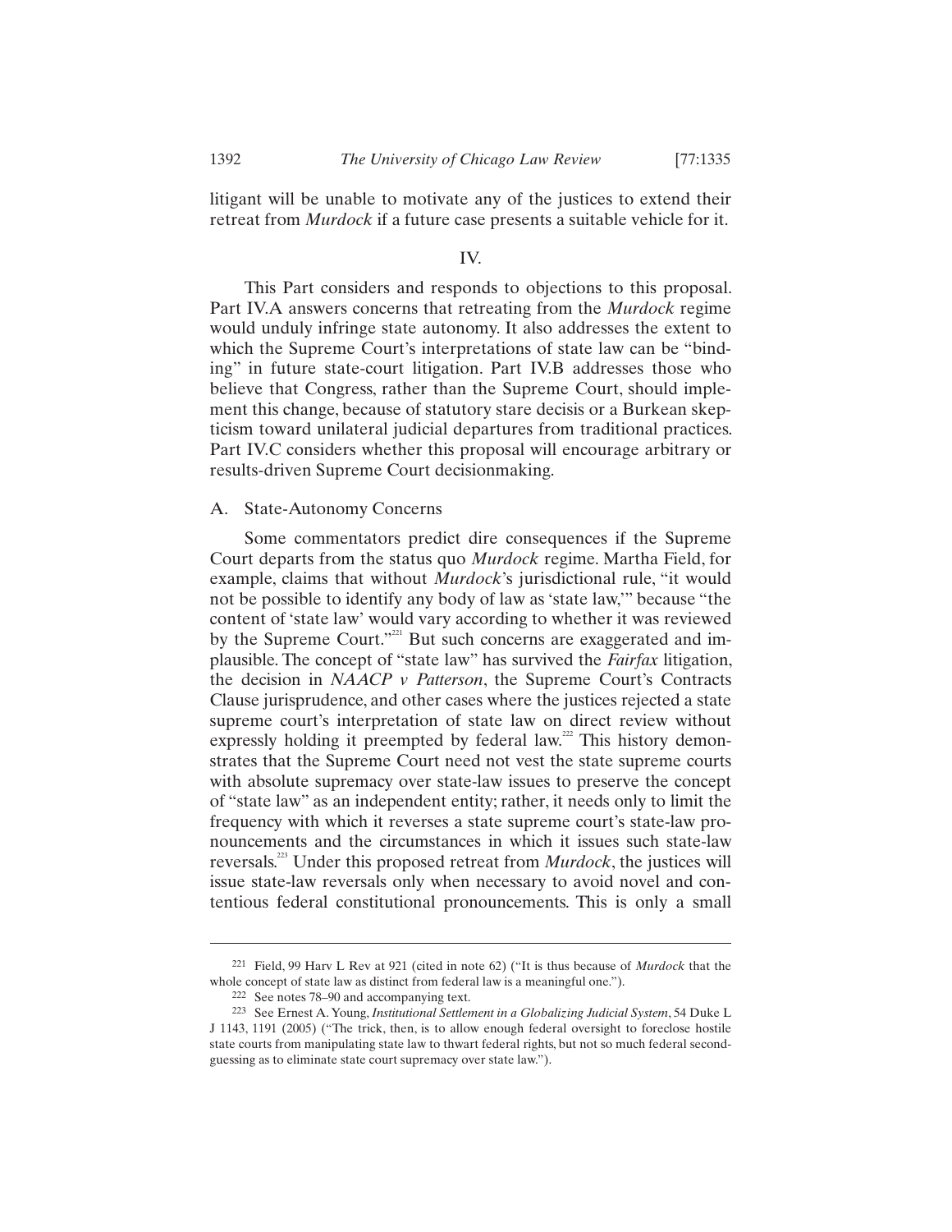litigant will be unable to motivate any of the justices to extend their retreat from *Murdock* if a future case presents a suitable vehicle for it.

## IV.

This Part considers and responds to objections to this proposal. Part IV.A answers concerns that retreating from the *Murdock* regime would unduly infringe state autonomy. It also addresses the extent to which the Supreme Court's interpretations of state law can be "binding" in future state-court litigation. Part IV.B addresses those who believe that Congress, rather than the Supreme Court, should implement this change, because of statutory stare decisis or a Burkean skepticism toward unilateral judicial departures from traditional practices. Part IV.C considers whether this proposal will encourage arbitrary or results-driven Supreme Court decisionmaking.

### A. State-Autonomy Concerns

Some commentators predict dire consequences if the Supreme Court departs from the status quo *Murdock* regime. Martha Field, for example, claims that without *Murdock*'s jurisdictional rule, "it would not be possible to identify any body of law as 'state law,'" because "the content of 'state law' would vary according to whether it was reviewed by the Supreme Court."[221] But such concerns are exaggerated and implausible. The concept of "state law" has survived the *Fairfax* litigation, the decision in *NAACP v Patterson*, the Supreme Court's Contracts Clause jurisprudence, and other cases where the justices rejected a state supreme court's interpretation of state law on direct review without expressly holding it preempted by federal law.[222] This history demonstrates that the Supreme Court need not vest the state supreme courts with absolute supremacy over state-law issues to preserve the concept of "state law" as an independent entity; rather, it needs only to limit the frequency with which it reverses a state supreme court's state-law pronouncements and the circumstances in which it issues such state-law reversals.[223] Under this proposed retreat from *Murdock*, the justices will issue state-law reversals only when necessary to avoid novel and contentious federal constitutional pronouncements. This is only a small

---

221 Field, 99 Harv L Rev at 921 (cited in note 62) ("It is thus because of *Murdock* that the whole concept of state law as distinct from federal law is a meaningful one.").

222 See notes 78–90 and accompanying text.

223 See Ernest A. Young, *Institutional Settlement in a Globalizing Judicial System*, 54 Duke L J 1143, 1191 (2005) ("The trick, then, is to allow enough federal oversight to foreclose hostile state courts from manipulating state law to thwart federal rights, but not so much federal second-guessing as to eliminate state court supremacy over state law.").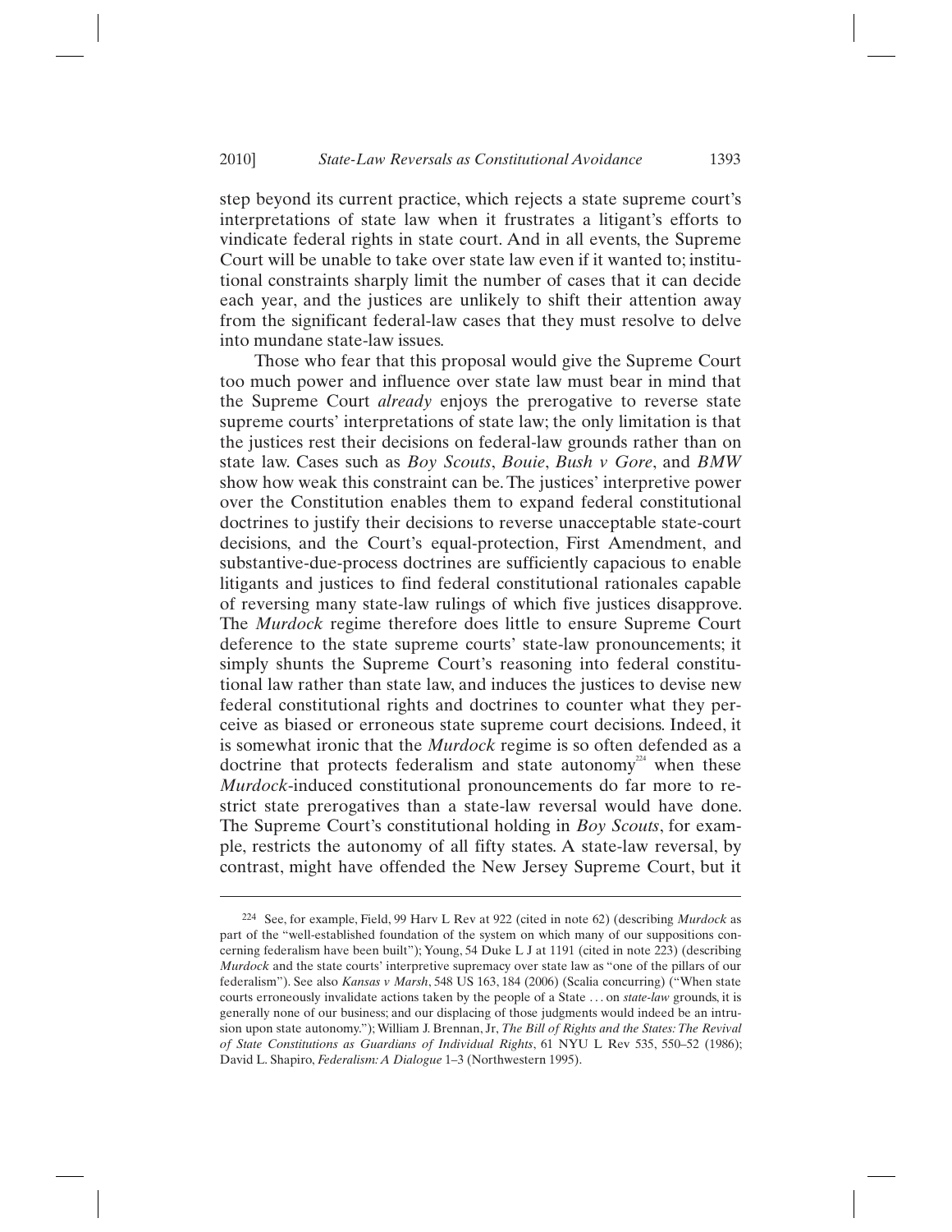step beyond its current practice, which rejects a state supreme court's interpretations of state law when it frustrates a litigant's efforts to vindicate federal rights in state court. And in all events, the Supreme Court will be unable to take over state law even if it wanted to; institutional constraints sharply limit the number of cases that it can decide each year, and the justices are unlikely to shift their attention away from the significant federal-law cases that they must resolve to delve into mundane state-law issues.

Those who fear that this proposal would give the Supreme Court too much power and influence over state law must bear in mind that the Supreme Court *already* enjoys the prerogative to reverse state supreme courts' interpretations of state law; the only limitation is that the justices rest their decisions on federal-law grounds rather than on state law. Cases such as *Boy Scouts*, *Bouie*, *Bush v Gore*, and *BMW* show how weak this constraint can be. The justices' interpretive power over the Constitution enables them to expand federal constitutional doctrines to justify their decisions to reverse unacceptable state-court decisions, and the Court's equal-protection, First Amendment, and substantive-due-process doctrines are sufficiently capacious to enable litigants and justices to find federal constitutional rationales capable of reversing many state-law rulings of which five justices disapprove. The *Murdock* regime therefore does little to ensure Supreme Court deference to the state supreme courts' state-law pronouncements; it simply shunts the Supreme Court's reasoning into federal constitutional law rather than state law, and induces the justices to devise new federal constitutional rights and doctrines to counter what they perceive as biased or erroneous state supreme court decisions. Indeed, it is somewhat ironic that the *Murdock* regime is so often defended as a doctrine that protects federalism and state autonomy[224] when these *Murdock*-induced constitutional pronouncements do far more to restrict state prerogatives than a state-law reversal would have done. The Supreme Court's constitutional holding in *Boy Scouts*, for example, restricts the autonomy of all fifty states. A state-law reversal, by contrast, might have offended the New Jersey Supreme Court, but it

---

224 See, for example, Field, 99 Harv L Rev at 922 (cited in note 62) (describing *Murdock* as part of the "well-established foundation of the system on which many of our suppositions concerning federalism have been built"); Young, 54 Duke L J at 1191 (cited in note 223) (describing *Murdock* and the state courts' interpretive supremacy over state law as "one of the pillars of our federalism"). See also *Kansas v Marsh*, 548 US 163, 184 (2006) (Scalia concurring) ("When state courts erroneously invalidate actions taken by the people of a State . . . on *state-law* grounds, it is generally none of our business; and our displacing of those judgments would indeed be an intrusion upon state autonomy."); William J. Brennan, Jr, *The Bill of Rights and the States: The Revival of State Constitutions as Guardians of Individual Rights*, 61 NYU L Rev 535, 550–52 (1986); David L. Shapiro, *Federalism: A Dialogue* 1–3 (Northwestern 1995).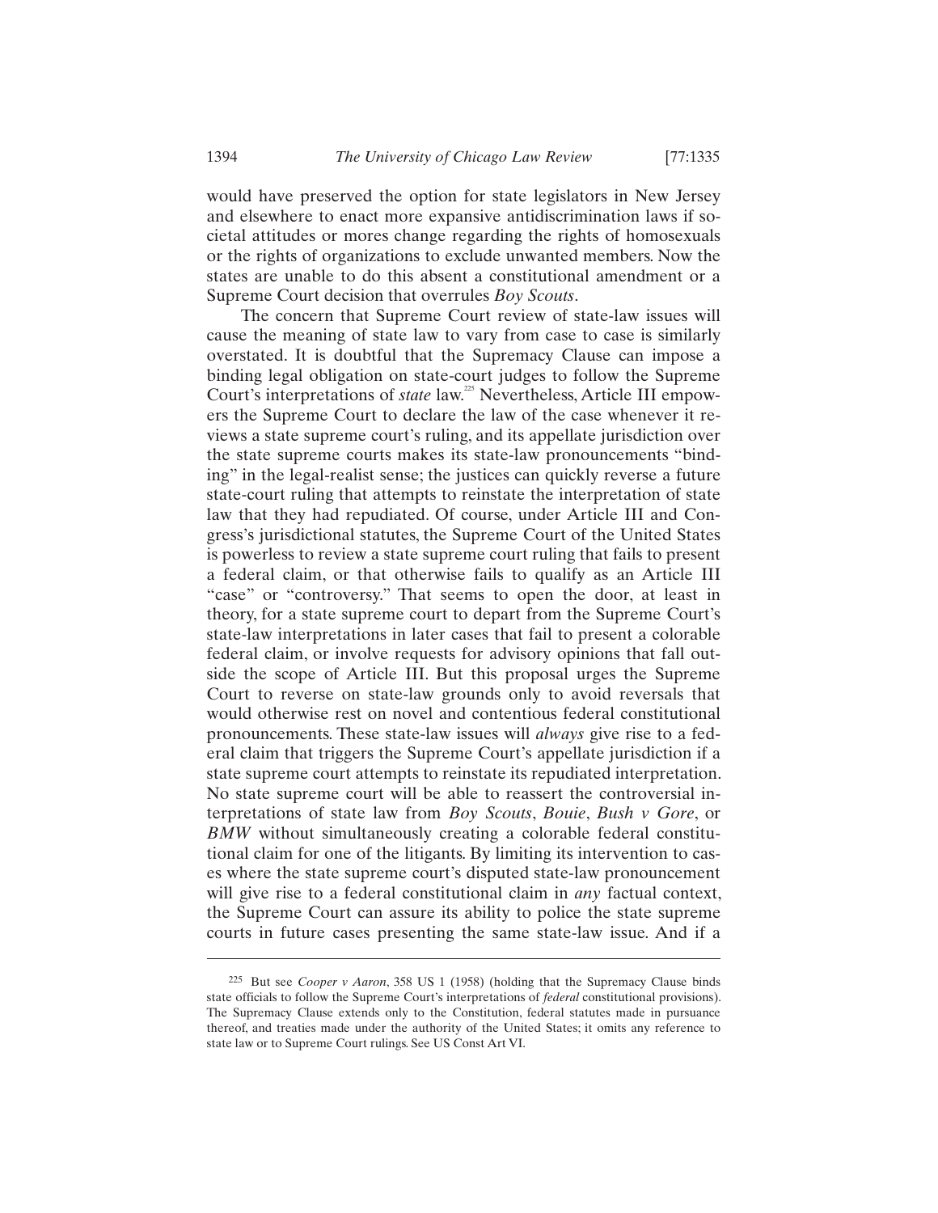would have preserved the option for state legislators in New Jersey and elsewhere to enact more expansive antidiscrimination laws if societal attitudes or mores change regarding the rights of homosexuals or the rights of organizations to exclude unwanted members. Now the states are unable to do this absent a constitutional amendment or a Supreme Court decision that overrules *Boy Scouts*.

The concern that Supreme Court review of state-law issues will cause the meaning of state law to vary from case to case is similarly overstated. It is doubtful that the Supremacy Clause can impose a binding legal obligation on state-court judges to follow the Supreme Court's interpretations of *state* law.[225] Nevertheless, Article III empowers the Supreme Court to declare the law of the case whenever it reviews a state supreme court's ruling, and its appellate jurisdiction over the state supreme courts makes its state-law pronouncements "binding" in the legal-realist sense; the justices can quickly reverse a future state-court ruling that attempts to reinstate the interpretation of state law that they had repudiated. Of course, under Article III and Congress's jurisdictional statutes, the Supreme Court of the United States is powerless to review a state supreme court ruling that fails to present a federal claim, or that otherwise fails to qualify as an Article III "case" or "controversy." That seems to open the door, at least in theory, for a state supreme court to depart from the Supreme Court's state-law interpretations in later cases that fail to present a colorable federal claim, or involve requests for advisory opinions that fall outside the scope of Article III. But this proposal urges the Supreme Court to reverse on state-law grounds only to avoid reversals that would otherwise rest on novel and contentious federal constitutional pronouncements. These state-law issues will *always* give rise to a federal claim that triggers the Supreme Court's appellate jurisdiction if a state supreme court attempts to reinstate its repudiated interpretation. No state supreme court will be able to reassert the controversial interpretations of state law from *Boy Scouts*, *Bouie*, *Bush v Gore*, or *BMW* without simultaneously creating a colorable federal constitutional claim for one of the litigants. By limiting its intervention to cases where the state supreme court's disputed state-law pronouncement will give rise to a federal constitutional claim in *any* factual context, the Supreme Court can assure its ability to police the state supreme courts in future cases presenting the same state-law issue. And if a

[225] But see *Cooper v Aaron*, 358 US 1 (1958) (holding that the Supremacy Clause binds state officials to follow the Supreme Court's interpretations of *federal* constitutional provisions). The Supremacy Clause extends only to the Constitution, federal statutes made in pursuance thereof, and treaties made under the authority of the United States; it omits any reference to state law or to Supreme Court rulings. See US Const Art VI.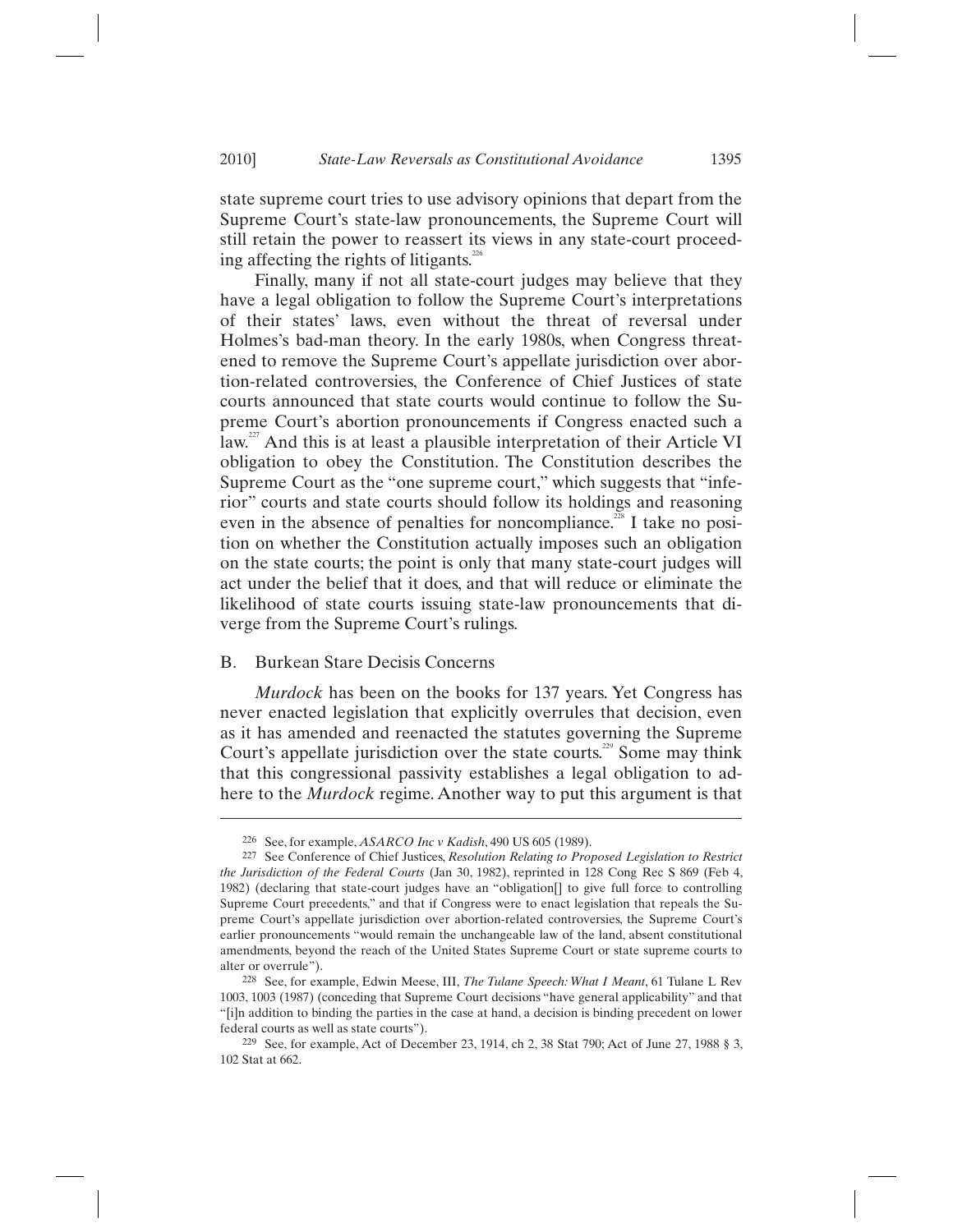state supreme court tries to use advisory opinions that depart from the Supreme Court's state-law pronouncements, the Supreme Court will still retain the power to reassert its views in any state-court proceeding affecting the rights of litigants.[226]

Finally, many if not all state-court judges may believe that they have a legal obligation to follow the Supreme Court's interpretations of their states' laws, even without the threat of reversal under Holmes's bad-man theory. In the early 1980s, when Congress threatened to remove the Supreme Court's appellate jurisdiction over abortion-related controversies, the Conference of Chief Justices of state courts announced that state courts would continue to follow the Supreme Court's abortion pronouncements if Congress enacted such a law.[227] And this is at least a plausible interpretation of their Article VI obligation to obey the Constitution. The Constitution describes the Supreme Court as the "one supreme court," which suggests that "inferior" courts and state courts should follow its holdings and reasoning even in the absence of penalties for noncompliance.[228] I take no position on whether the Constitution actually imposes such an obligation on the state courts; the point is only that many state-court judges will act under the belief that it does, and that will reduce or eliminate the likelihood of state courts issuing state-law pronouncements that diverge from the Supreme Court's rulings.

## B. Burkean Stare Decisis Concerns

*Murdock* has been on the books for 137 years. Yet Congress has never enacted legislation that explicitly overrules that decision, even as it has amended and reenacted the statutes governing the Supreme Court's appellate jurisdiction over the state courts.[229] Some may think that this congressional passivity establishes a legal obligation to adhere to the *Murdock* regime. Another way to put this argument is that

---

226 See, for example, *ASARCO Inc v Kadish*, 490 US 605 (1989).

227 See Conference of Chief Justices, *Resolution Relating to Proposed Legislation to Restrict the Jurisdiction of the Federal Courts* (Jan 30, 1982), reprinted in 128 Cong Rec S 869 (Feb 4, 1982) (declaring that state-court judges have an "obligation[] to give full force to controlling Supreme Court precedents," and that if Congress were to enact legislation that repeals the Supreme Court's appellate jurisdiction over abortion-related controversies, the Supreme Court's earlier pronouncements "would remain the unchangeable law of the land, absent constitutional amendments, beyond the reach of the United States Supreme Court or state supreme courts to alter or overrule").

228 See, for example, Edwin Meese, III, *The Tulane Speech: What I Meant*, 61 Tulane L Rev 1003, 1003 (1987) (conceding that Supreme Court decisions "have general applicability" and that "[i]n addition to binding the parties in the case at hand, a decision is binding precedent on lower federal courts as well as state courts").

229 See, for example, Act of December 23, 1914, ch 2, 38 Stat 790; Act of June 27, 1988 § 3, 102 Stat at 662.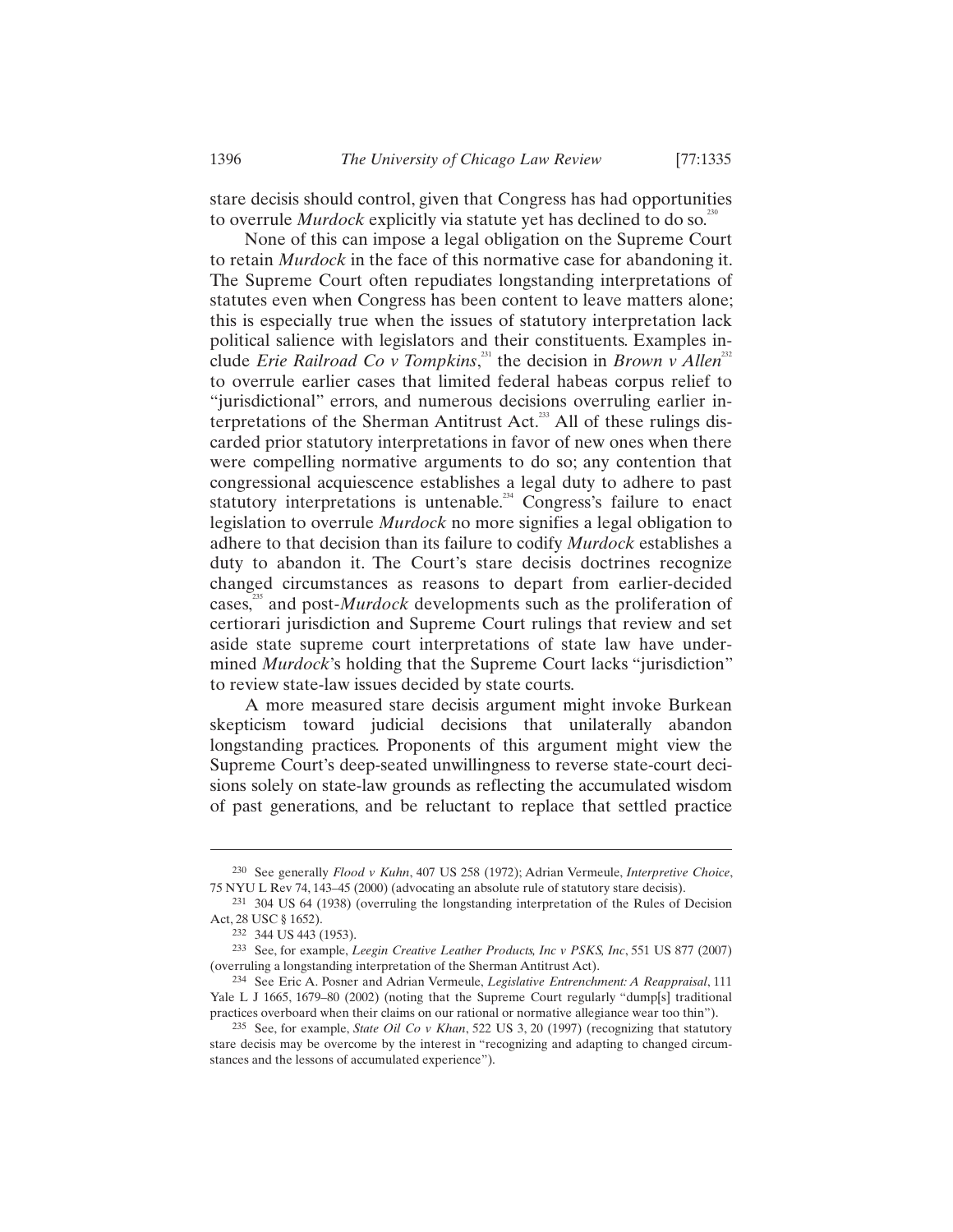stare decisis should control, given that Congress has had opportunities to overrule *Murdock* explicitly via statute yet has declined to do so.[230]

None of this can impose a legal obligation on the Supreme Court to retain *Murdock* in the face of this normative case for abandoning it. The Supreme Court often repudiates longstanding interpretations of statutes even when Congress has been content to leave matters alone; this is especially true when the issues of statutory interpretation lack political salience with legislators and their constituents. Examples include *Erie Railroad Co v Tompkins*,[231] the decision in *Brown v Allen*[232] to overrule earlier cases that limited federal habeas corpus relief to "jurisdictional" errors, and numerous decisions overruling earlier interpretations of the Sherman Antitrust Act.[233] All of these rulings discarded prior statutory interpretations in favor of new ones when there were compelling normative arguments to do so; any contention that congressional acquiescence establishes a legal duty to adhere to past statutory interpretations is untenable.[234] Congress's failure to enact legislation to overrule *Murdock* no more signifies a legal obligation to adhere to that decision than its failure to codify *Murdock* establishes a duty to abandon it. The Court's stare decisis doctrines recognize changed circumstances as reasons to depart from earlier-decided cases,[235] and post-*Murdock* developments such as the proliferation of certiorari jurisdiction and Supreme Court rulings that review and set aside state supreme court interpretations of state law have undermined *Murdock*'s holding that the Supreme Court lacks "jurisdiction" to review state-law issues decided by state courts.

A more measured stare decisis argument might invoke Burkean skepticism toward judicial decisions that unilaterally abandon longstanding practices. Proponents of this argument might view the Supreme Court's deep-seated unwillingness to reverse state-court decisions solely on state-law grounds as reflecting the accumulated wisdom of past generations, and be reluctant to replace that settled practice

---

230 See generally *Flood v Kuhn*, 407 US 258 (1972); Adrian Vermeule, *Interpretive Choice*, 75 NYU L Rev 74, 143–45 (2000) (advocating an absolute rule of statutory stare decisis).

231 304 US 64 (1938) (overruling the longstanding interpretation of the Rules of Decision Act, 28 USC § 1652).

232 344 US 443 (1953).

233 See, for example, *Leegin Creative Leather Products, Inc v PSKS, Inc*, 551 US 877 (2007) (overruling a longstanding interpretation of the Sherman Antitrust Act).

234 See Eric A. Posner and Adrian Vermeule, *Legislative Entrenchment: A Reappraisal*, 111 Yale L J 1665, 1679–80 (2002) (noting that the Supreme Court regularly "dump[s] traditional practices overboard when their claims on our rational or normative allegiance wear too thin").

235 See, for example, *State Oil Co v Khan*, 522 US 3, 20 (1997) (recognizing that statutory stare decisis may be overcome by the interest in "recognizing and adapting to changed circumstances and the lessons of accumulated experience").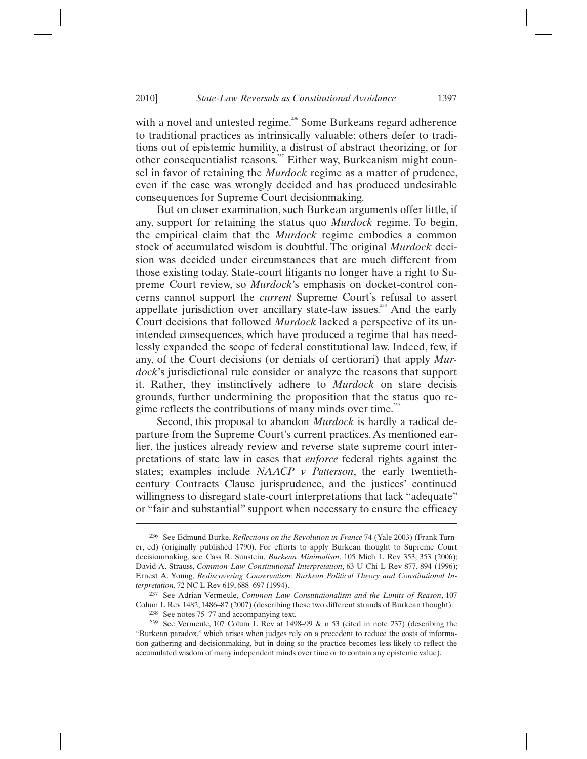with a novel and untested regime.[236] Some Burkeans regard adherence to traditional practices as intrinsically valuable; others defer to traditions out of epistemic humility, a distrust of abstract theorizing, or for other consequentialist reasons.[237] Either way, Burkeanism might counsel in favor of retaining the *Murdock* regime as a matter of prudence, even if the case was wrongly decided and has produced undesirable consequences for Supreme Court decisionmaking.

But on closer examination, such Burkean arguments offer little, if any, support for retaining the status quo *Murdock* regime. To begin, the empirical claim that the *Murdock* regime embodies a common stock of accumulated wisdom is doubtful. The original *Murdock* decision was decided under circumstances that are much different from those existing today. State-court litigants no longer have a right to Supreme Court review, so *Murdock*'s emphasis on docket-control concerns cannot support the *current* Supreme Court's refusal to assert appellate jurisdiction over ancillary state-law issues.[238] And the early Court decisions that followed *Murdock* lacked a perspective of its unintended consequences, which have produced a regime that has needlessly expanded the scope of federal constitutional law. Indeed, few, if any, of the Court decisions (or denials of certiorari) that apply *Murdock*'s jurisdictional rule consider or analyze the reasons that support it. Rather, they instinctively adhere to *Murdock* on stare decisis grounds, further undermining the proposition that the status quo regime reflects the contributions of many minds over time.[239]

Second, this proposal to abandon *Murdock* is hardly a radical departure from the Supreme Court's current practices. As mentioned earlier, the justices already review and reverse state supreme court interpretations of state law in cases that *enforce* federal rights against the states; examples include *NAACP v Patterson*, the early twentieth-century Contracts Clause jurisprudence, and the justices' continued willingness to disregard state-court interpretations that lack "adequate" or "fair and substantial" support when necessary to ensure the efficacy

---

[236] See Edmund Burke, *Reflections on the Revolution in France* 74 (Yale 2003) (Frank Turner, ed) (originally published 1790). For efforts to apply Burkean thought to Supreme Court decisionmaking, see Cass R. Sunstein, *Burkean Minimalism*, 105 Mich L Rev 353, 353 (2006); David A. Strauss, *Common Law Constitutional Interpretation*, 63 U Chi L Rev 877, 894 (1996); Ernest A. Young, *Rediscovering Conservatism: Burkean Political Theory and Constitutional Interpretation*, 72 NC L Rev 619, 688–697 (1994).

[237] See Adrian Vermeule, *Common Law Constitutionalism and the Limits of Reason*, 107 Colum L Rev 1482, 1486–87 (2007) (describing these two different strands of Burkean thought).

[238] See notes 75–77 and accompanying text.

[239] See Vermeule, 107 Colum L Rev at 1498–99 & n 53 (cited in note 237) (describing the "Burkean paradox," which arises when judges rely on a precedent to reduce the costs of information gathering and decisionmaking, but in doing so the practice becomes less likely to reflect the accumulated wisdom of many independent minds over time or to contain any epistemic value).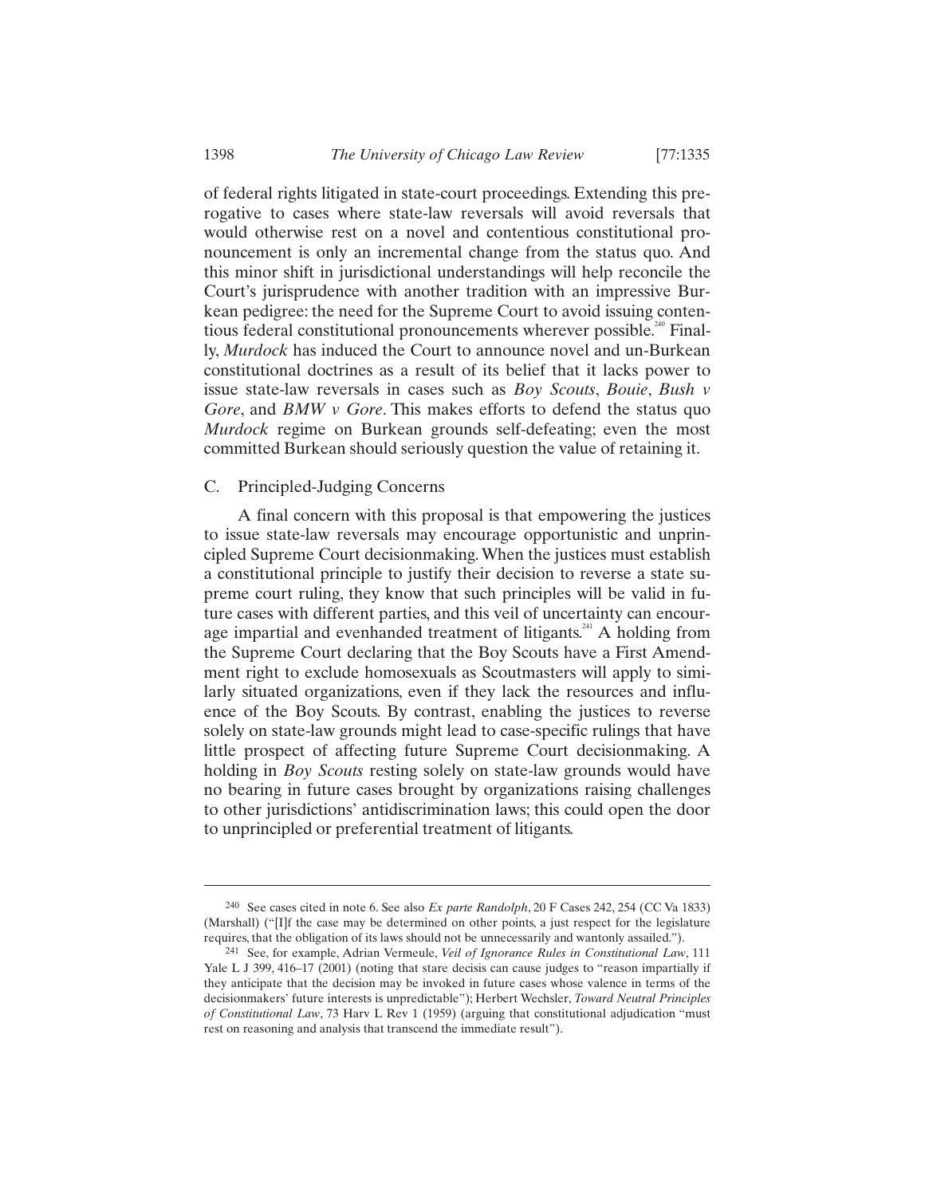of federal rights litigated in state-court proceedings. Extending this prerogative to cases where state-law reversals will avoid reversals that would otherwise rest on a novel and contentious constitutional pronouncement is only an incremental change from the status quo. And this minor shift in jurisdictional understandings will help reconcile the Court's jurisprudence with another tradition with an impressive Burkean pedigree: the need for the Supreme Court to avoid issuing contentious federal constitutional pronouncements wherever possible.[240] Finally, *Murdock* has induced the Court to announce novel and un-Burkean constitutional doctrines as a result of its belief that it lacks power to issue state-law reversals in cases such as *Boy Scouts*, *Bouie*, *Bush v Gore*, and *BMW v Gore*. This makes efforts to defend the status quo *Murdock* regime on Burkean grounds self-defeating; even the most committed Burkean should seriously question the value of retaining it.

### C. Principled-Judging Concerns

A final concern with this proposal is that empowering the justices to issue state-law reversals may encourage opportunistic and unprincipled Supreme Court decisionmaking. When the justices must establish a constitutional principle to justify their decision to reverse a state supreme court ruling, they know that such principles will be valid in future cases with different parties, and this veil of uncertainty can encourage impartial and evenhanded treatment of litigants.[241] A holding from the Supreme Court declaring that the Boy Scouts have a First Amendment right to exclude homosexuals as Scoutmasters will apply to similarly situated organizations, even if they lack the resources and influence of the Boy Scouts. By contrast, enabling the justices to reverse solely on state-law grounds might lead to case-specific rulings that have little prospect of affecting future Supreme Court decisionmaking. A holding in *Boy Scouts* resting solely on state-law grounds would have no bearing in future cases brought by organizations raising challenges to other jurisdictions' antidiscrimination laws; this could open the door to unprincipled or preferential treatment of litigants.

---

240 See cases cited in note 6. See also *Ex parte Randolph*, 20 F Cases 242, 254 (CC Va 1833) (Marshall) ("[I]f the case may be determined on other points, a just respect for the legislature requires, that the obligation of its laws should not be unnecessarily and wantonly assailed.").

241 See, for example, Adrian Vermeule, *Veil of Ignorance Rules in Constitutional Law*, 111 Yale L J 399, 416–17 (2001) (noting that stare decisis can cause judges to "reason impartially if they anticipate that the decision may be invoked in future cases whose valence in terms of the decisionmakers' future interests is unpredictable"); Herbert Wechsler, *Toward Neutral Principles of Constitutional Law*, 73 Harv L Rev 1 (1959) (arguing that constitutional adjudication "must rest on reasoning and analysis that transcend the immediate result").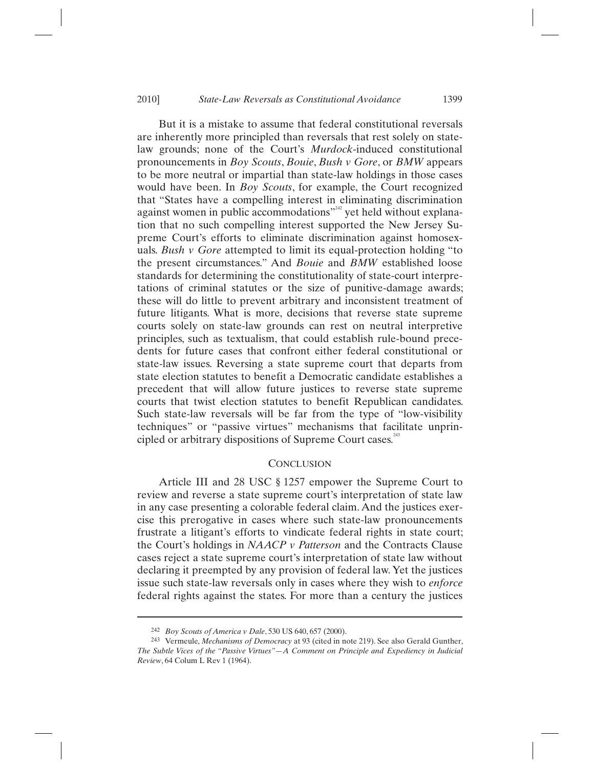But it is a mistake to assume that federal constitutional reversals are inherently more principled than reversals that rest solely on state-law grounds; none of the Court's *Murdock*-induced constitutional pronouncements in *Boy Scouts*, *Bouie*, *Bush v Gore*, or *BMW* appears to be more neutral or impartial than state-law holdings in those cases would have been. In *Boy Scouts*, for example, the Court recognized that "States have a compelling interest in eliminating discrimination against women in public accommodations"[242] yet held without explanation that no such compelling interest supported the New Jersey Supreme Court's efforts to eliminate discrimination against homosexuals. *Bush v Gore* attempted to limit its equal-protection holding "to the present circumstances." And *Bouie* and *BMW* established loose standards for determining the constitutionality of state-court interpretations of criminal statutes or the size of punitive-damage awards; these will do little to prevent arbitrary and inconsistent treatment of future litigants. What is more, decisions that reverse state supreme courts solely on state-law grounds can rest on neutral interpretive principles, such as textualism, that could establish rule-bound precedents for future cases that confront either federal constitutional or state-law issues. Reversing a state supreme court that departs from state election statutes to benefit a Democratic candidate establishes a precedent that will allow future justices to reverse state supreme courts that twist election statutes to benefit Republican candidates. Such state-law reversals will be far from the type of "low-visibility techniques" or "passive virtues" mechanisms that facilitate unprincipled or arbitrary dispositions of Supreme Court cases.[243]

## CONCLUSION

Article III and 28 USC § 1257 empower the Supreme Court to review and reverse a state supreme court's interpretation of state law in any case presenting a colorable federal claim. And the justices exercise this prerogative in cases where such state-law pronouncements frustrate a litigant's efforts to vindicate federal rights in state court; the Court's holdings in *NAACP v Patterson* and the Contracts Clause cases reject a state supreme court's interpretation of state law without declaring it preempted by any provision of federal law. Yet the justices issue such state-law reversals only in cases where they wish to *enforce* federal rights against the states. For more than a century the justices

---

[242] *Boy Scouts of America v Dale*, 530 US 640, 657 (2000).

[243] Vermeule, *Mechanisms of Democracy* at 93 (cited in note 219). See also Gerald Gunther, *The Subtle Vices of the "Passive Virtues"—A Comment on Principle and Expediency in Judicial Review*, 64 Colum L Rev 1 (1964).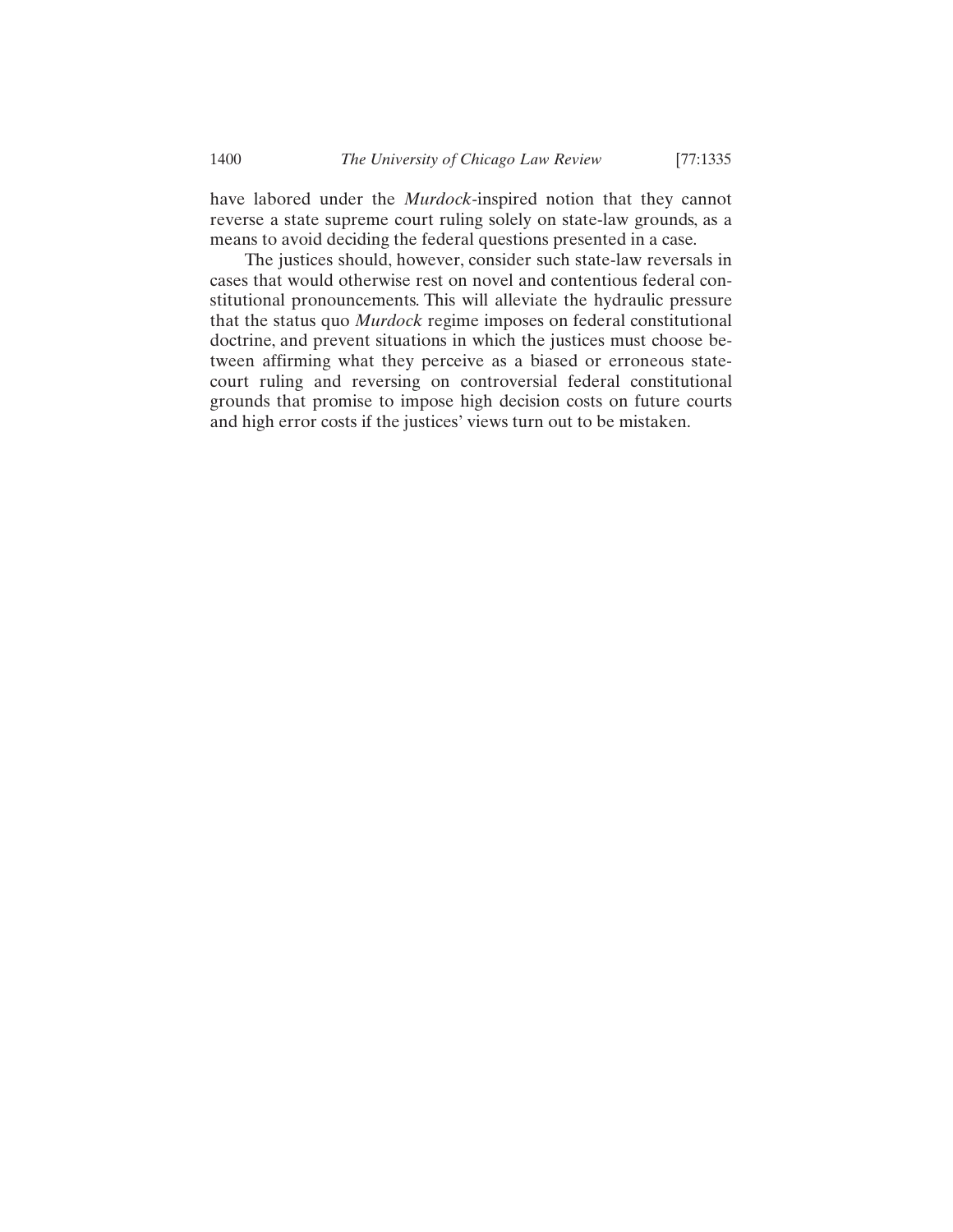have labored under the *Murdock*-inspired notion that they cannot reverse a state supreme court ruling solely on state-law grounds, as a means to avoid deciding the federal questions presented in a case.

The justices should, however, consider such state-law reversals in cases that would otherwise rest on novel and contentious federal constitutional pronouncements. This will alleviate the hydraulic pressure that the status quo *Murdock* regime imposes on federal constitutional doctrine, and prevent situations in which the justices must choose between affirming what they perceive as a biased or erroneous state-court ruling and reversing on controversial federal constitutional grounds that promise to impose high decision costs on future courts and high error costs if the justices' views turn out to be mistaken.